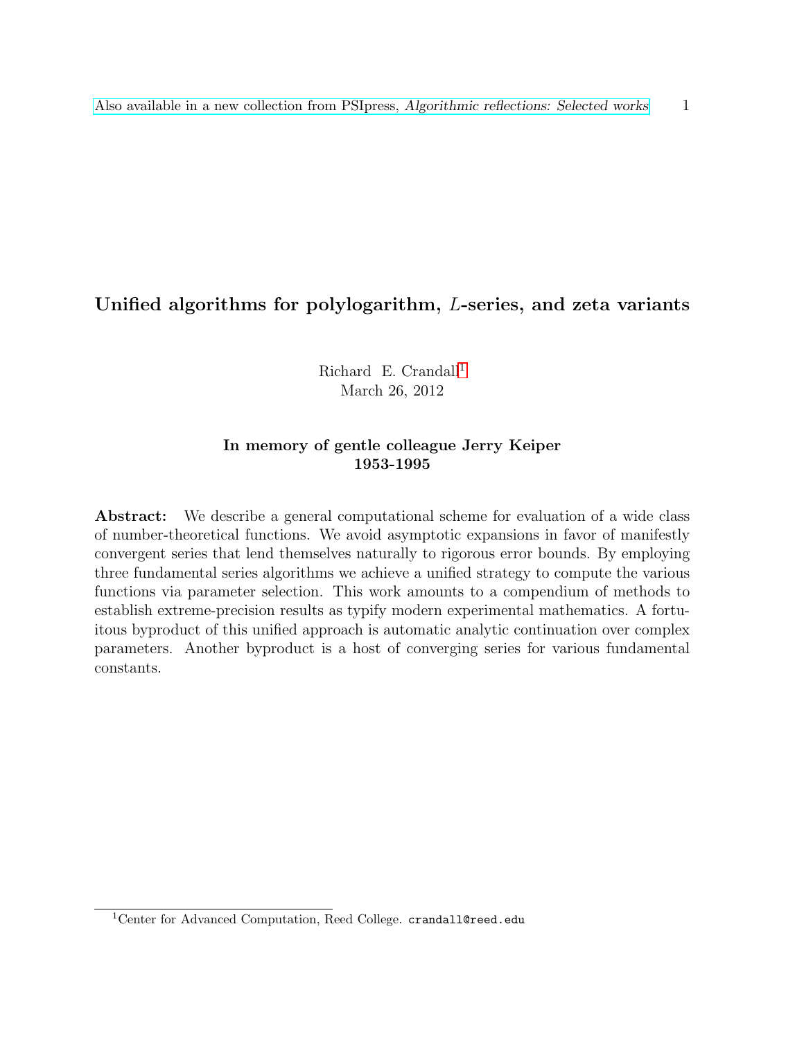# Unified algorithms for polylogarithm, $L$-series, and zeta variants

Richard E. Crandall[1]
March 26, 2012

**In memory of gentle colleague Jerry Keiper**
**1953-1995**

**Abstract:** We describe a general computational scheme for evaluation of a wide class of number-theoretical functions. We avoid asymptotic expansions in favor of manifestly convergent series that lend themselves naturally to rigorous error bounds. By employing three fundamental series algorithms we achieve a unified strategy to compute the various functions via parameter selection. This work amounts to a compendium of methods to establish extreme-precision results as typify modern experimental mathematics. A fortuitous byproduct of this unified approach is automatic analytic continuation over complex parameters. Another byproduct is a host of converging series for various fundamental constants.

[1] Center for Advanced Computation, Reed College. `crandall@reed.edu`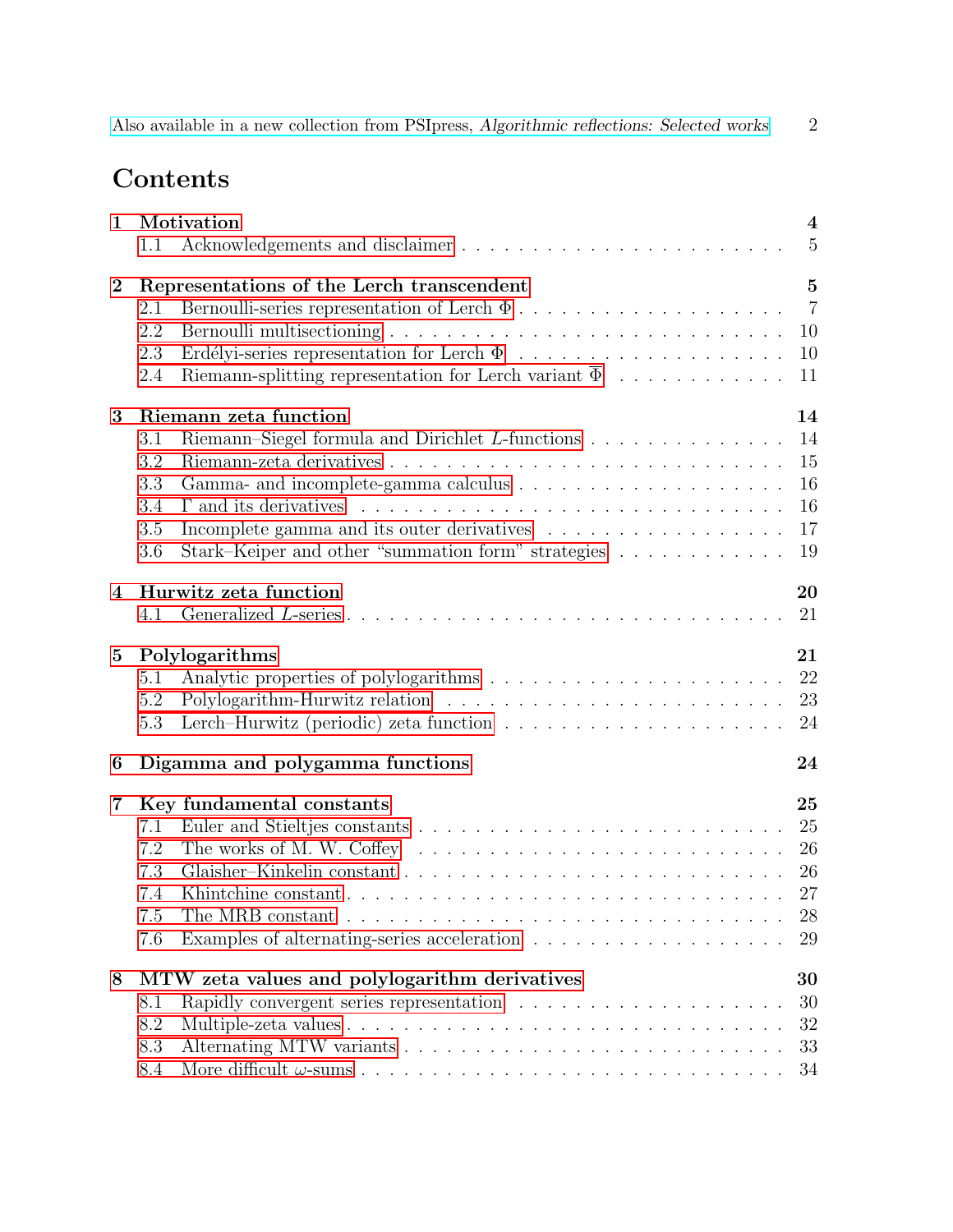Also available in a new collection from PSIpress, *Algorithmic reflections: Selected works*

# Contents

**1 Motivation** — 4
- 1.1 Acknowledgements and disclaimer — 5

**2 Representations of the Lerch transcendent** — 5
- 2.1 Bernoulli-series representation of Lerch $\Phi$ — 7
- 2.2 Bernoulli multisectioning — 10
- 2.3 Erdélyi-series representation for Lerch $\Phi$ — 10
- 2.4 Riemann-splitting representation for Lerch variant $\overline{\Phi}$ — 11

**3 Riemann zeta function** — 14
- 3.1 Riemann–Siegel formula and Dirichlet $L$-functions — 14
- 3.2 Riemann-zeta derivatives — 15
- 3.3 Gamma- and incomplete-gamma calculus — 16
- 3.4 $\Gamma$ and its derivatives — 16
- 3.5 Incomplete gamma and its outer derivatives — 17
- 3.6 Stark–Keiper and other "summation form" strategies — 19

**4 Hurwitz zeta function** — 20
- 4.1 Generalized $L$-series — 21

**5 Polylogarithms** — 21
- 5.1 Analytic properties of polylogarithms — 22
- 5.2 Polylogarithm-Hurwitz relation — 23
- 5.3 Lerch–Hurwitz (periodic) zeta function — 24

**6 Digamma and polygamma functions** — 24

**7 Key fundamental constants** — 25
- 7.1 Euler and Stieltjes constants — 25
- 7.2 The works of M. W. Coffey — 26
- 7.3 Glaisher–Kinkelin constant — 26
- 7.4 Khintchine constant — 27
- 7.5 The MRB constant — 28
- 7.6 Examples of alternating-series acceleration — 29

**8 MTW zeta values and polylogarithm derivatives** — 30
- 8.1 Rapidly convergent series representation — 30
- 8.2 Multiple-zeta values — 32
- 8.3 Alternating MTW variants — 33
- 8.4 More difficult $\omega$-sums — 34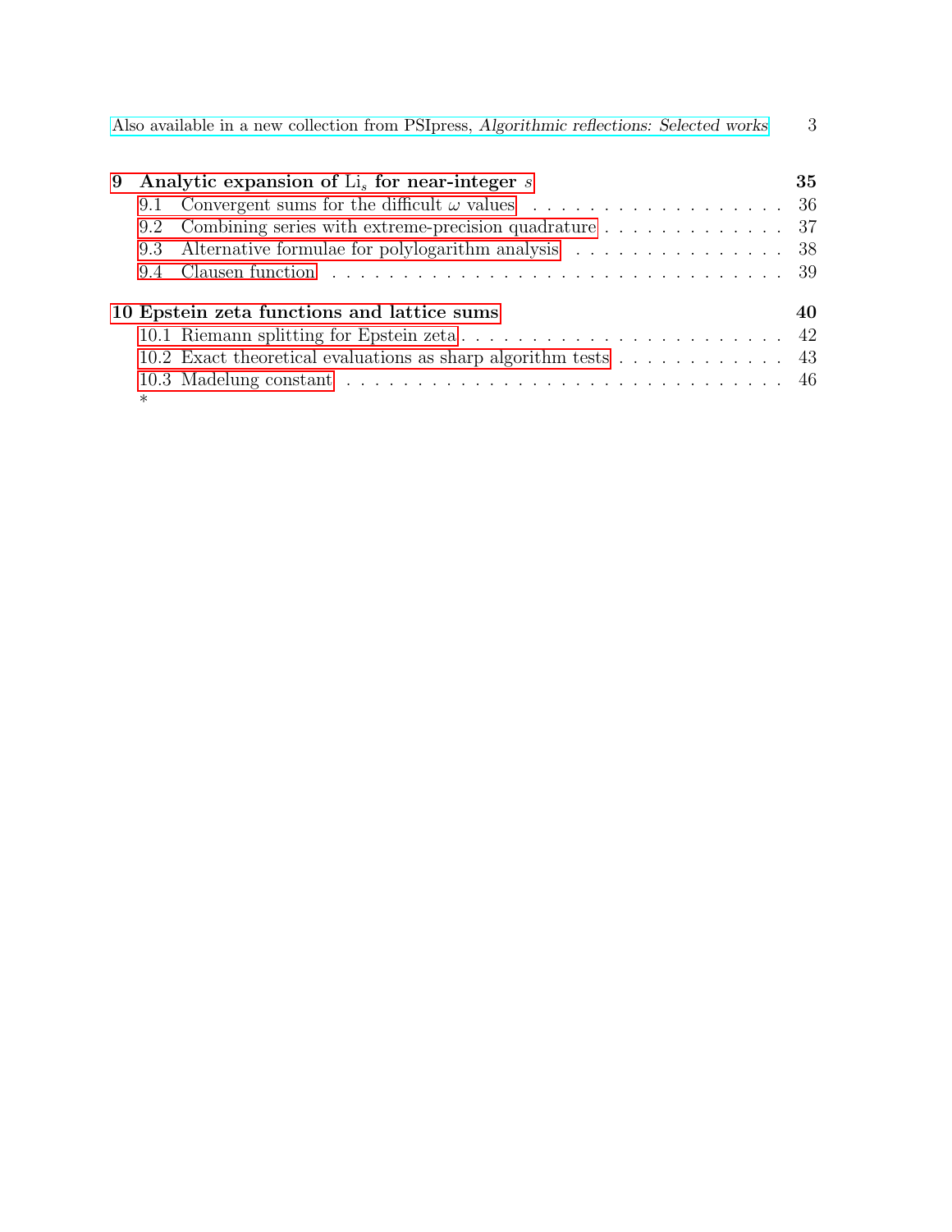**9 Analytic expansion of $\mathrm{Li}_s$ for near-integer $s$** **35**

- 9.1 Convergent sums for the difficult $\omega$ values . . . . . . . . . . . . . . . . . . . 36
- 9.2 Combining series with extreme-precision quadrature . . . . . . . . . . . . . . 37
- 9.3 Alternative formulae for polylogarithm analysis . . . . . . . . . . . . . . . . 38
- 9.4 Clausen function . . . . . . . . . . . . . . . . . . . . . . . . . . . . . . . . 39

**10 Epstein zeta functions and lattice sums** **40**

- 10.1 Riemann splitting for Epstein zeta . . . . . . . . . . . . . . . . . . . . . . . 42
- 10.2 Exact theoretical evaluations as sharp algorithm tests . . . . . . . . . . . . 43
- 10.3 Madelung constant . . . . . . . . . . . . . . . . . . . . . . . . . . . . . . . 46

*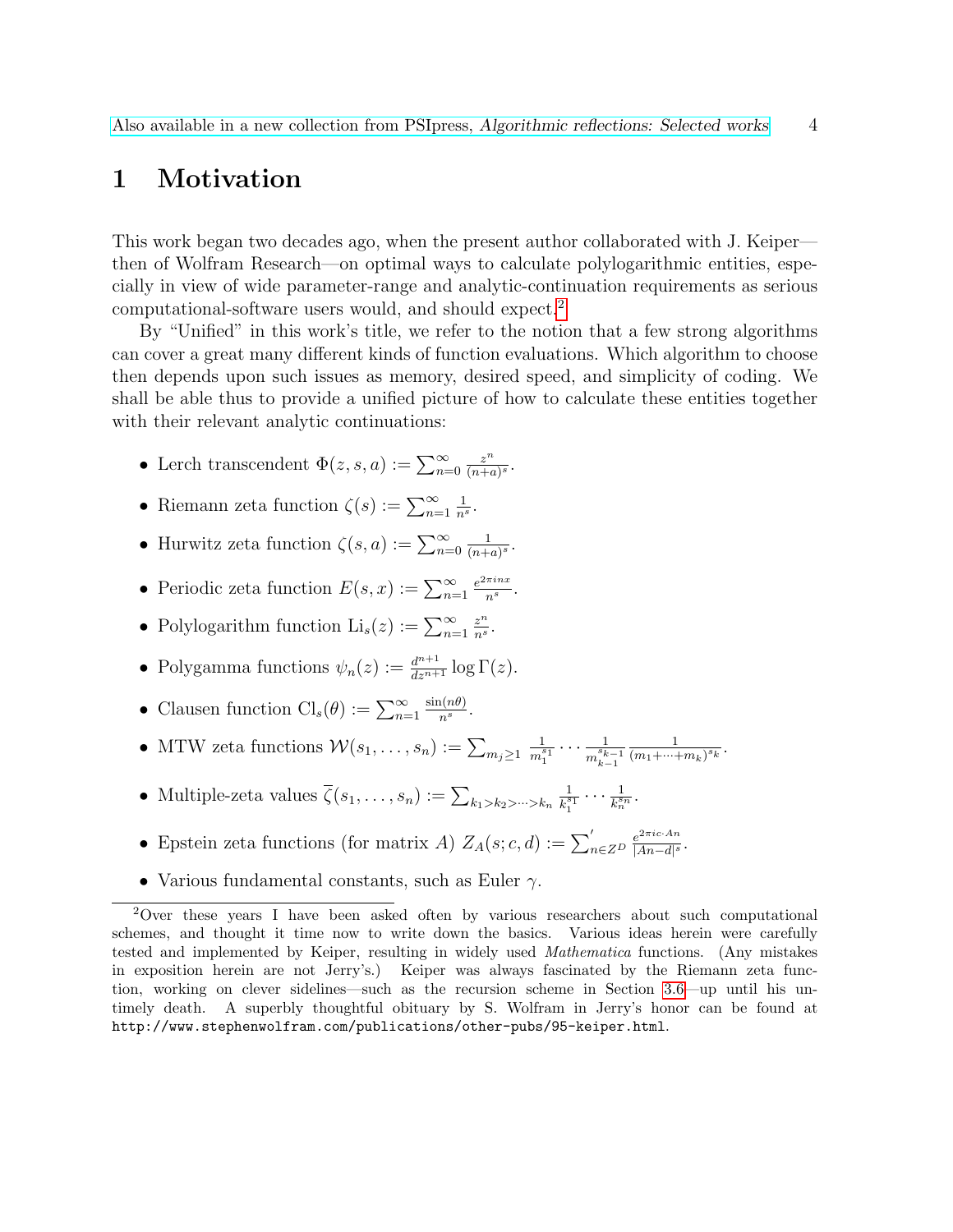# 1 Motivation

This work began two decades ago, when the present author collaborated with J. Keiper—then of Wolfram Research—on optimal ways to calculate polylogarithmic entities, especially in view of wide parameter-range and analytic-continuation requirements as serious computational-software users would, and should expect.[2]

By "Unified" in this work's title, we refer to the notion that a few strong algorithms can cover a great many different kinds of function evaluations. Which algorithm to choose then depends upon such issues as memory, desired speed, and simplicity of coding. We shall be able thus to provide a unified picture of how to calculate these entities together with their relevant analytic continuations:

- Lerch transcendent $\Phi(z, s, a) := \sum_{n=0}^{\infty} \frac{z^n}{(n+a)^s}$.
- Riemann zeta function $\zeta(s) := \sum_{n=1}^{\infty} \frac{1}{n^s}$.
- Hurwitz zeta function $\zeta(s, a) := \sum_{n=0}^{\infty} \frac{1}{(n+a)^s}$.
- Periodic zeta function $E(s, x) := \sum_{n=1}^{\infty} \frac{e^{2\pi i n x}}{n^s}$.
- Polylogarithm function $\mathrm{Li}_s(z) := \sum_{n=1}^{\infty} \frac{z^n}{n^s}$.
- Polygamma functions $\psi_n(z) := \frac{d^{n+1}}{dz^{n+1}} \log \Gamma(z)$.
- Clausen function $\mathrm{Cl}_s(\theta) := \sum_{n=1}^{\infty} \frac{\sin(n\theta)}{n^s}$.
- MTW zeta functions $\mathcal{W}(s_1, \ldots, s_n) := \sum_{m_j \geq 1} \frac{1}{m_1^{s_1}} \cdots \frac{1}{m_{k-1}^{s_{k-1}}} \frac{1}{(m_1 + \cdots + m_k)^{s_k}}$.
- Multiple-zeta values $\overline{\zeta}(s_1, \ldots, s_n) := \sum_{k_1 > k_2 > \cdots > k_n} \frac{1}{k_1^{s_1}} \cdots \frac{1}{k_n^{s_n}}$.
- Epstein zeta functions (for matrix $A$) $Z_A(s; c, d) := \sum'_{n \in Z^D} \frac{e^{2\pi i c \cdot An}}{|An-d|^s}$.
- Various fundamental constants, such as Euler $\gamma$.

[2] Over these years I have been asked often by various researchers about such computational schemes, and thought it time now to write down the basics. Various ideas herein were carefully tested and implemented by Keiper, resulting in widely used *Mathematica* functions. (Any mistakes in exposition herein are not Jerry's.) Keiper was always fascinated by the Riemann zeta function, working on clever sidelines—such as the recursion scheme in Section 3.6—up until his untimely death. A superbly thoughtful obituary by S. Wolfram in Jerry's honor can be found at `http://www.stephenwolfram.com/publications/other-pubs/95-keiper.html`.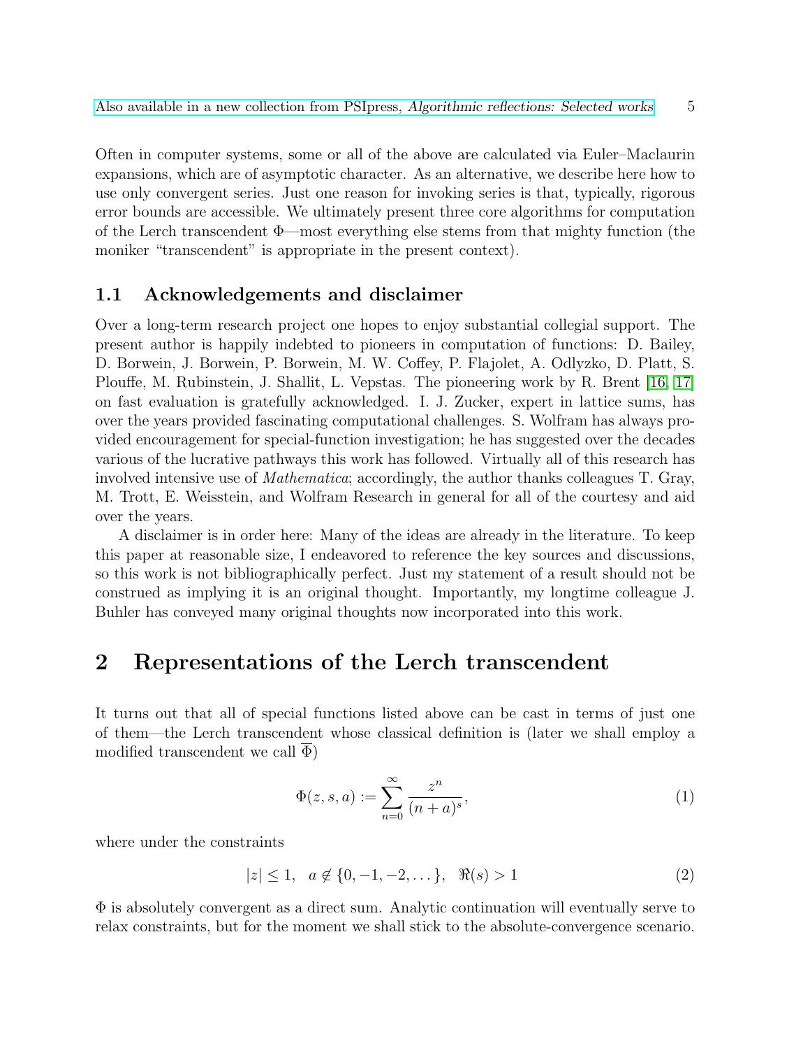Often in computer systems, some or all of the above are calculated via Euler–Maclaurin expansions, which are of asymptotic character. As an alternative, we describe here how to use only convergent series. Just one reason for invoking series is that, typically, rigorous error bounds are accessible. We ultimately present three core algorithms for computation of the Lerch transcendent $\Phi$—most everything else stems from that mighty function (the moniker "transcendent" is appropriate in the present context).

### 1.1 Acknowledgements and disclaimer

Over a long-term research project one hopes to enjoy substantial collegial support. The present author is happily indebted to pioneers in computation of functions: D. Bailey, D. Borwein, J. Borwein, P. Borwein, M. W. Coffey, P. Flajolet, A. Odlyzko, D. Platt, S. Plouffe, M. Rubinstein, J. Shallit, L. Vepstas. The pioneering work by R. Brent [16, 17] on fast evaluation is gratefully acknowledged. I. J. Zucker, expert in lattice sums, has over the years provided fascinating computational challenges. S. Wolfram has always provided encouragement for special-function investigation; he has suggested over the decades various of the lucrative pathways this work has followed. Virtually all of this research has involved intensive use of *Mathematica*; accordingly, the author thanks colleagues T. Gray, M. Trott, E. Weisstein, and Wolfram Research in general for all of the courtesy and aid over the years.

A disclaimer is in order here: Many of the ideas are already in the literature. To keep this paper at reasonable size, I endeavored to reference the key sources and discussions, so this work is not bibliographically perfect. Just my statement of a result should not be construed as implying it is an original thought. Importantly, my longtime colleague J. Buhler has conveyed many original thoughts now incorporated into this work.

## 2 Representations of the Lerch transcendent

It turns out that all of special functions listed above can be cast in terms of just one of them—the Lerch transcendent whose classical definition is (later we shall employ a modified transcendent we call $\overline{\Phi}$)

$$\Phi(z, s, a) := \sum_{n=0}^{\infty} \frac{z^n}{(n+a)^s}, \tag{1}$$

where under the constraints

$$|z| \le 1, \quad a \notin \{0, -1, -2, \dots\}, \quad \Re(s) > 1 \tag{2}$$

$\Phi$ is absolutely convergent as a direct sum. Analytic continuation will eventually serve to relax constraints, but for the moment we shall stick to the absolute-convergence scenario.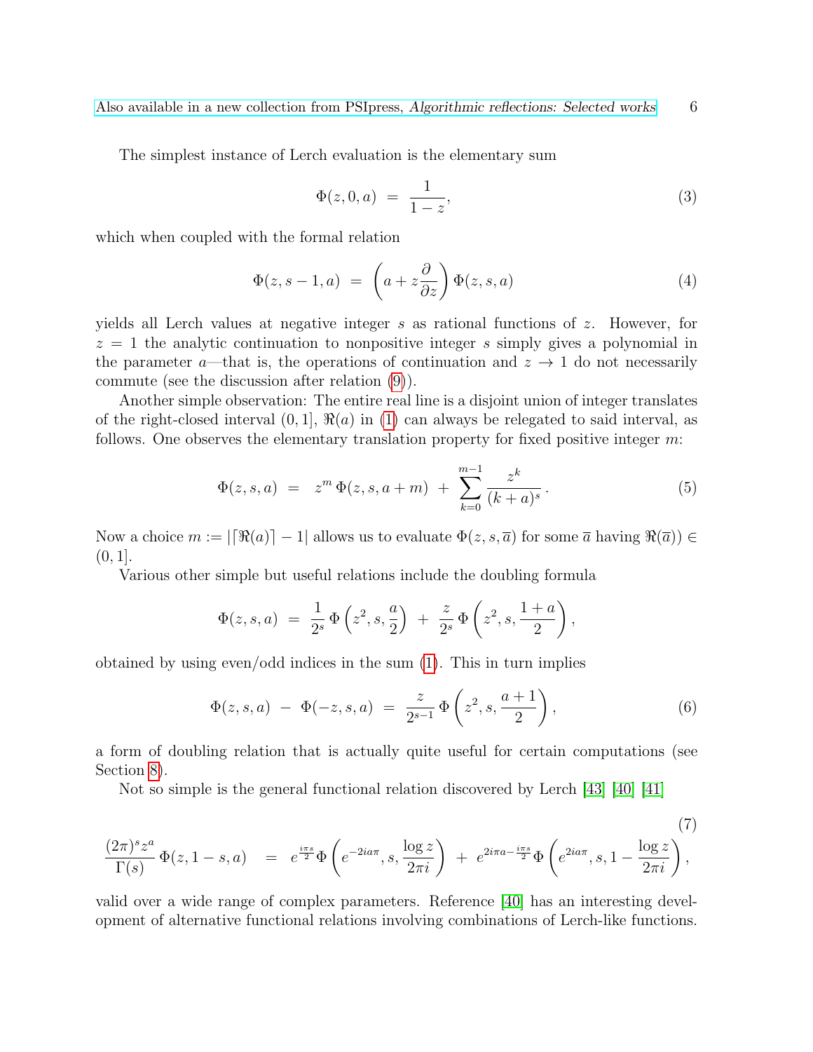The simplest instance of Lerch evaluation is the elementary sum

$$\Phi(z, 0, a) \;=\; \frac{1}{1-z}, \tag{3}$$

which when coupled with the formal relation

$$\Phi(z, s-1, a) \;=\; \left(a + z\frac{\partial}{\partial z}\right)\Phi(z, s, a) \tag{4}$$

yields all Lerch values at negative integer $s$ as rational functions of $z$. However, for $z = 1$ the analytic continuation to nonpositive integer $s$ simply gives a polynomial in the parameter $a$—that is, the operations of continuation and $z \to 1$ do not necessarily commute (see the discussion after relation (9)).

Another simple observation: The entire real line is a disjoint union of integer translates of the right-closed interval $(0, 1]$, $\Re(a)$ in (1) can always be relegated to said interval, as follows. One observes the elementary translation property for fixed positive integer $m$:

$$\Phi(z, s, a) \;=\; z^m\,\Phi(z, s, a+m) \;+\; \sum_{k=0}^{m-1} \frac{z^k}{(k+a)^s}\,. \tag{5}$$

Now a choice $m := |\lceil \Re(a) \rceil - 1|$ allows us to evaluate $\Phi(z, s, \overline{a})$ for some $\overline{a}$ having $\Re(\overline{a})) \in (0, 1]$.

Various other simple but useful relations include the doubling formula

$$\Phi(z, s, a) \;=\; \frac{1}{2^s}\,\Phi\left(z^2, s, \frac{a}{2}\right) \;+\; \frac{z}{2^s}\,\Phi\left(z^2, s, \frac{1+a}{2}\right),$$

obtained by using even/odd indices in the sum (1). This in turn implies

$$\Phi(z, s, a) \;-\; \Phi(-z, s, a) \;=\; \frac{z}{2^{s-1}}\,\Phi\left(z^2, s, \frac{a+1}{2}\right), \tag{6}$$

a form of doubling relation that is actually quite useful for certain computations (see Section 8).

Not so simple is the general functional relation discovered by Lerch [43] [40] [41]

$$\frac{(2\pi)^s z^a}{\Gamma(s)}\,\Phi(z, 1-s, a) \;\;=\;\; e^{\frac{i\pi s}{2}}\Phi\left(e^{-2ia\pi}, s, \frac{\log z}{2\pi i}\right) \;+\; e^{2i\pi a - \frac{i\pi s}{2}}\Phi\left(e^{2ia\pi}, s, 1 - \frac{\log z}{2\pi i}\right), \tag{7}$$

valid over a wide range of complex parameters. Reference [40] has an interesting development of alternative functional relations involving combinations of Lerch-like functions.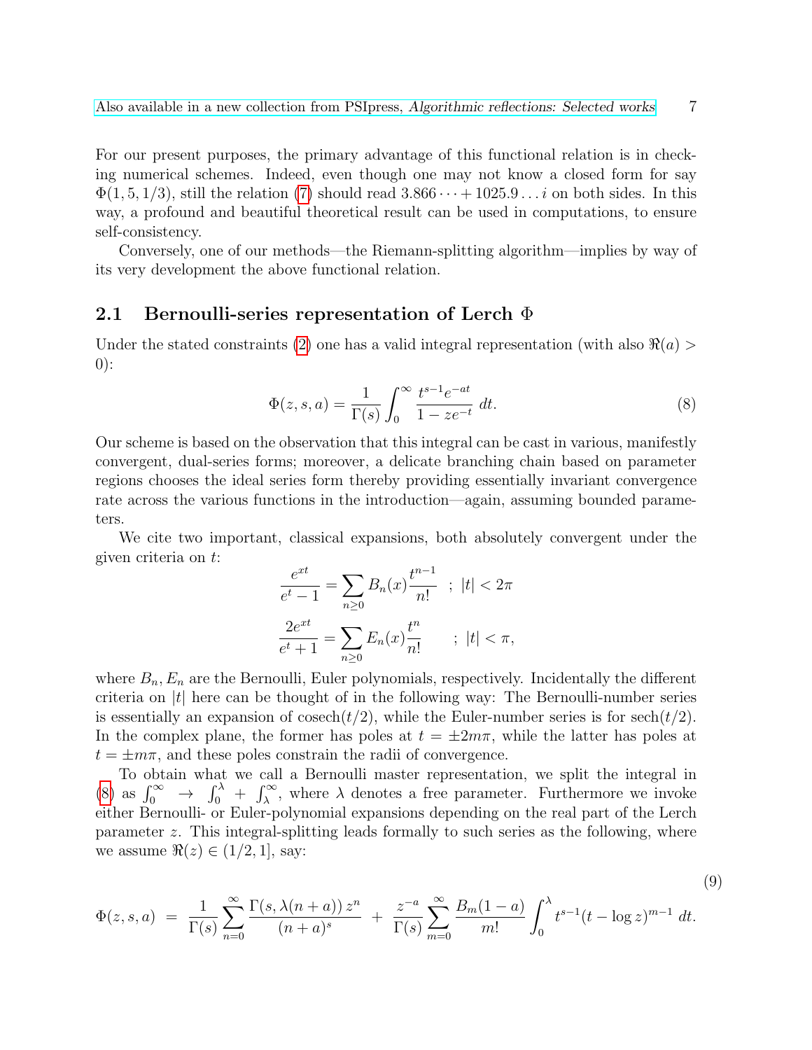For our present purposes, the primary advantage of this functional relation is in checking numerical schemes. Indeed, even though one may not know a closed form for say $\Phi(1, 5, 1/3)$, still the relation (7) should read $3.866\cdots + 1025.9\ldots i$ on both sides. In this way, a profound and beautiful theoretical result can be used in computations, to ensure self-consistency.

Conversely, one of our methods—the Riemann-splitting algorithm—implies by way of its very development the above functional relation.

## 2.1 Bernoulli-series representation of Lerch $\Phi$

Under the stated constraints (2) one has a valid integral representation (with also $\Re(a) > 0$):

$$\Phi(z, s, a) = \frac{1}{\Gamma(s)} \int_0^\infty \frac{t^{s-1} e^{-at}}{1 - z e^{-t}}\, dt. \tag{8}$$

Our scheme is based on the observation that this integral can be cast in various, manifestly convergent, dual-series forms; moreover, a delicate branching chain based on parameter regions chooses the ideal series form thereby providing essentially invariant convergence rate across the various functions in the introduction—again, assuming bounded parameters.

We cite two important, classical expansions, both absolutely convergent under the given criteria on $t$:

$$\frac{e^{xt}}{e^t - 1} = \sum_{n \ge 0} B_n(x) \frac{t^{n-1}}{n!} \quad ; \; |t| < 2\pi$$

$$\frac{2e^{xt}}{e^t + 1} = \sum_{n \ge 0} E_n(x) \frac{t^n}{n!} \qquad ; \; |t| < \pi,$$

where $B_n, E_n$ are the Bernoulli, Euler polynomials, respectively. Incidentally the different criteria on $|t|$ here can be thought of in the following way: The Bernoulli-number series is essentially an expansion of $\mathrm{cosech}(t/2)$, while the Euler-number series is for $\mathrm{sech}(t/2)$. In the complex plane, the former has poles at $t = \pm 2m\pi$, while the latter has poles at $t = \pm m\pi$, and these poles constrain the radii of convergence.

To obtain what we call a Bernoulli master representation, we split the integral in (8) as $\int_0^\infty \;\to\; \int_0^\lambda + \int_\lambda^\infty$, where $\lambda$ denotes a free parameter. Furthermore we invoke either Bernoulli- or Euler-polynomial expansions depending on the real part of the Lerch parameter $z$. This integral-splitting leads formally to such series as the following, where we assume $\Re(z) \in (1/2, 1]$, say:

$$\Phi(z, s, a) \;=\; \frac{1}{\Gamma(s)} \sum_{n=0}^\infty \frac{\Gamma(s, \lambda(n+a))\, z^n}{(n+a)^s} \;+\; \frac{z^{-a}}{\Gamma(s)} \sum_{m=0}^\infty \frac{B_m(1-a)}{m!} \int_0^\lambda t^{s-1} (t - \log z)^{m-1}\, dt. \tag{9}$$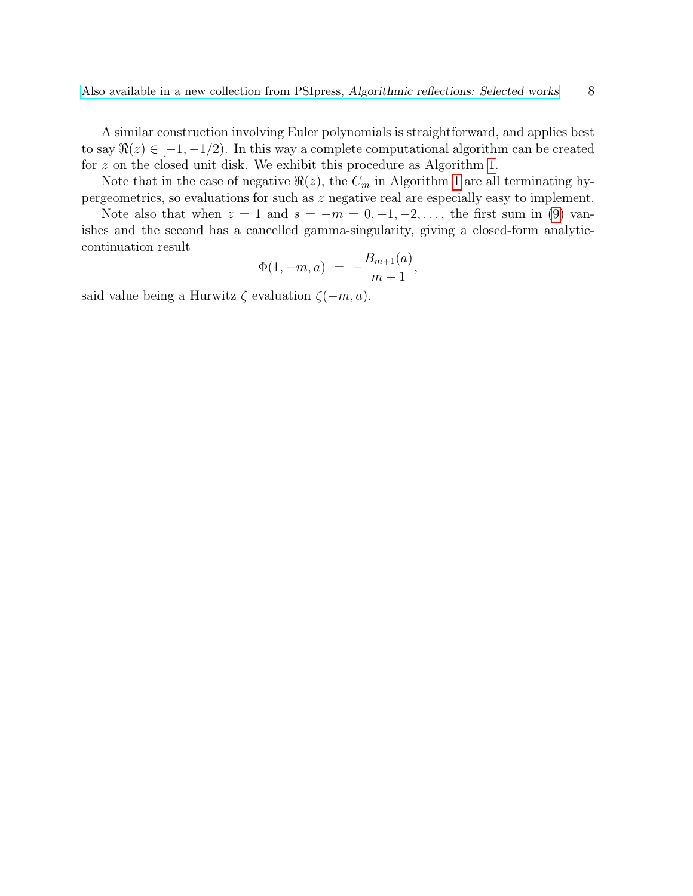A similar construction involving Euler polynomials is straightforward, and applies best to say $\Re(z) \in [-1, -1/2)$. In this way a complete computational algorithm can be created for $z$ on the closed unit disk. We exhibit this procedure as Algorithm 1.

Note that in the case of negative $\Re(z)$, the $C_m$ in Algorithm 1 are all terminating hypergeometrics, so evaluations for such as $z$ negative real are especially easy to implement.

Note also that when $z = 1$ and $s = -m = 0, -1, -2, \ldots$, the first sum in (9) vanishes and the second has a cancelled gamma-singularity, giving a closed-form analytic-continuation result

$$\Phi(1, -m, a) \;=\; -\frac{B_{m+1}(a)}{m+1},$$

said value being a Hurwitz $\zeta$ evaluation $\zeta(-m, a)$.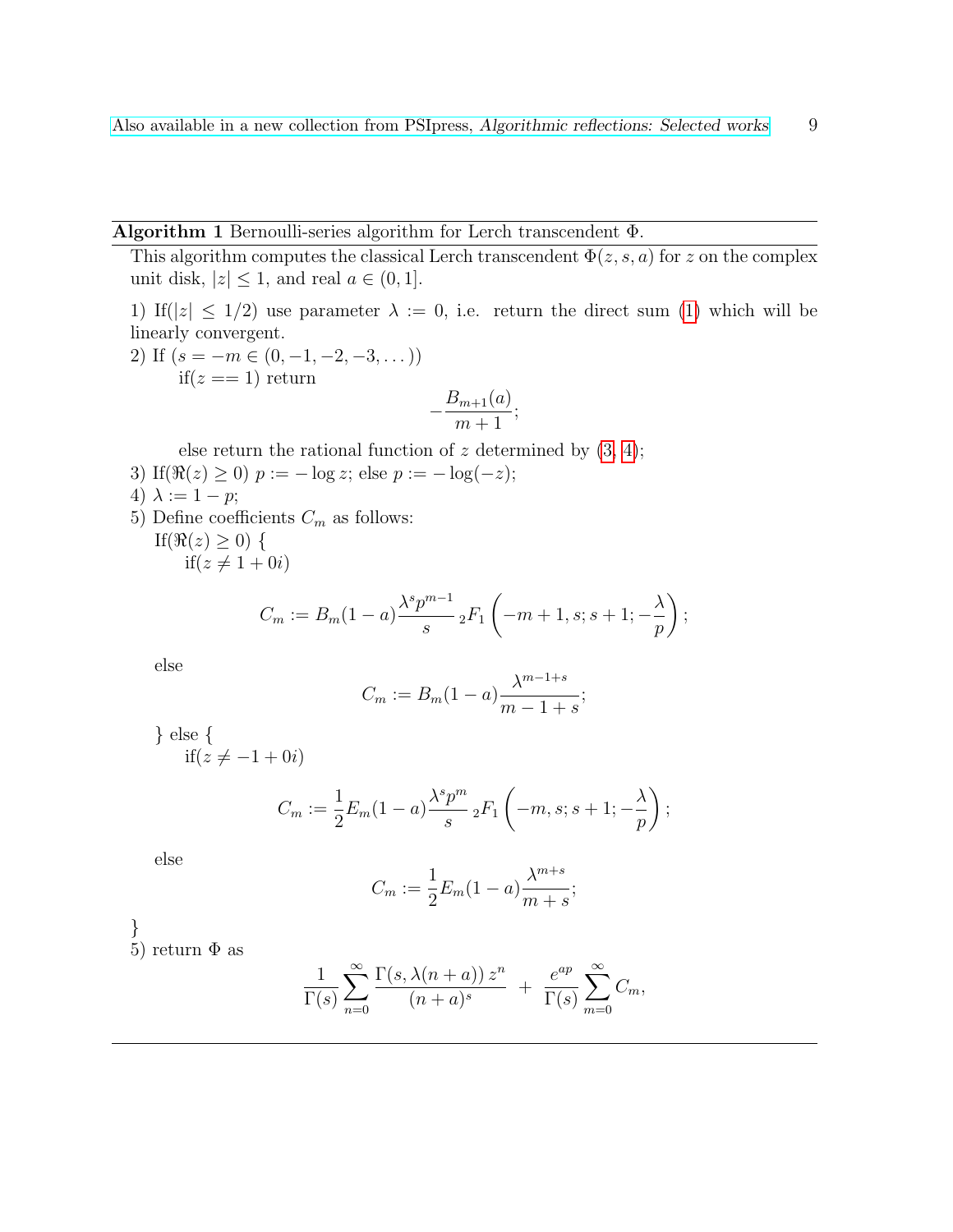**Algorithm 1** Bernoulli-series algorithm for Lerch transcendent $\Phi$.

This algorithm computes the classical Lerch transcendent $\Phi(z, s, a)$ for $z$ on the complex unit disk, $|z| \le 1$, and real $a \in (0, 1]$.

1) If($|z| \le 1/2$) use parameter $\lambda := 0$, i.e. return the direct sum (1) which will be linearly convergent.

2) If ($s = -m \in (0, -1, -2, -3, \dots)$)

  if($z == 1$) return

$$-\frac{B_{m+1}(a)}{m+1};$$

  else return the rational function of $z$ determined by (3, 4);

3) If($\Re(z) \ge 0$) $p := -\log z$; else $p := -\log(-z)$;

4) $\lambda := 1 - p$;

5) Define coefficients $C_m$ as follows:

If($\Re(z) \ge 0$) {

  if($z \ne 1 + 0i$)

$$C_m := B_m(1-a)\frac{\lambda^s p^{m-1}}{s}\, {}_2F_1\left(-m+1, s; s+1; -\frac{\lambda}{p}\right);$$

  else

$$C_m := B_m(1-a)\frac{\lambda^{m-1+s}}{m-1+s};$$

} else {

  if($z \ne -1 + 0i$)

$$C_m := \frac{1}{2}E_m(1-a)\frac{\lambda^s p^m}{s}\, {}_2F_1\left(-m, s; s+1; -\frac{\lambda}{p}\right);$$

  else

$$C_m := \frac{1}{2}E_m(1-a)\frac{\lambda^{m+s}}{m+s};$$

}

5) return $\Phi$ as

$$\frac{1}{\Gamma(s)}\sum_{n=0}^{\infty}\frac{\Gamma(s, \lambda(n+a))\, z^n}{(n+a)^s} \;+\; \frac{e^{ap}}{\Gamma(s)}\sum_{m=0}^{\infty} C_m,$$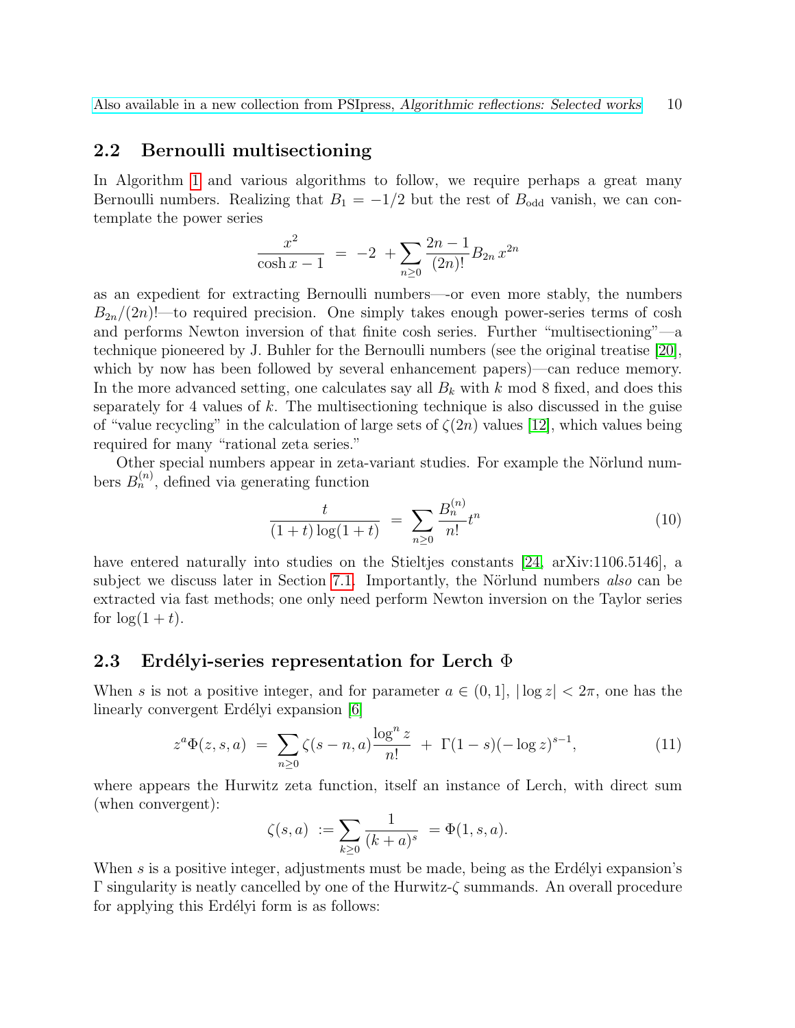## 2.2 Bernoulli multisectioning

In Algorithm 1 and various algorithms to follow, we require perhaps a great many Bernoulli numbers. Realizing that $B_1 = -1/2$ but the rest of $B_{\text{odd}}$ vanish, we can contemplate the power series

$$\frac{x^2}{\cosh x - 1} \;=\; -2 \;+ \sum_{n \geq 0} \frac{2n-1}{(2n)!} B_{2n}\, x^{2n}$$

as an expedient for extracting Bernoulli numbers—-or even more stably, the numbers $B_{2n}/(2n)!$—to required precision. One simply takes enough power-series terms of cosh and performs Newton inversion of that finite cosh series. Further "multisectioning"—a technique pioneered by J. Buhler for the Bernoulli numbers (see the original treatise [20], which by now has been followed by several enhancement papers)—can reduce memory. In the more advanced setting, one calculates say all $B_k$ with $k$ mod 8 fixed, and does this separately for 4 values of $k$. The multisectioning technique is also discussed in the guise of "value recycling" in the calculation of large sets of $\zeta(2n)$ values [12], which values being required for many "rational zeta series."

Other special numbers appear in zeta-variant studies. For example the Nörlund numbers $B_n^{(n)}$, defined via generating function

$$\frac{t}{(1+t)\log(1+t)} \;=\; \sum_{n \geq 0} \frac{B_n^{(n)}}{n!} t^n \tag{10}$$

have entered naturally into studies on the Stieltjes constants [24, arXiv:1106.5146], a subject we discuss later in Section 7.1. Importantly, the Nörlund numbers *also* can be extracted via fast methods; one only need perform Newton inversion on the Taylor series for $\log(1+t)$.

## 2.3 Erdélyi-series representation for Lerch Φ

When $s$ is not a positive integer, and for parameter $a \in (0, 1]$, $|\log z| < 2\pi$, one has the linearly convergent Erdélyi expansion [6]

$$z^a \Phi(z, s, a) \;=\; \sum_{n \geq 0} \zeta(s-n, a) \frac{\log^n z}{n!} \;+\; \Gamma(1-s)(-\log z)^{s-1}, \tag{11}$$

where appears the Hurwitz zeta function, itself an instance of Lerch, with direct sum (when convergent):

$$\zeta(s, a) \;:= \sum_{k \geq 0} \frac{1}{(k+a)^s} \;= \Phi(1, s, a).$$

When $s$ is a positive integer, adjustments must be made, being as the Erdélyi expansion's $\Gamma$ singularity is neatly cancelled by one of the Hurwitz-$\zeta$ summands. An overall procedure for applying this Erdélyi form is as follows: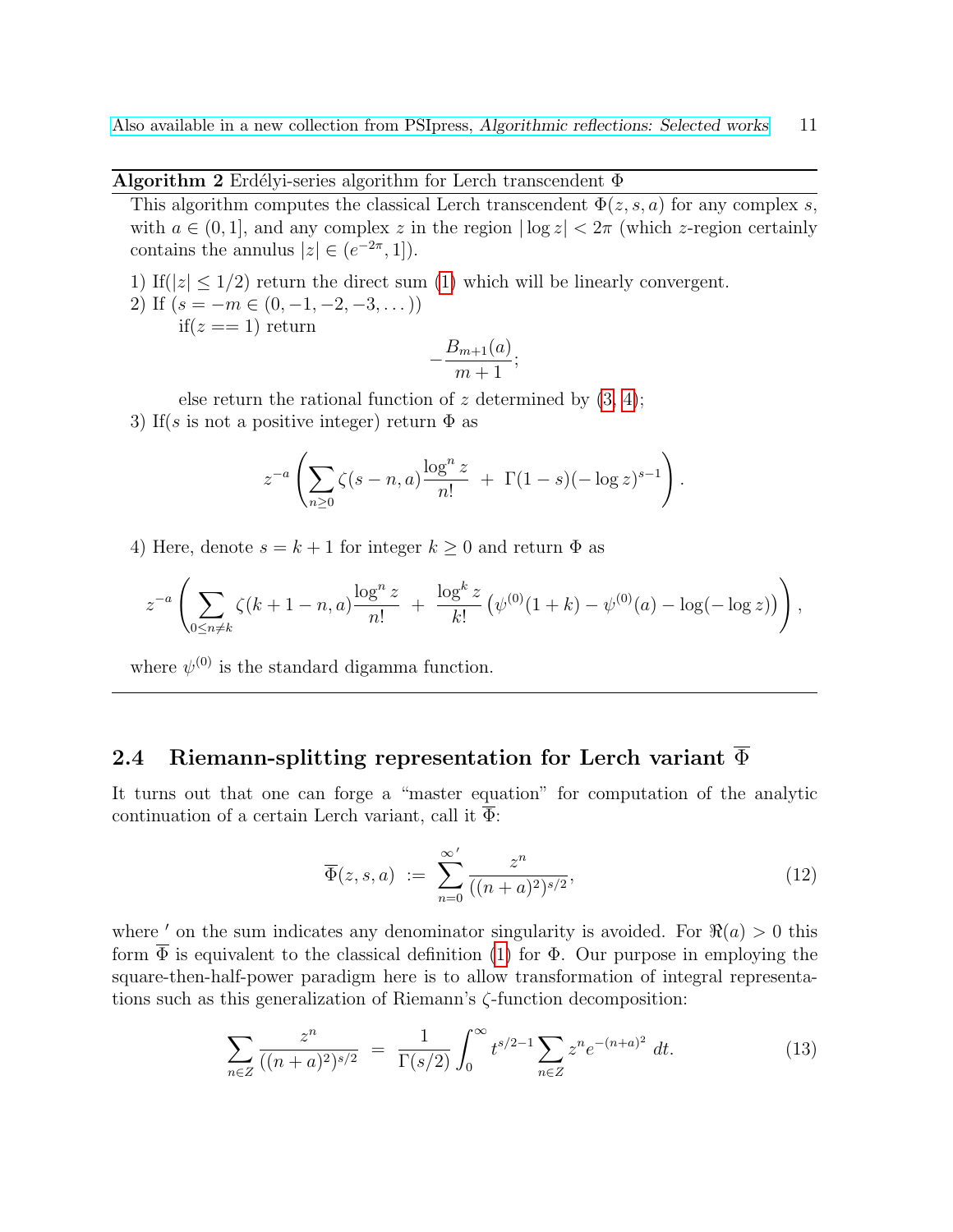**Algorithm 2** Erdélyi-series algorithm for Lerch transcendent $\Phi$

This algorithm computes the classical Lerch transcendent $\Phi(z, s, a)$ for any complex $s$, with $a \in (0, 1]$, and any complex $z$ in the region $|\log z| < 2\pi$ (which $z$-region certainly contains the annulus $|z| \in (e^{-2\pi}, 1]$).

1) If($|z| \leq 1/2$) return the direct sum (1) which will be linearly convergent.

2) If ($s = -m \in (0, -1, -2, -3, \dots)$)
   if($z == 1$) return
$$-\frac{B_{m+1}(a)}{m+1};$$
   else return the rational function of $z$ determined by (3, 4);

3) If($s$ is not a positive integer) return $\Phi$ as
$$z^{-a}\left(\sum_{n\geq 0} \zeta(s-n, a)\frac{\log^n z}{n!} \; + \; \Gamma(1-s)(-\log z)^{s-1}\right).$$

4) Here, denote $s = k+1$ for integer $k \geq 0$ and return $\Phi$ as
$$z^{-a}\left(\sum_{0\leq n \neq k} \zeta(k+1-n, a)\frac{\log^n z}{n!} \; + \; \frac{\log^k z}{k!}\left(\psi^{(0)}(1+k) - \psi^{(0)}(a) - \log(-\log z)\right)\right),$$

where $\psi^{(0)}$ is the standard digamma function.

---

## 2.4 Riemann-splitting representation for Lerch variant $\overline{\Phi}$

It turns out that one can forge a "master equation" for computation of the analytic continuation of a certain Lerch variant, call it $\overline{\Phi}$:

$$\overline{\Phi}(z, s, a) \; := \; \sum_{n=0}^{\infty\,'} \frac{z^n}{((n+a)^2)^{s/2}}, \tag{12}$$

where $'$ on the sum indicates any denominator singularity is avoided. For $\Re(a) > 0$ this form $\overline{\Phi}$ is equivalent to the classical definition (1) for $\Phi$. Our purpose in employing the square-then-half-power paradigm here is to allow transformation of integral representations such as this generalization of Riemann's $\zeta$-function decomposition:

$$\sum_{n\in Z} \frac{z^n}{((n+a)^2)^{s/2}} \; = \; \frac{1}{\Gamma(s/2)}\int_0^\infty t^{s/2-1}\sum_{n\in Z} z^n e^{-(n+a)^2} \; dt. \tag{13}$$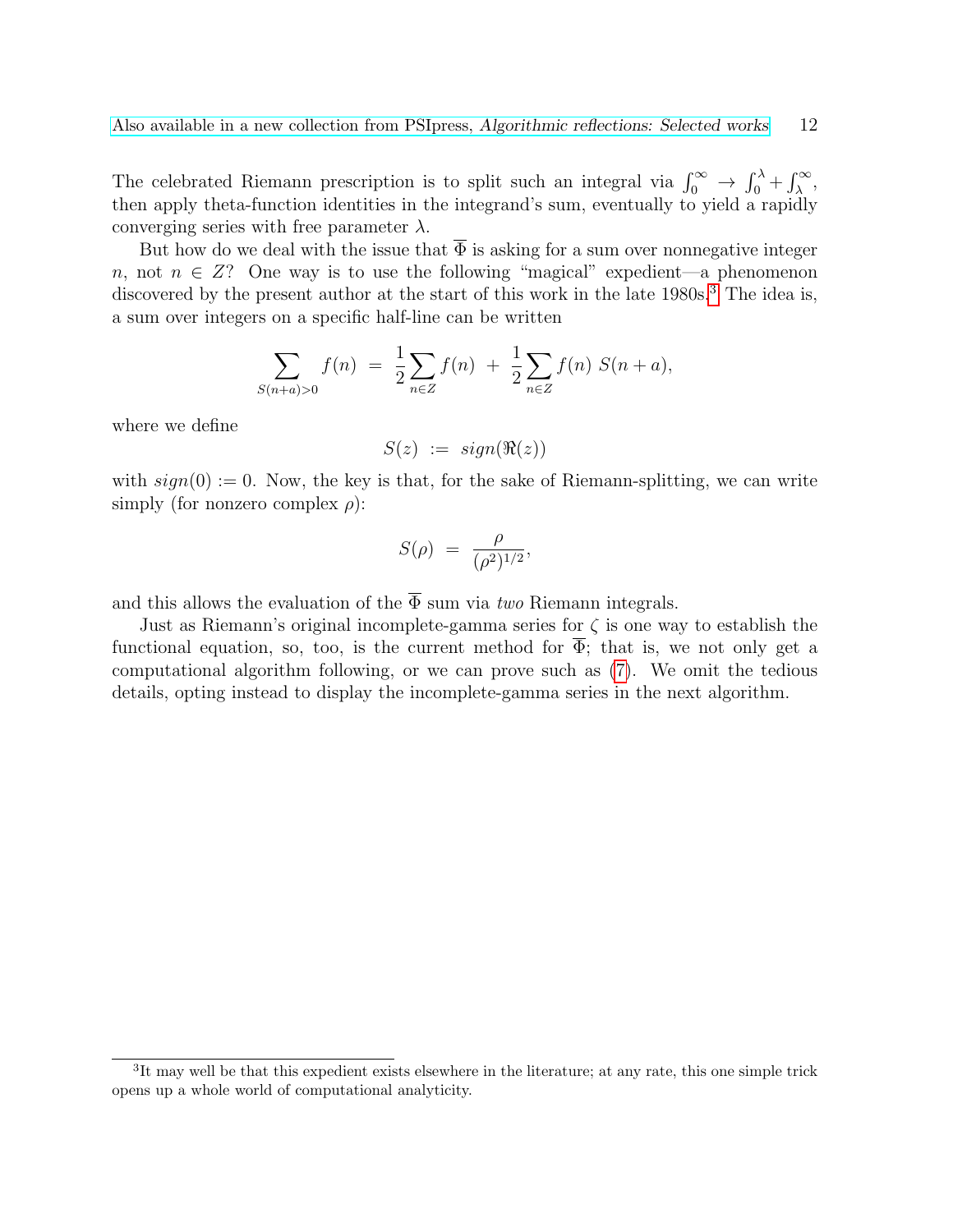The celebrated Riemann prescription is to split such an integral via $\int_0^\infty \to \int_0^\lambda + \int_\lambda^\infty$, then apply theta-function identities in the integrand's sum, eventually to yield a rapidly converging series with free parameter $\lambda$.

But how do we deal with the issue that $\overline{\Phi}$ is asking for a sum over nonnegative integer $n$, not $n \in Z$? One way is to use the following "magical" expedient—a phenomenon discovered by the present author at the start of this work in the late 1980s.[3] The idea is, a sum over integers on a specific half-line can be written

$$\sum_{S(n+a)>0} f(n) \;=\; \frac{1}{2}\sum_{n\in Z} f(n) \;+\; \frac{1}{2}\sum_{n\in Z} f(n)\; S(n+a),$$

where we define

$$S(z) \;:=\; sign(\Re(z))$$

with $sign(0) := 0$. Now, the key is that, for the sake of Riemann-splitting, we can write simply (for nonzero complex $\rho$):

$$S(\rho) \;=\; \frac{\rho}{(\rho^2)^{1/2}},$$

and this allows the evaluation of the $\overline{\Phi}$ sum via *two* Riemann integrals.

Just as Riemann's original incomplete-gamma series for $\zeta$ is one way to establish the functional equation, so, too, is the current method for $\overline{\Phi}$; that is, we not only get a computational algorithm following, or we can prove such as (7). We omit the tedious details, opting instead to display the incomplete-gamma series in the next algorithm.

[3] It may well be that this expedient exists elsewhere in the literature; at any rate, this one simple trick opens up a whole world of computational analyticity.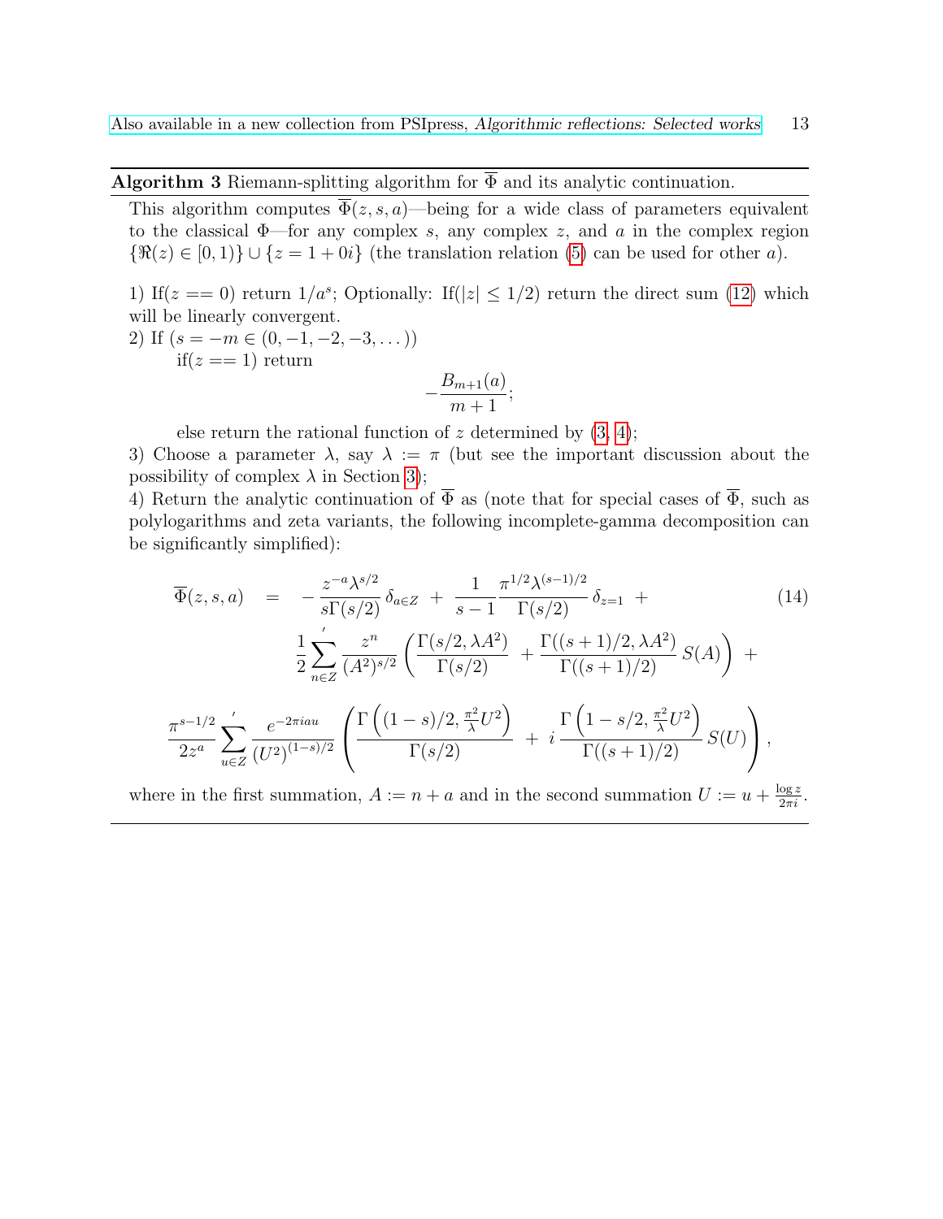**Algorithm 3** Riemann-splitting algorithm for $\overline{\Phi}$ and its analytic continuation.

This algorithm computes $\overline{\Phi}(z,s,a)$—being for a wide class of parameters equivalent to the classical $\Phi$—for any complex $s$, any complex $z$, and $a$ in the complex region $\{\Re(z) \in [0,1)\} \cup \{z = 1 + 0i\}$ (the translation relation (5) can be used for other $a$).

1) If($z == 0$) return $1/a^s$; Optionally: If($|z| \le 1/2$) return the direct sum (12) which will be linearly convergent.

2) If ($s = -m \in (0, -1, -2, -3, \dots)$)

  if($z == 1$) return

$$-\frac{B_{m+1}(a)}{m+1};$$

  else return the rational function of $z$ determined by (3, 4);

3) Choose a parameter $\lambda$, say $\lambda := \pi$ (but see the important discussion about the possibility of complex $\lambda$ in Section 3);

4) Return the analytic continuation of $\overline{\Phi}$ as (note that for special cases of $\overline{\Phi}$, such as polylogarithms and zeta variants, the following incomplete-gamma decomposition can be significantly simplified):

$$\begin{aligned}
\overline{\Phi}(z,s,a) \quad = \quad & -\frac{z^{-a}\lambda^{s/2}}{s\Gamma(s/2)}\,\delta_{a\in Z} \;+\; \frac{1}{s-1}\frac{\pi^{1/2}\lambda^{(s-1)/2}}{\Gamma(s/2)}\,\delta_{z=1} \;+ \\
& \frac{1}{2}{\sum_{n\in Z}}' \frac{z^n}{(A^2)^{s/2}}\left(\frac{\Gamma(s/2,\lambda A^2)}{\Gamma(s/2)} \;+\; \frac{\Gamma((s+1)/2,\lambda A^2)}{\Gamma((s+1)/2)}\,S(A)\right) \;+ \\
\frac{\pi^{s-1/2}}{2z^a}{\sum_{u\in Z}}' \frac{e^{-2\pi i a u}}{(U^2)^{(1-s)/2}} & \left(\frac{\Gamma\left((1-s)/2, \frac{\pi^2}{\lambda}U^2\right)}{\Gamma(s/2)} \;+\; i\,\frac{\Gamma\left(1-s/2, \frac{\pi^2}{\lambda}U^2\right)}{\Gamma((s+1)/2)}\,S(U)\right),
\end{aligned} \tag{14}$$

where in the first summation, $A := n + a$ and in the second summation $U := u + \frac{\log z}{2\pi i}$.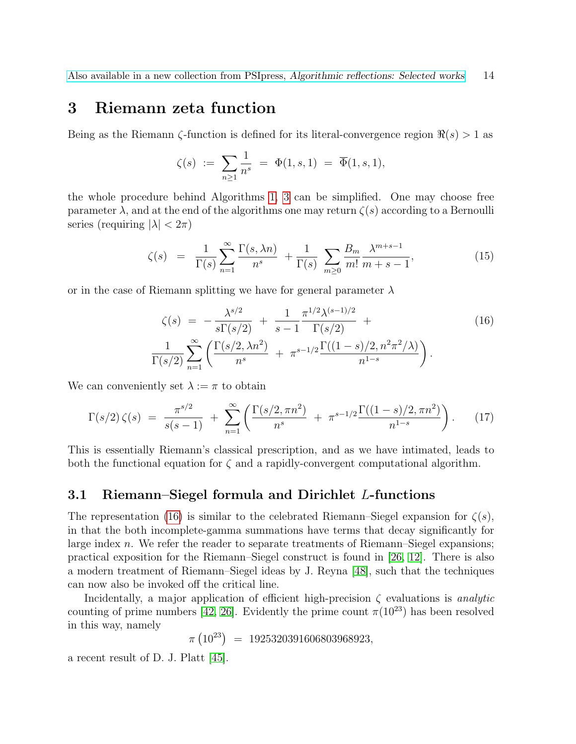# 3 Riemann zeta function

Being as the Riemann $\zeta$-function is defined for its literal-convergence region $\Re(s) > 1$ as

$$\zeta(s) \;:=\; \sum_{n\geq 1} \frac{1}{n^s} \;=\; \Phi(1,s,1) \;=\; \overline{\Phi}(1,s,1),$$

the whole procedure behind Algorithms 1, 3 can be simplified. One may choose free parameter $\lambda$, and at the end of the algorithms one may return $\zeta(s)$ according to a Bernoulli series (requiring $|\lambda| < 2\pi$)

$$\zeta(s) \;=\; \frac{1}{\Gamma(s)} \sum_{n=1}^{\infty} \frac{\Gamma(s, \lambda n)}{n^s} \;+ \frac{1}{\Gamma(s)} \sum_{m\geq 0} \frac{B_m}{m!} \frac{\lambda^{m+s-1}}{m+s-1}, \tag{15}$$

or in the case of Riemann splitting we have for general parameter $\lambda$

$$\zeta(s) \;=\; -\frac{\lambda^{s/2}}{s\Gamma(s/2)} \;+\; \frac{1}{s-1}\frac{\pi^{1/2}\lambda^{(s-1)/2}}{\Gamma(s/2)} \;+ \tag{16}$$
$$\frac{1}{\Gamma(s/2)} \sum_{n=1}^{\infty} \left( \frac{\Gamma(s/2, \lambda n^2)}{n^s} \;+\; \pi^{s-1/2} \frac{\Gamma((1-s)/2, n^2\pi^2/\lambda)}{n^{1-s}} \right).$$

We can conveniently set $\lambda := \pi$ to obtain

$$\Gamma(s/2)\,\zeta(s) \;=\; \frac{\pi^{s/2}}{s(s-1)} \;+\; \sum_{n=1}^{\infty} \left( \frac{\Gamma(s/2, \pi n^2)}{n^s} \;+\; \pi^{s-1/2} \frac{\Gamma((1-s)/2, \pi n^2)}{n^{1-s}} \right). \tag{17}$$

This is essentially Riemann's classical prescription, and as we have intimated, leads to both the functional equation for $\zeta$ and a rapidly-convergent computational algorithm.

## 3.1 Riemann–Siegel formula and Dirichlet $L$-functions

The representation (16) is similar to the celebrated Riemann–Siegel expansion for $\zeta(s)$, in that the both incomplete-gamma summations have terms that decay significantly for large index $n$. We refer the reader to separate treatments of Riemann–Siegel expansions; practical exposition for the Riemann–Siegel construct is found in [26, 12]. There is also a modern treatment of Riemann–Siegel ideas by J. Reyna [48], such that the techniques can now also be invoked off the critical line.

Incidentally, a major application of efficient high-precision $\zeta$ evaluations is *analytic* counting of prime numbers [42, 26]. Evidently the prime count $\pi(10^{23})$ has been resolved in this way, namely

$$\pi\left(10^{23}\right) \;=\; 1925320391606803968923,$$

a recent result of D. J. Platt [45].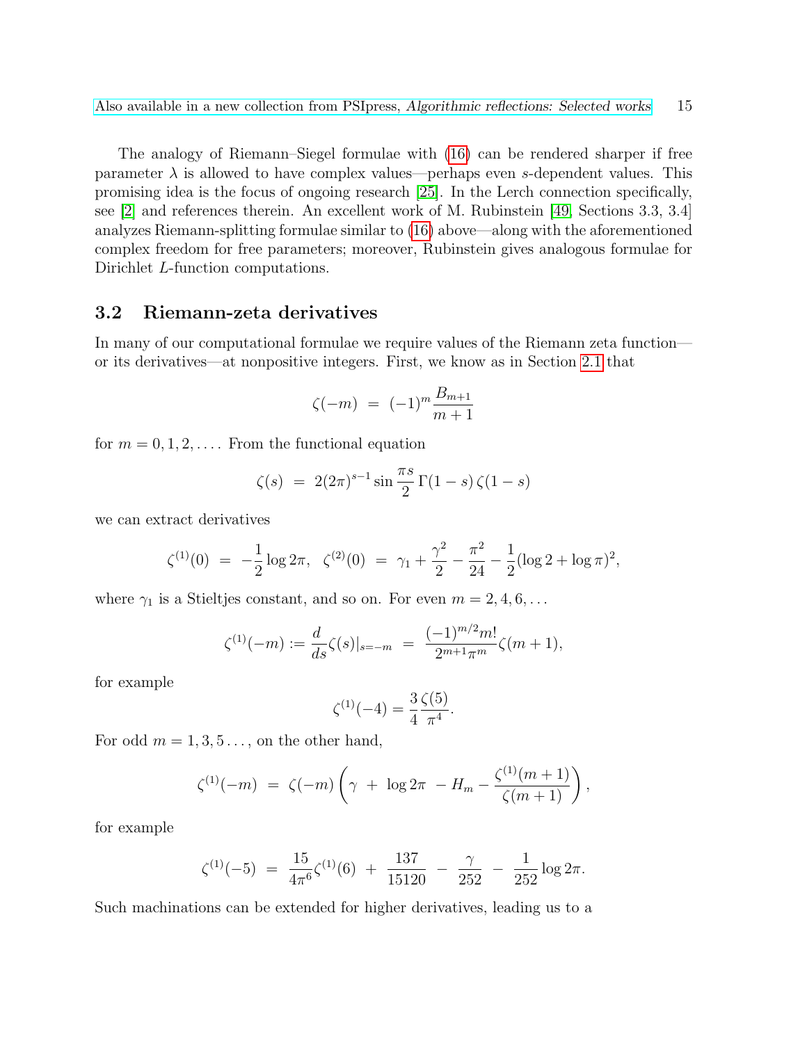The analogy of Riemann–Siegel formulae with (16) can be rendered sharper if free parameter $\lambda$ is allowed to have complex values—perhaps even $s$-dependent values. This promising idea is the focus of ongoing research [25]. In the Lerch connection specifically, see [2] and references therein. An excellent work of M. Rubinstein [49, Sections 3.3, 3.4] analyzes Riemann-splitting formulae similar to (16) above—along with the aforementioned complex freedom for free parameters; moreover, Rubinstein gives analogous formulae for Dirichlet $L$-function computations.

### 3.2 Riemann-zeta derivatives

In many of our computational formulae we require values of the Riemann zeta function—or its derivatives—at nonpositive integers. First, we know as in Section 2.1 that

$$\zeta(-m) \;=\; (-1)^m \frac{B_{m+1}}{m+1}$$

for $m = 0, 1, 2, \ldots$. From the functional equation

$$\zeta(s) \;=\; 2(2\pi)^{s-1} \sin\frac{\pi s}{2}\,\Gamma(1-s)\,\zeta(1-s)$$

we can extract derivatives

$$\zeta^{(1)}(0) \;=\; -\frac{1}{2}\log 2\pi, \quad \zeta^{(2)}(0) \;=\; \gamma_1 + \frac{\gamma^2}{2} - \frac{\pi^2}{24} - \frac{1}{2}(\log 2 + \log \pi)^2,$$

where $\gamma_1$ is a Stieltjes constant, and so on. For even $m = 2, 4, 6, \ldots$

$$\zeta^{(1)}(-m) := \frac{d}{ds}\zeta(s)|_{s=-m} \;=\; \frac{(-1)^{m/2} m!}{2^{m+1}\pi^m}\zeta(m+1),$$

for example

$$\zeta^{(1)}(-4) = \frac{3}{4}\frac{\zeta(5)}{\pi^4}.$$

For odd $m = 1, 3, 5\ldots$, on the other hand,

$$\zeta^{(1)}(-m) \;=\; \zeta(-m)\left(\gamma \;+\; \log 2\pi \;-H_m - \frac{\zeta^{(1)}(m+1)}{\zeta(m+1)}\right),$$

for example

$$\zeta^{(1)}(-5) \;=\; \frac{15}{4\pi^6}\zeta^{(1)}(6) \;+\; \frac{137}{15120} \;-\; \frac{\gamma}{252} \;-\; \frac{1}{252}\log 2\pi.$$

Such machinations can be extended for higher derivatives, leading us to a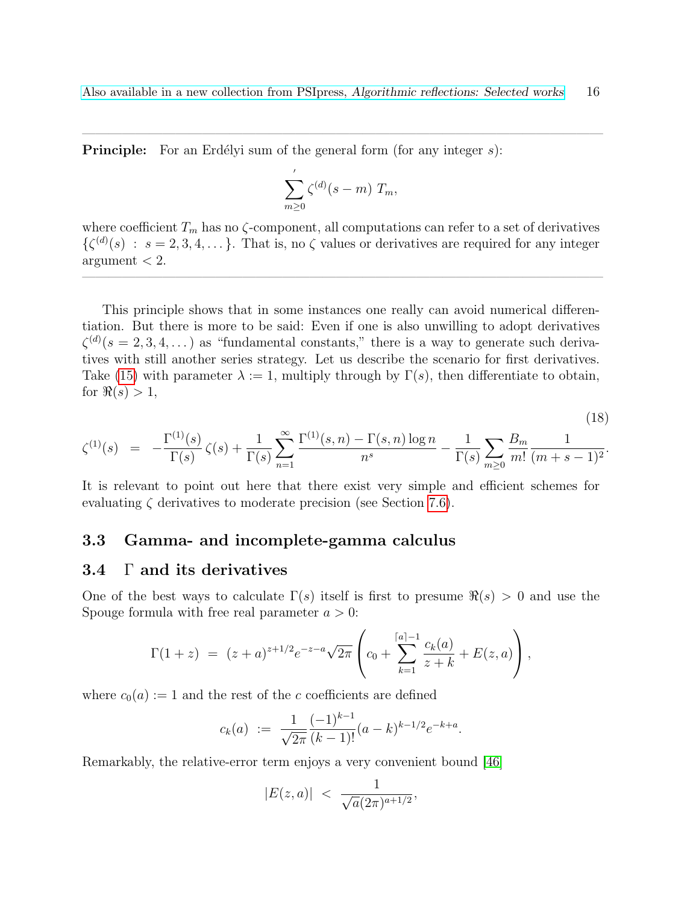---

**Principle:** For an Erdélyi sum of the general form (for any integer $s$):

$$\sum_{m\geq 0}{}' \zeta^{(d)}(s-m)\; T_m,$$

where coefficient $T_m$ has no $\zeta$-component, all computations can refer to a set of derivatives $\{\zeta^{(d)}(s)\;:\; s = 2, 3, 4, \ldots\}$. That is, no $\zeta$ values or derivatives are required for any integer argument $< 2$.

---

This principle shows that in some instances one really can avoid numerical differentiation. But there is more to be said: Even if one is also unwilling to adopt derivatives $\zeta^{(d)}(s = 2, 3, 4, \ldots)$ as "fundamental constants," there is a way to generate such derivatives with still another series strategy. Let us describe the scenario for first derivatives. Take (15) with parameter $\lambda := 1$, multiply through by $\Gamma(s)$, then differentiate to obtain, for $\Re(s) > 1$,

$$\zeta^{(1)}(s) \;=\; -\frac{\Gamma^{(1)}(s)}{\Gamma(s)}\,\zeta(s) + \frac{1}{\Gamma(s)}\sum_{n=1}^{\infty}\frac{\Gamma^{(1)}(s,n) - \Gamma(s,n)\log n}{n^s} - \frac{1}{\Gamma(s)}\sum_{m\geq 0}\frac{B_m}{m!}\frac{1}{(m+s-1)^2}. \tag{18}$$

It is relevant to point out here that there exist very simple and efficient schemes for evaluating $\zeta$ derivatives to moderate precision (see Section 7.6).

## 3.3 Gamma- and incomplete-gamma calculus

## 3.4 $\Gamma$ and its derivatives

One of the best ways to calculate $\Gamma(s)$ itself is first to presume $\Re(s) > 0$ and use the Spouge formula with free real parameter $a > 0$:

$$\Gamma(1+z) \;=\; (z+a)^{z+1/2}e^{-z-a}\sqrt{2\pi}\left(c_0 + \sum_{k=1}^{\lceil a\rceil - 1}\frac{c_k(a)}{z+k} + E(z,a)\right),$$

where $c_0(a) := 1$ and the rest of the $c$ coefficients are defined

$$c_k(a) \;:=\; \frac{1}{\sqrt{2\pi}}\frac{(-1)^{k-1}}{(k-1)!}(a-k)^{k-1/2}e^{-k+a}.$$

Remarkably, the relative-error term enjoys a very convenient bound [46]

$$|E(z,a)| \;<\; \frac{1}{\sqrt{a}(2\pi)^{a+1/2}},$$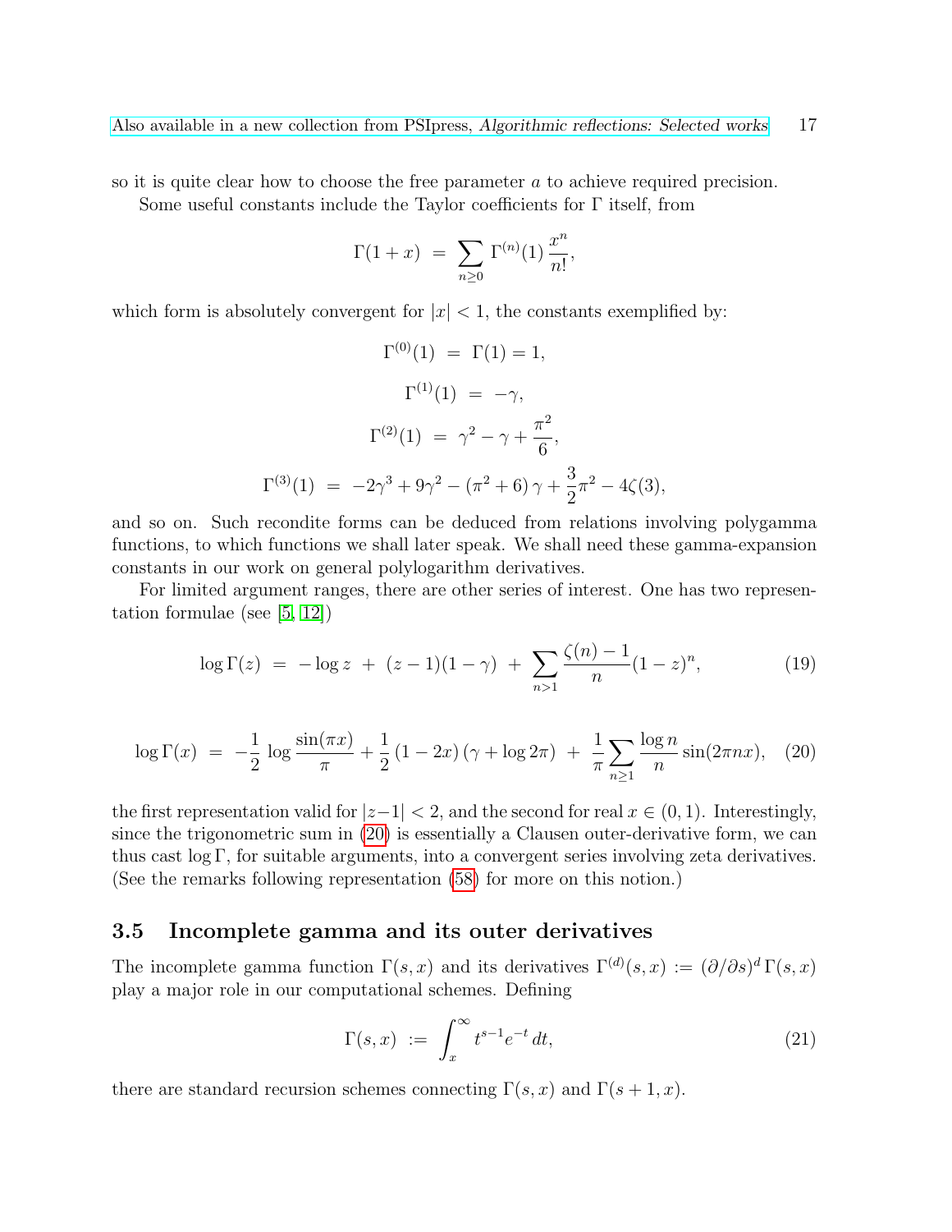so it is quite clear how to choose the free parameter $a$ to achieve required precision.

Some useful constants include the Taylor coefficients for $\Gamma$ itself, from

$$\Gamma(1+x) \;=\; \sum_{n\geq 0} \Gamma^{(n)}(1)\,\frac{x^n}{n!},$$

which form is absolutely convergent for $|x|<1$, the constants exemplified by:

$$\Gamma^{(0)}(1) \;=\; \Gamma(1) = 1,$$

$$\Gamma^{(1)}(1) \;=\; -\gamma,$$

$$\Gamma^{(2)}(1) \;=\; \gamma^2 - \gamma + \frac{\pi^2}{6},$$

$$\Gamma^{(3)}(1) \;=\; -2\gamma^3 + 9\gamma^2 - \left(\pi^2 + 6\right)\gamma + \frac{3}{2}\pi^2 - 4\zeta(3),$$

and so on. Such recondite forms can be deduced from relations involving polygamma functions, to which functions we shall later speak. We shall need these gamma-expansion constants in our work on general polylogarithm derivatives.

For limited argument ranges, there are other series of interest. One has two representation formulae (see [5, 12])

$$\log\Gamma(z) \;=\; -\log z \;+\; (z-1)(1-\gamma) \;+\; \sum_{n>1} \frac{\zeta(n)-1}{n}(1-z)^n, \tag{19}$$

$$\log\Gamma(x) \;=\; -\frac{1}{2}\,\log\frac{\sin(\pi x)}{\pi} + \frac{1}{2}\left(1-2x\right)\left(\gamma + \log 2\pi\right) \;+\; \frac{1}{\pi}\sum_{n\geq 1} \frac{\log n}{n}\sin(2\pi n x), \tag{20}$$

the first representation valid for $|z-1|<2$, and the second for real $x \in (0,1)$. Interestingly, since the trigonometric sum in (20) is essentially a Clausen outer-derivative form, we can thus cast $\log\Gamma$, for suitable arguments, into a convergent series involving zeta derivatives. (See the remarks following representation (58) for more on this notion.)

### 3.5 Incomplete gamma and its outer derivatives

The incomplete gamma function $\Gamma(s,x)$ and its derivatives $\Gamma^{(d)}(s,x) := (\partial/\partial s)^d\,\Gamma(s,x)$ play a major role in our computational schemes. Defining

$$\Gamma(s,x) \;:=\; \int_x^\infty t^{s-1}e^{-t}\,dt, \tag{21}$$

there are standard recursion schemes connecting $\Gamma(s,x)$ and $\Gamma(s+1,x)$.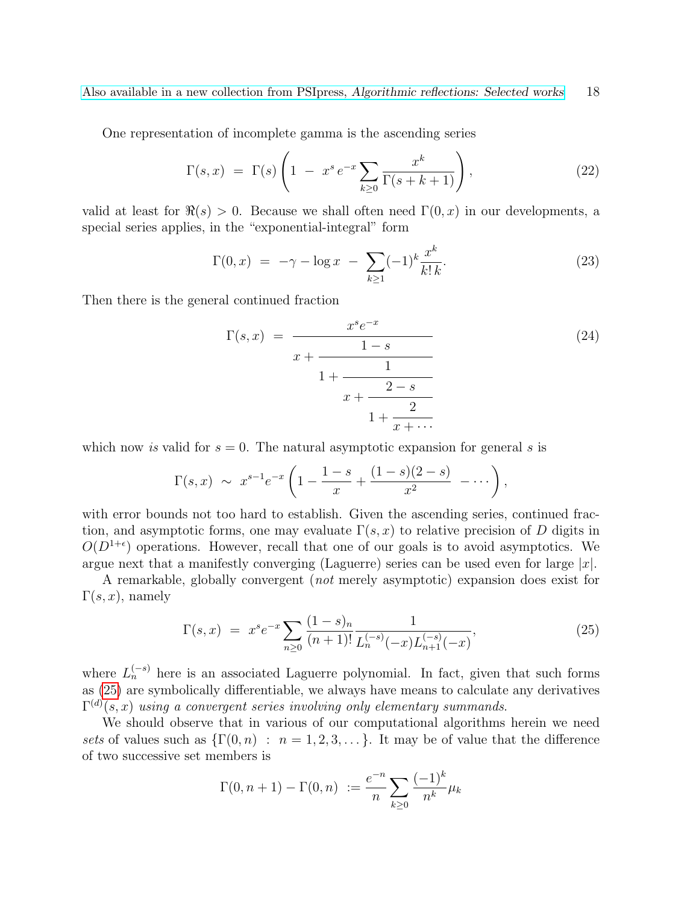One representation of incomplete gamma is the ascending series

$$\Gamma(s,x) \;=\; \Gamma(s)\left(1 \;-\; x^s\, e^{-x} \sum_{k\geq 0} \frac{x^k}{\Gamma(s+k+1)}\right), \tag{22}$$

valid at least for $\Re(s) > 0$. Because we shall often need $\Gamma(0,x)$ in our developments, a special series applies, in the "exponential-integral" form

$$\Gamma(0,x) \;=\; -\gamma - \log x \;-\; \sum_{k\geq 1} (-1)^k \frac{x^k}{k!\,k}. \tag{23}$$

Then there is the general continued fraction

$$\Gamma(s,x) \;=\; \cfrac{x^s e^{-x}}{x + \cfrac{1-s}{1 + \cfrac{1}{x + \cfrac{2-s}{1 + \cfrac{2}{x + \cdots}}}}} \tag{24}$$

which now *is* valid for $s = 0$. The natural asymptotic expansion for general $s$ is

$$\Gamma(s,x) \;\sim\; x^{s-1} e^{-x}\left(1 - \frac{1-s}{x} + \frac{(1-s)(2-s)}{x^2} \;-\cdots\right),$$

with error bounds not too hard to establish. Given the ascending series, continued fraction, and asymptotic forms, one may evaluate $\Gamma(s,x)$ to relative precision of $D$ digits in $O(D^{1+\epsilon})$ operations. However, recall that one of our goals is to avoid asymptotics. We argue next that a manifestly converging (Laguerre) series can be used even for large $|x|$.

A remarkable, globally convergent (*not* merely asymptotic) expansion does exist for $\Gamma(s,x)$, namely

$$\Gamma(s,x) \;=\; x^s e^{-x} \sum_{n\geq 0} \frac{(1-s)_n}{(n+1)!} \frac{1}{L_n^{(-s)}(-x) L_{n+1}^{(-s)}(-x)}, \tag{25}$$

where $L_n^{(-s)}$ here is an associated Laguerre polynomial. In fact, given that such forms as (25) are symbolically differentiable, we always have means to calculate any derivatives $\Gamma^{(d)}(s,x)$ *using a convergent series involving only elementary summands.*

We should observe that in various of our computational algorithms herein we need *sets* of values such as $\{\Gamma(0,n) \;:\; n = 1,2,3,\ldots\}$. It may be of value that the difference of two successive set members is

$$\Gamma(0,n+1) - \Gamma(0,n) \;:=\; \frac{e^{-n}}{n} \sum_{k\geq 0} \frac{(-1)^k}{n^k} \mu_k$$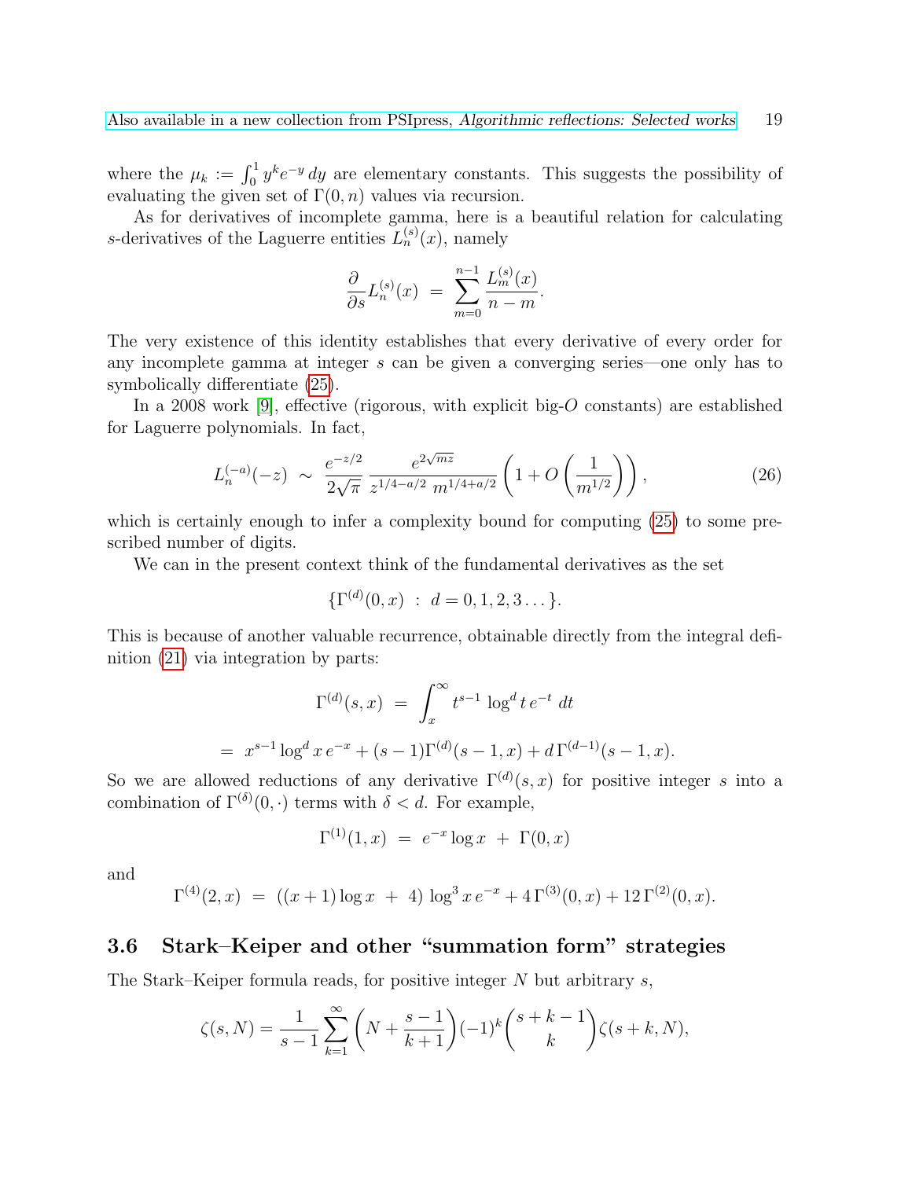where the $\mu_k := \int_0^1 y^k e^{-y}\, dy$ are elementary constants. This suggests the possibility of evaluating the given set of $\Gamma(0, n)$ values via recursion.

As for derivatives of incomplete gamma, here is a beautiful relation for calculating $s$-derivatives of the Laguerre entities $L_n^{(s)}(x)$, namely

$$\frac{\partial}{\partial s} L_n^{(s)}(x) \;=\; \sum_{m=0}^{n-1} \frac{L_m^{(s)}(x)}{n-m}.$$

The very existence of this identity establishes that every derivative of every order for any incomplete gamma at integer $s$ can be given a converging series—one only has to symbolically differentiate (25).

In a 2008 work [9], effective (rigorous, with explicit big-$O$ constants) are established for Laguerre polynomials. In fact,

$$L_n^{(-a)}(-z) \;\sim\; \frac{e^{-z/2}}{2\sqrt{\pi}}\, \frac{e^{2\sqrt{mz}}}{z^{1/4-a/2}\; m^{1/4+a/2}} \left(1 + O\left(\frac{1}{m^{1/2}}\right)\right), \tag{26}$$

which is certainly enough to infer a complexity bound for computing (25) to some prescribed number of digits.

We can in the present context think of the fundamental derivatives as the set

$$\{\Gamma^{(d)}(0, x) \;:\; d = 0, 1, 2, 3 \ldots\}.$$

This is because of another valuable recurrence, obtainable directly from the integral definition (21) via integration by parts:

$$\Gamma^{(d)}(s, x) \;=\; \int_x^\infty t^{s-1} \log^d t\, e^{-t}\; dt$$

$$=\; x^{s-1} \log^d x\, e^{-x} + (s-1)\Gamma^{(d)}(s-1, x) + d\, \Gamma^{(d-1)}(s-1, x).$$

So we are allowed reductions of any derivative $\Gamma^{(d)}(s, x)$ for positive integer $s$ into a combination of $\Gamma^{(\delta)}(0, \cdot)$ terms with $\delta < d$. For example,

$$\Gamma^{(1)}(1, x) \;=\; e^{-x} \log x \;+\; \Gamma(0, x)$$

and

$$\Gamma^{(4)}(2, x) \;=\; ((x+1)\log x \;+\; 4)\, \log^3 x\, e^{-x} + 4\,\Gamma^{(3)}(0, x) + 12\,\Gamma^{(2)}(0, x).$$

### 3.6 Stark–Keiper and other "summation form" strategies

The Stark–Keiper formula reads, for positive integer $N$ but arbitrary $s$,

$$\zeta(s, N) = \frac{1}{s-1} \sum_{k=1}^{\infty} \left(N + \frac{s-1}{k+1}\right) (-1)^k \binom{s+k-1}{k} \zeta(s+k, N),$$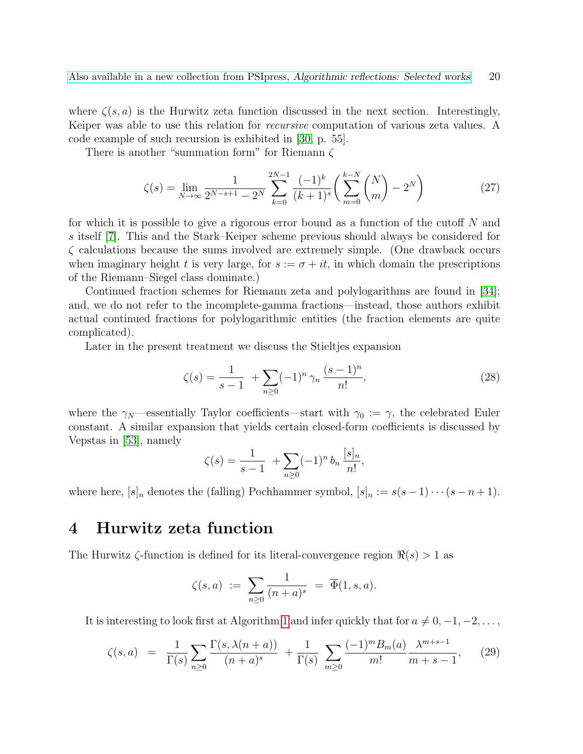where $\zeta(s, a)$ is the Hurwitz zeta function discussed in the next section. Interestingly, Keiper was able to use this relation for *recursive* computation of various zeta values. A code example of such recursion is exhibited in [30, p. 55].

There is another "summation form" for Riemann $\zeta$

$$
\zeta(s) = \lim_{N\to\infty} \frac{1}{2^{N-s+1} - 2^N} \sum_{k=0}^{2N-1} \frac{(-1)^k}{(k+1)^s} \left( \sum_{m=0}^{k-N} \binom{N}{m} - 2^N \right) \tag{27}
$$

for which it is possible to give a rigorous error bound as a function of the cutoff $N$ and $s$ itself [7]. This and the Stark–Keiper scheme previous should always be considered for $\zeta$ calculations because the sums involved are extremely simple. (One drawback occurs when imaginary height $t$ is very large, for $s := \sigma + it$, in which domain the prescriptions of the Riemann–Siegel class dominate.)

Continued fraction schemes for Riemann zeta and polylogarithms are found in [34]; and, we do not refer to the incomplete-gamma fractions—instead, those authors exhibit actual continued fractions for polylogarithmic entities (the fraction elements are quite complicated).

Later in the present treatment we discuss the Stieltjes expansion

$$
\zeta(s) = \frac{1}{s-1} + \sum_{n\geq 0} (-1)^n \, \gamma_n \, \frac{(s-1)^n}{n!}, \tag{28}
$$

where the $\gamma_N$—essentially Taylor coefficients—start with $\gamma_0 := \gamma$, the celebrated Euler constant. A similar expansion that yields certain closed-form coefficients is discussed by Vepstas in [53], namely

$$
\zeta(s) = \frac{1}{s-1} + \sum_{n\geq 0} (-1)^n \, b_n \, \frac{[s]_n}{n!},
$$

where here, $[s]_n$ denotes the (falling) Pochhammer symbol, $[s]_n := s(s-1)\cdots(s-n+1)$.

# 4 Hurwitz zeta function

The Hurwitz $\zeta$-function is defined for its literal-convergence region $\Re(s) > 1$ as

$$
\zeta(s, a) \;:=\; \sum_{n\geq 0} \frac{1}{(n+a)^s} \;=\; \overline{\Phi}(1, s, a).
$$

It is interesting to look first at Algorithm 1 and infer quickly that for $a \neq 0, -1, -2, \ldots$,

$$
\zeta(s, a) \;=\; \frac{1}{\Gamma(s)} \sum_{n\geq 0} \frac{\Gamma(s, \lambda(n+a))}{(n+a)^s} \;+\; \frac{1}{\Gamma(s)} \sum_{m\geq 0} \frac{(-1)^m B_m(a)}{m!} \frac{\lambda^{m+s-1}}{m+s-1}, \tag{29}
$$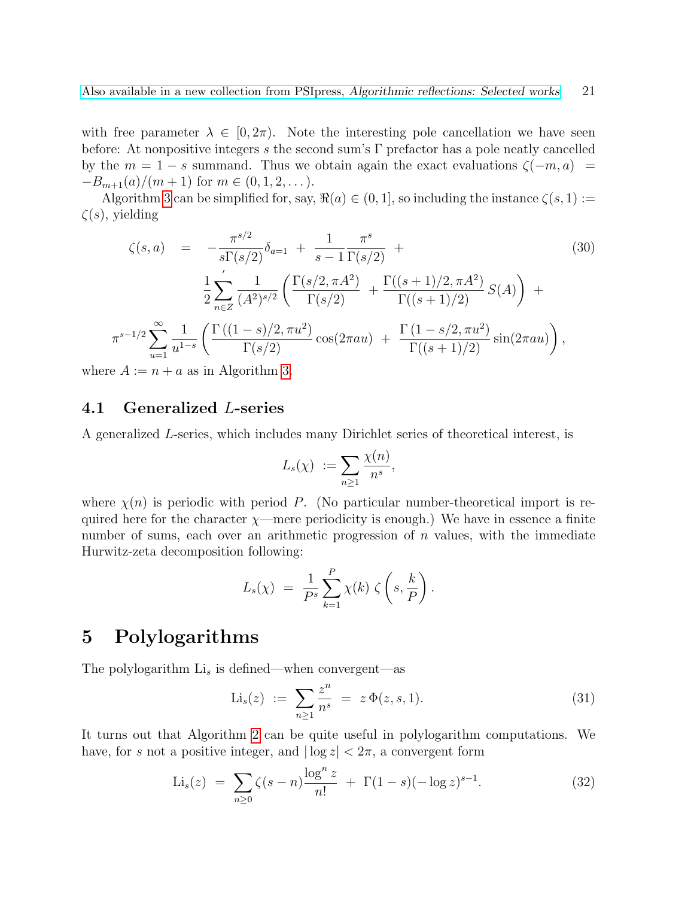with free parameter $\lambda \in [0, 2\pi)$. Note the interesting pole cancellation we have seen before: At nonpositive integers $s$ the second sum's $\Gamma$ prefactor has a pole neatly cancelled by the $m = 1 - s$ summand. Thus we obtain again the exact evaluations $\zeta(-m, a) = -B_{m+1}(a)/(m+1)$ for $m \in (0, 1, 2, \dots)$.

Algorithm 3 can be simplified for, say, $\Re(a) \in (0, 1]$, so including the instance $\zeta(s, 1) := \zeta(s)$, yielding

$$
\begin{aligned}
\zeta(s, a) \;&=\; -\frac{\pi^{s/2}}{s\Gamma(s/2)}\delta_{a=1} \;+\; \frac{1}{s-1}\frac{\pi^s}{\Gamma(s/2)} \;+ \\
&\quad \frac{1}{2}\sum_{n\in Z}{}' \frac{1}{(A^2)^{s/2}}\left(\frac{\Gamma(s/2, \pi A^2)}{\Gamma(s/2)} \;+ \frac{\Gamma((s+1)/2, \pi A^2)}{\Gamma((s+1)/2)}\, S(A)\right) \;+ \\
&\pi^{s-1/2}\sum_{u=1}^{\infty}\frac{1}{u^{1-s}}\left(\frac{\Gamma\left((1-s)/2, \pi u^2\right)}{\Gamma(s/2)}\cos(2\pi a u) \;+\; \frac{\Gamma\left(1-s/2, \pi u^2\right)}{\Gamma((s+1)/2)}\sin(2\pi a u)\right),
\end{aligned}
\tag{30}
$$

where $A := n + a$ as in Algorithm 3.

### 4.1 Generalized $L$-series

A generalized $L$-series, which includes many Dirichlet series of theoretical interest, is

$$
L_s(\chi) \;:= \sum_{n\geq 1}\frac{\chi(n)}{n^s},
$$

where $\chi(n)$ is periodic with period $P$. (No particular number-theoretical import is required here for the character $\chi$—mere periodicity is enough.) We have in essence a finite number of sums, each over an arithmetic progression of $n$ values, with the immediate Hurwitz-zeta decomposition following:

$$
L_s(\chi) \;=\; \frac{1}{P^s}\sum_{k=1}^{P}\chi(k)\;\zeta\left(s, \frac{k}{P}\right).
$$

## 5 Polylogarithms

The polylogarithm $\mathrm{Li}_s$ is defined—when convergent—as

$$
\mathrm{Li}_s(z) \;:=\; \sum_{n\geq 1}\frac{z^n}{n^s} \;=\; z\,\Phi(z, s, 1). \tag{31}
$$

It turns out that Algorithm 2 can be quite useful in polylogarithm computations. We have, for $s$ not a positive integer, and $|\log z| < 2\pi$, a convergent form

$$
\mathrm{Li}_s(z) \;=\; \sum_{n\geq 0}\zeta(s-n)\frac{\log^n z}{n!} \;+\; \Gamma(1-s)(-\log z)^{s-1}. \tag{32}
$$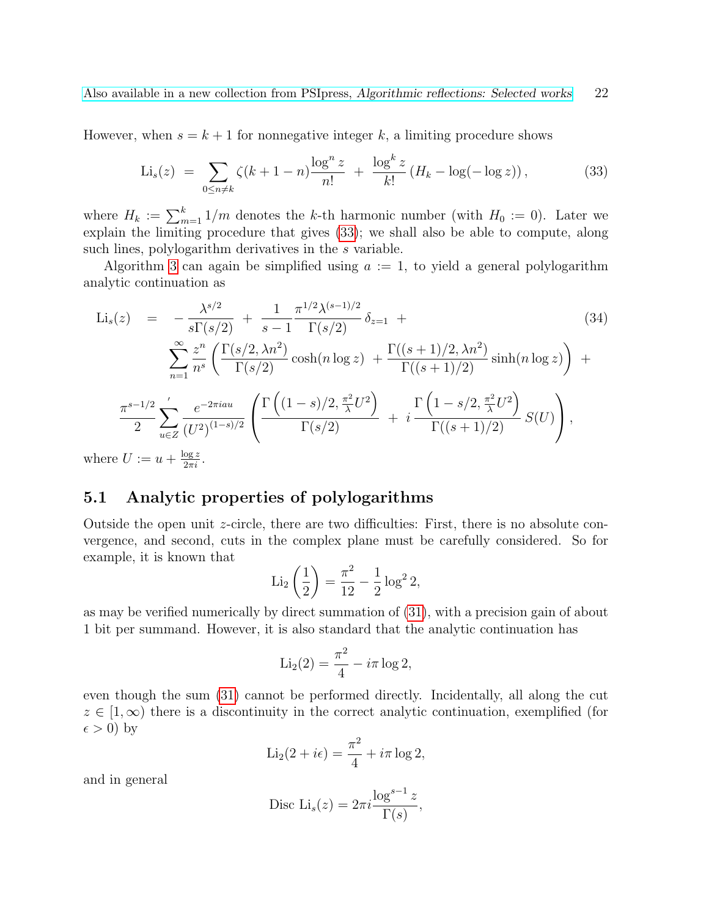However, when $s = k+1$ for nonnegative integer $k$, a limiting procedure shows

$$\mathrm{Li}_s(z) \;=\; \sum_{0 \le n \ne k} \zeta(k+1-n)\frac{\log^n z}{n!} \;+\; \frac{\log^k z}{k!}\left(H_k - \log(-\log z)\right), \tag{33}$$

where $H_k := \sum_{m=1}^{k} 1/m$ denotes the $k$-th harmonic number (with $H_0 := 0$). Later we explain the limiting procedure that gives (33); we shall also be able to compute, along such lines, polylogarithm derivatives in the $s$ variable.

Algorithm 3 can again be simplified using $a := 1$, to yield a general polylogarithm analytic continuation as

$$\begin{aligned}
\mathrm{Li}_s(z) \;\; = \;\; & -\frac{\lambda^{s/2}}{s\Gamma(s/2)} \;+\; \frac{1}{s-1}\frac{\pi^{1/2}\lambda^{(s-1)/2}}{\Gamma(s/2)}\,\delta_{z=1} \;+ \\
& \sum_{n=1}^{\infty} \frac{z^n}{n^s}\left(\frac{\Gamma(s/2, \lambda n^2)}{\Gamma(s/2)}\cosh(n\log z) \;+\; \frac{\Gamma((s+1)/2, \lambda n^2)}{\Gamma((s+1)/2)}\sinh(n\log z)\right) \;+ \\
& \frac{\pi^{s-1/2}}{2}\sum_{u\in Z}{}' \frac{e^{-2\pi i a u}}{\left(U^2\right)^{(1-s)/2}}\left(\frac{\Gamma\left((1-s)/2, \frac{\pi^2}{\lambda}U^2\right)}{\Gamma(s/2)} \;+\; i\,\frac{\Gamma\left(1-s/2, \frac{\pi^2}{\lambda}U^2\right)}{\Gamma((s+1)/2)}\,S(U)\right),
\end{aligned} \tag{34}$$

where $U := u + \frac{\log z}{2\pi i}$.

## 5.1 Analytic properties of polylogarithms

Outside the open unit $z$-circle, there are two difficulties: First, there is no absolute convergence, and second, cuts in the complex plane must be carefully considered. So for example, it is known that

$$\mathrm{Li}_2\left(\frac{1}{2}\right) = \frac{\pi^2}{12} - \frac{1}{2}\log^2 2,$$

as may be verified numerically by direct summation of (31), with a precision gain of about 1 bit per summand. However, it is also standard that the analytic continuation has

$$\mathrm{Li}_2(2) = \frac{\pi^2}{4} - i\pi\log 2,$$

even though the sum (31) cannot be performed directly. Incidentally, all along the cut $z \in [1, \infty)$ there is a discontinuity in the correct analytic continuation, exemplified (for $\epsilon > 0$) by

$$\mathrm{Li}_2(2 + i\epsilon) = \frac{\pi^2}{4} + i\pi\log 2,$$

and in general

$$\mathrm{Disc}\ \mathrm{Li}_s(z) = 2\pi i\frac{\log^{s-1} z}{\Gamma(s)},$$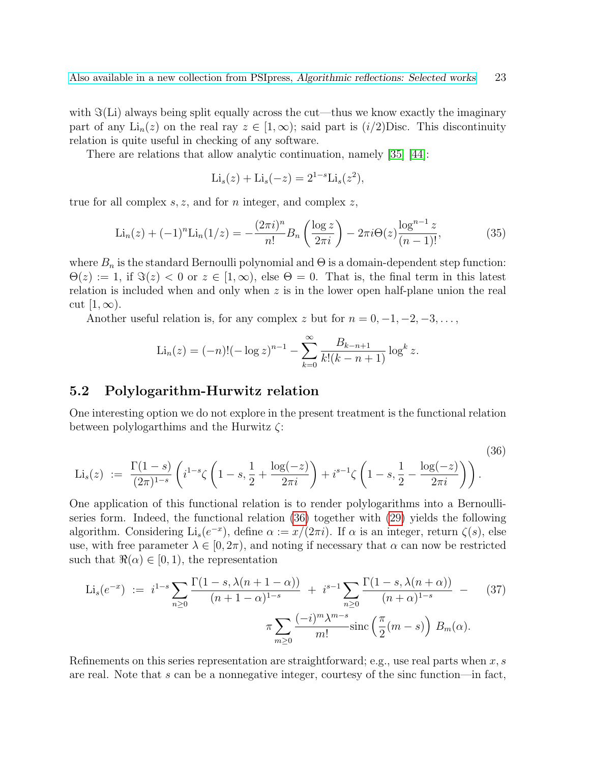with $\Im(\mathrm{Li})$ always being split equally across the cut—thus we know exactly the imaginary part of any $\mathrm{Li}_n(z)$ on the real ray $z \in [1, \infty)$; said part is $(i/2)\mathrm{Disc}$. This discontinuity relation is quite useful in checking of any software.

There are relations that allow analytic continuation, namely [35] [44]:

$$\mathrm{Li}_s(z) + \mathrm{Li}_s(-z) = 2^{1-s}\mathrm{Li}_s(z^2),$$

true for all complex $s, z$, and for $n$ integer, and complex $z$,

$$\mathrm{Li}_n(z) + (-1)^n \mathrm{Li}_n(1/z) = -\frac{(2\pi i)^n}{n!} B_n\left(\frac{\log z}{2\pi i}\right) - 2\pi i \Theta(z) \frac{\log^{n-1} z}{(n-1)!}, \tag{35}$$

where $B_n$ is the standard Bernoulli polynomial and $\Theta$ is a domain-dependent step function: $\Theta(z) := 1$, if $\Im(z) < 0$ or $z \in [1, \infty)$, else $\Theta = 0$. That is, the final term in this latest relation is included when and only when $z$ is in the lower open half-plane union the real cut $[1, \infty)$.

Another useful relation is, for any complex $z$ but for $n = 0, -1, -2, -3, \ldots$,

$$\mathrm{Li}_n(z) = (-n)!(-\log z)^{n-1} - \sum_{k=0}^{\infty} \frac{B_{k-n+1}}{k!(k-n+1)} \log^k z.$$

## 5.2 Polylogarithm-Hurwitz relation

One interesting option we do not explore in the present treatment is the functional relation between polylogarthims and the Hurwitz $\zeta$:

$$\mathrm{Li}_s(z) \;:=\; \frac{\Gamma(1-s)}{(2\pi)^{1-s}} \left( i^{1-s} \zeta\left(1-s, \frac{1}{2} + \frac{\log(-z)}{2\pi i}\right) + i^{s-1} \zeta\left(1-s, \frac{1}{2} - \frac{\log(-z)}{2\pi i}\right)\right). \tag{36}$$

One application of this functional relation is to render polylogarithms into a Bernoulli-series form. Indeed, the functional relation (36) together with (29) yields the following algorithm. Considering $\mathrm{Li}_s(e^{-x})$, define $\alpha := x/(2\pi i)$. If $\alpha$ is an integer, return $\zeta(s)$, else use, with free parameter $\lambda \in [0, 2\pi)$, and noting if necessary that $\alpha$ can now be restricted such that $\Re(\alpha) \in [0, 1)$, the representation

$$\mathrm{Li}_s(e^{-x}) \;:=\; i^{1-s} \sum_{n \geq 0} \frac{\Gamma(1-s, \lambda(n+1-\alpha))}{(n+1-\alpha)^{1-s}} \;+\; i^{s-1} \sum_{n \geq 0} \frac{\Gamma(1-s, \lambda(n+\alpha))}{(n+\alpha)^{1-s}} \;-\; \pi \sum_{m \geq 0} \frac{(-i)^m \lambda^{m-s}}{m!} \mathrm{sinc}\left(\frac{\pi}{2}(m-s)\right) B_m(\alpha). \tag{37}$$

Refinements on this series representation are straightforward; e.g., use real parts when $x, s$ are real. Note that $s$ can be a nonnegative integer, courtesy of the sinc function—in fact,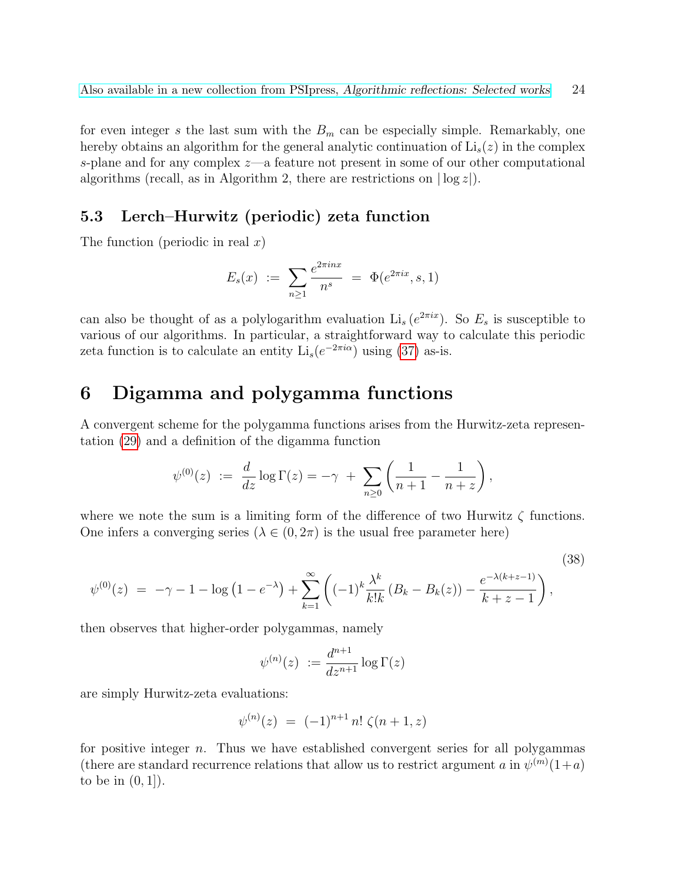for even integer $s$ the last sum with the $B_m$ can be especially simple. Remarkably, one hereby obtains an algorithm for the general analytic continuation of $\mathrm{Li}_s(z)$ in the complex $s$-plane and for any complex $z$—a feature not present in some of our other computational algorithms (recall, as in Algorithm 2, there are restrictions on $|\log z|$).

### 5.3 Lerch–Hurwitz (periodic) zeta function

The function (periodic in real $x$)

$$E_s(x) \;:=\; \sum_{n\geq 1} \frac{e^{2\pi i n x}}{n^s} \;=\; \Phi(e^{2\pi i x}, s, 1)$$

can also be thought of as a polylogarithm evaluation $\mathrm{Li}_s\left(e^{2\pi i x}\right)$. So $E_s$ is susceptible to various of our algorithms. In particular, a straightforward way to calculate this periodic zeta function is to calculate an entity $\mathrm{Li}_s(e^{-2\pi i \alpha})$ using (37) as-is.

## 6 Digamma and polygamma functions

A convergent scheme for the polygamma functions arises from the Hurwitz-zeta representation (29) and a definition of the digamma function

$$\psi^{(0)}(z) \;:=\; \frac{d}{dz}\log\Gamma(z) = -\gamma \;+\; \sum_{n\geq 0}\left(\frac{1}{n+1} - \frac{1}{n+z}\right),$$

where we note the sum is a limiting form of the difference of two Hurwitz $\zeta$ functions. One infers a converging series ($\lambda \in (0, 2\pi)$ is the usual free parameter here)

$$\psi^{(0)}(z) \;=\; -\gamma - 1 - \log\left(1 - e^{-\lambda}\right) + \sum_{k=1}^{\infty}\left((-1)^k \frac{\lambda^k}{k!k}\left(B_k - B_k(z)\right) - \frac{e^{-\lambda(k+z-1)}}{k+z-1}\right), \tag{38}$$

then observes that higher-order polygammas, namely

$$\psi^{(n)}(z) \;:=\; \frac{d^{n+1}}{dz^{n+1}}\log\Gamma(z)$$

are simply Hurwitz-zeta evaluations:

$$\psi^{(n)}(z) \;=\; (-1)^{n+1}\, n!\; \zeta(n+1, z)$$

for positive integer $n$. Thus we have established convergent series for all polygammas (there are standard recurrence relations that allow us to restrict argument $a$ in $\psi^{(m)}(1+a)$ to be in $(0, 1]$).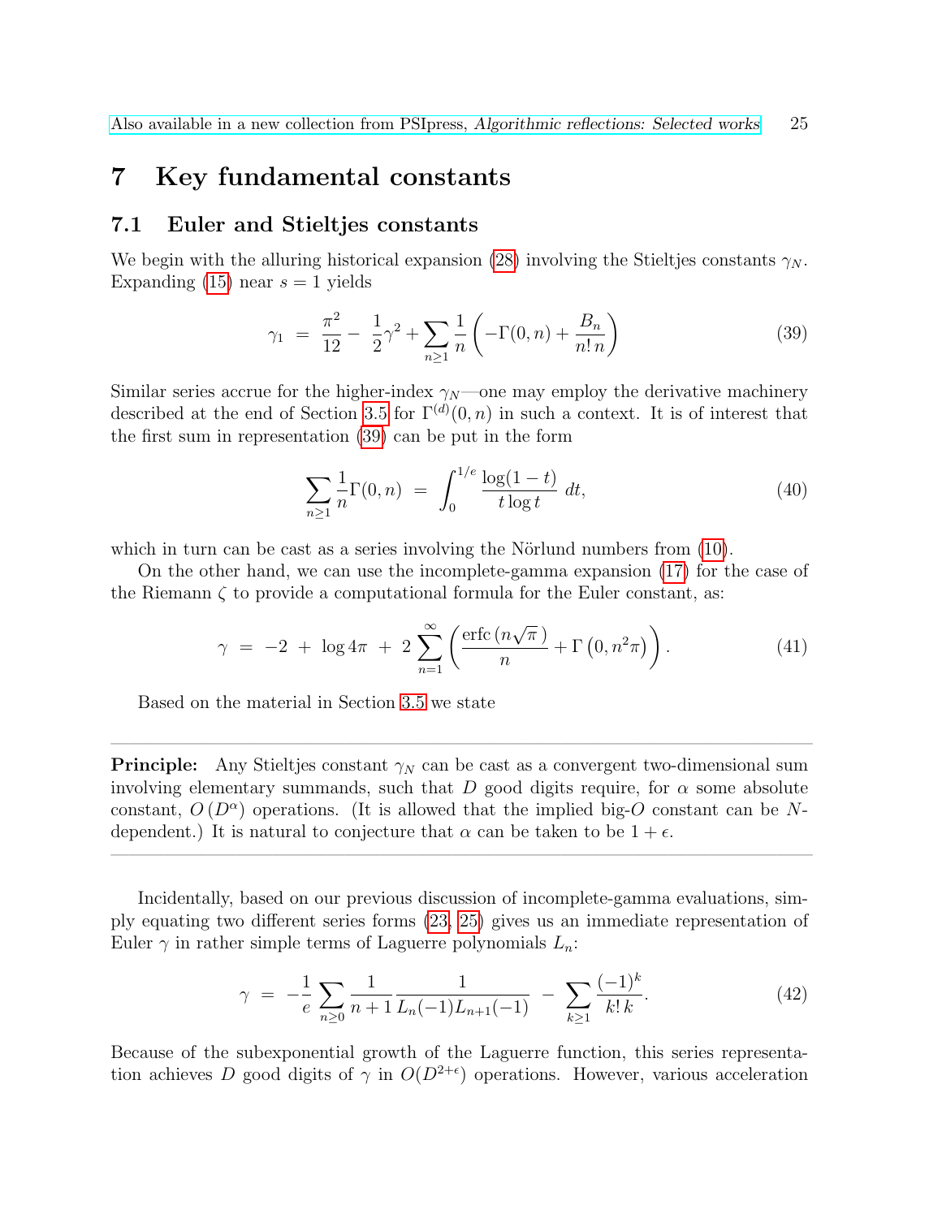# 7 Key fundamental constants

## 7.1 Euler and Stieltjes constants

We begin with the alluring historical expansion (28) involving the Stieltjes constants $\gamma_N$. Expanding (15) near $s = 1$ yields

$$\gamma_1 \;=\; \frac{\pi^2}{12} - \;\frac{1}{2}\gamma^2 + \sum_{n\geq 1} \frac{1}{n}\left(-\Gamma(0,n) + \frac{B_n}{n!\,n}\right) \tag{39}$$

Similar series accrue for the higher-index $\gamma_N$—one may employ the derivative machinery described at the end of Section 3.5 for $\Gamma^{(d)}(0,n)$ in such a context. It is of interest that the first sum in representation (39) can be put in the form

$$\sum_{n\geq 1} \frac{1}{n}\Gamma(0,n) \;=\; \int_0^{1/e} \frac{\log(1-t)}{t\log t}\,dt, \tag{40}$$

which in turn can be cast as a series involving the Nörlund numbers from (10).

On the other hand, we can use the incomplete-gamma expansion (17) for the case of the Riemann $\zeta$ to provide a computational formula for the Euler constant, as:

$$\gamma \;=\; -2 \;+\; \log 4\pi \;+\; 2\sum_{n=1}^{\infty}\left(\frac{\mathrm{erfc}\left(n\sqrt{\pi}\,\right)}{n} + \Gamma\left(0, n^2\pi\right)\right). \tag{41}$$

Based on the material in Section 3.5 we state

---

**Principle:** Any Stieltjes constant $\gamma_N$ can be cast as a convergent two-dimensional sum involving elementary summands, such that $D$ good digits require, for $\alpha$ some absolute constant, $O\left(D^{\alpha}\right)$ operations. (It is allowed that the implied big-$O$ constant can be $N$-dependent.) It is natural to conjecture that $\alpha$ can be taken to be $1+\epsilon$.

---

Incidentally, based on our previous discussion of incomplete-gamma evaluations, simply equating two different series forms (23, 25) gives us an immediate representation of Euler $\gamma$ in rather simple terms of Laguerre polynomials $L_n$:

$$\gamma \;=\; -\frac{1}{e}\sum_{n\geq 0} \frac{1}{n+1}\frac{1}{L_n(-1)L_{n+1}(-1)} \;-\; \sum_{k\geq 1}\frac{(-1)^k}{k!\,k}. \tag{42}$$

Because of the subexponential growth of the Laguerre function, this series representation achieves $D$ good digits of $\gamma$ in $O(D^{2+\epsilon})$ operations. However, various acceleration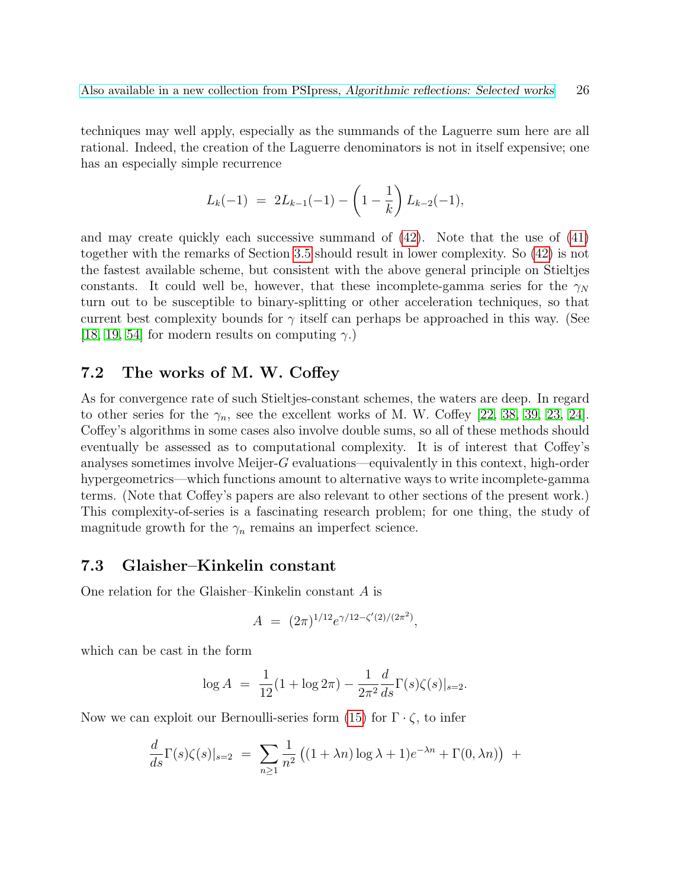techniques may well apply, especially as the summands of the Laguerre sum here are all rational. Indeed, the creation of the Laguerre denominators is not in itself expensive; one has an especially simple recurrence

$$L_k(-1) \;=\; 2L_{k-1}(-1) - \left(1 - \frac{1}{k}\right) L_{k-2}(-1),$$

and may create quickly each successive summand of (42). Note that the use of (41) together with the remarks of Section 3.5 should result in lower complexity. So (42) is not the fastest available scheme, but consistent with the above general principle on Stieltjes constants. It could well be, however, that these incomplete-gamma series for the $\gamma_N$ turn out to be susceptible to binary-splitting or other acceleration techniques, so that current best complexity bounds for $\gamma$ itself can perhaps be approached in this way. (See [18, 19, 54] for modern results on computing $\gamma$.)

### 7.2 The works of M. W. Coffey

As for convergence rate of such Stieltjes-constant schemes, the waters are deep. In regard to other series for the $\gamma_n$, see the excellent works of M. W. Coffey [22, 38, 39, 23, 24]. Coffey's algorithms in some cases also involve double sums, so all of these methods should eventually be assessed as to computational complexity. It is of interest that Coffey's analyses sometimes involve Meijer-$G$ evaluations—equivalently in this context, high-order hypergeometrics—which functions amount to alternative ways to write incomplete-gamma terms. (Note that Coffey's papers are also relevant to other sections of the present work.) This complexity-of-series is a fascinating research problem; for one thing, the study of magnitude growth for the $\gamma_n$ remains an imperfect science.

### 7.3 Glaisher–Kinkelin constant

One relation for the Glaisher–Kinkelin constant $A$ is

$$A \;=\; (2\pi)^{1/12} e^{\gamma/12 - \zeta'(2)/(2\pi^2)},$$

which can be cast in the form

$$\log A \;=\; \frac{1}{12}(1 + \log 2\pi) - \frac{1}{2\pi^2}\frac{d}{ds}\Gamma(s)\zeta(s)|_{s=2}.$$

Now we can exploit our Bernoulli-series form (15) for $\Gamma \cdot \zeta$, to infer

$$\frac{d}{ds}\Gamma(s)\zeta(s)|_{s=2} \;=\; \sum_{n\geq 1} \frac{1}{n^2}\left((1+\lambda n)\log\lambda + 1)e^{-\lambda n} + \Gamma(0, \lambda n)\right) \;+$$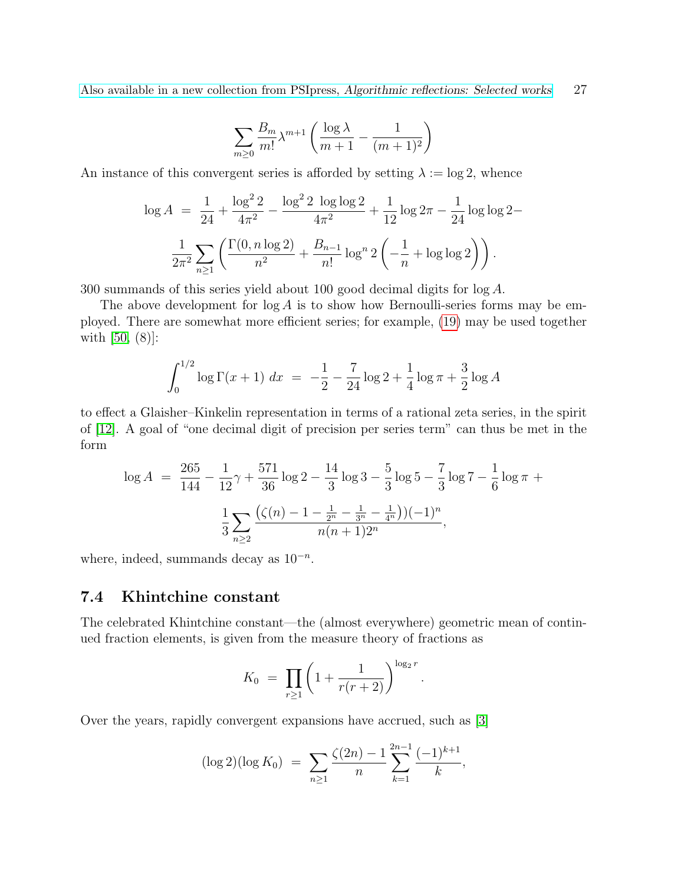$$\sum_{m\geq 0} \frac{B_m}{m!}\lambda^{m+1}\left(\frac{\log\lambda}{m+1} - \frac{1}{(m+1)^2}\right)$$

An instance of this convergent series is afforded by setting $\lambda := \log 2$, whence

$$\log A \;=\; \frac{1}{24} + \frac{\log^2 2}{4\pi^2} - \frac{\log^2 2\ \log\log 2}{4\pi^2} + \frac{1}{12}\log 2\pi - \frac{1}{24}\log\log 2 -$$
$$\frac{1}{2\pi^2}\sum_{n\geq 1}\left(\frac{\Gamma(0, n\log 2)}{n^2} + \frac{B_{n-1}}{n!}\log^n 2\left(-\frac{1}{n} + \log\log 2\right)\right).$$

300 summands of this series yield about 100 good decimal digits for $\log A$.

The above development for $\log A$ is to show how Bernoulli-series forms may be employed. There are somewhat more efficient series; for example, (19) may be used together with [50, (8)]:

$$\int_0^{1/2} \log\Gamma(x+1)\ dx \;=\; -\frac{1}{2} - \frac{7}{24}\log 2 + \frac{1}{4}\log\pi + \frac{3}{2}\log A$$

to effect a Glaisher–Kinkelin representation in terms of a rational zeta series, in the spirit of [12]. A goal of "one decimal digit of precision per series term" can thus be met in the form

$$\log A \;=\; \frac{265}{144} - \frac{1}{12}\gamma + \frac{571}{36}\log 2 - \frac{14}{3}\log 3 - \frac{5}{3}\log 5 - \frac{7}{3}\log 7 - \frac{1}{6}\log\pi \;+$$
$$\frac{1}{3}\sum_{n\geq 2}\frac{\left(\zeta(n) - 1 - \frac{1}{2^n} - \frac{1}{3^n} - \frac{1}{4^n}\right)(-1)^n}{n(n+1)2^n},$$

where, indeed, summands decay as $10^{-n}$.

### 7.4 Khintchine constant

The celebrated Khintchine constant—the (almost everywhere) geometric mean of continued fraction elements, is given from the measure theory of fractions as

$$K_0 \;=\; \prod_{r\geq 1}\left(1 + \frac{1}{r(r+2)}\right)^{\log_2 r}.$$

Over the years, rapidly convergent expansions have accrued, such as [3]

$$(\log 2)(\log K_0) \;=\; \sum_{n\geq 1}\frac{\zeta(2n)-1}{n}\sum_{k=1}^{2n-1}\frac{(-1)^{k+1}}{k},$$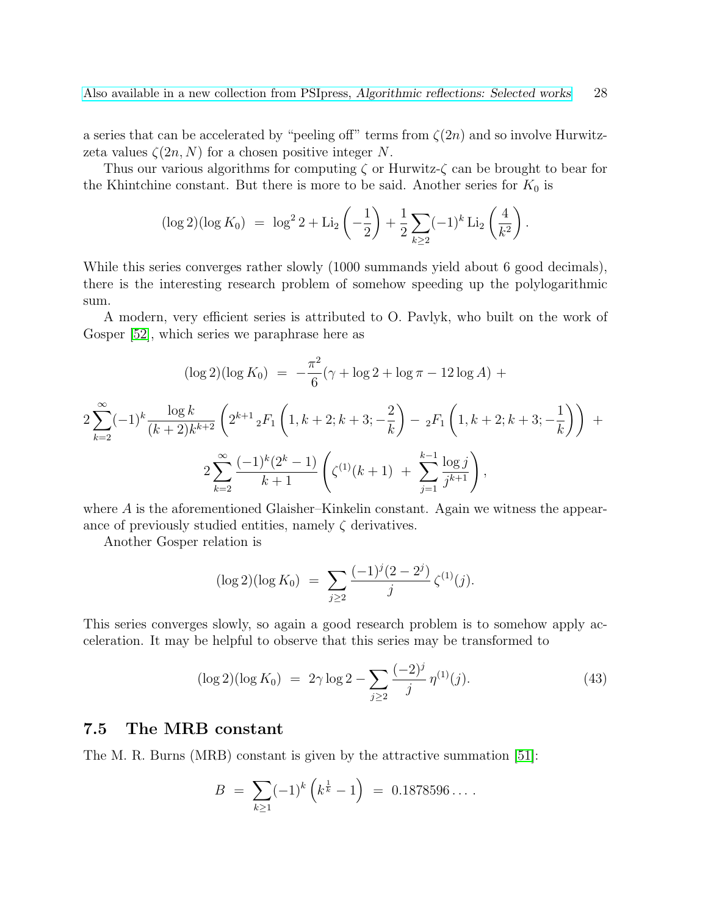a series that can be accelerated by "peeling off" terms from $\zeta(2n)$ and so involve Hurwitz-zeta values $\zeta(2n, N)$ for a chosen positive integer $N$.

Thus our various algorithms for computing $\zeta$ or Hurwitz-$\zeta$ can be brought to bear for the Khintchine constant. But there is more to be said. Another series for $K_0$ is

$$(\log 2)(\log K_0) \;=\; \log^2 2 + \mathrm{Li}_2\left(-\frac{1}{2}\right) + \frac{1}{2}\sum_{k\geq 2}(-1)^k \,\mathrm{Li}_2\left(\frac{4}{k^2}\right).$$

While this series converges rather slowly (1000 summands yield about 6 good decimals), there is the interesting research problem of somehow speeding up the polylogarithmic sum.

A modern, very efficient series is attributed to O. Pavlyk, who built on the work of Gosper [52], which series we paraphrase here as

$$(\log 2)(\log K_0) \;=\; -\frac{\pi^2}{6}(\gamma + \log 2 + \log \pi - 12 \log A) \; +$$

$$2\sum_{k=2}^{\infty}(-1)^k \frac{\log k}{(k+2)k^{k+2}}\left(2^{k+1}\,{}_2F_1\left(1, k+2; k+3; -\frac{2}{k}\right) - \,{}_2F_1\left(1, k+2; k+3; -\frac{1}{k}\right)\right) \; +$$

$$2\sum_{k=2}^{\infty}\frac{(-1)^k(2^k-1)}{k+1}\left(\zeta^{(1)}(k+1) \;+\; \sum_{j=1}^{k-1}\frac{\log j}{j^{k+1}}\right),$$

where $A$ is the aforementioned Glaisher–Kinkelin constant. Again we witness the appearance of previously studied entities, namely $\zeta$ derivatives.

Another Gosper relation is

$$(\log 2)(\log K_0) \;=\; \sum_{j\geq 2}\frac{(-1)^j(2-2^j)}{j}\,\zeta^{(1)}(j).$$

This series converges slowly, so again a good research problem is to somehow apply acceleration. It may be helpful to observe that this series may be transformed to

$$(\log 2)(\log K_0) \;=\; 2\gamma \log 2 - \sum_{j\geq 2}\frac{(-2)^j}{j}\,\eta^{(1)}(j). \tag{43}$$

## 7.5 The MRB constant

The M. R. Burns (MRB) constant is given by the attractive summation [51]:

$$B \;=\; \sum_{k\geq 1}(-1)^k\left(k^{\frac{1}{k}} - 1\right) \;=\; 0.1878596\ldots.$$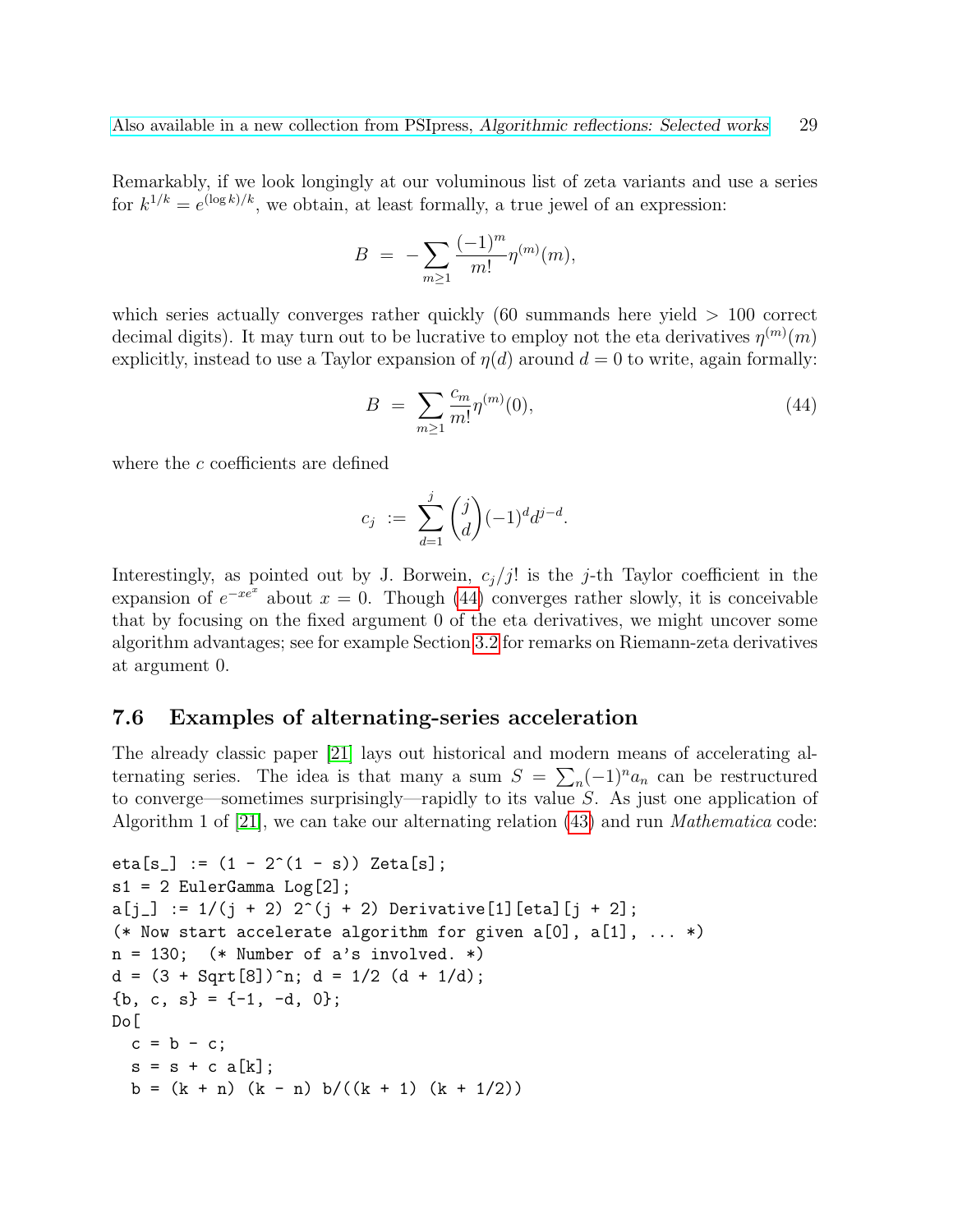Remarkably, if we look longingly at our voluminous list of zeta variants and use a series for $k^{1/k} = e^{(\log k)/k}$, we obtain, at least formally, a true jewel of an expression:

$$B \;=\; -\sum_{m \geq 1} \frac{(-1)^m}{m!} \eta^{(m)}(m),$$

which series actually converges rather quickly (60 summands here yield > 100 correct decimal digits). It may turn out to be lucrative to employ not the eta derivatives $\eta^{(m)}(m)$ explicitly, instead to use a Taylor expansion of $\eta(d)$ around $d = 0$ to write, again formally:

$$B \;=\; \sum_{m \geq 1} \frac{c_m}{m!} \eta^{(m)}(0), \tag{44}$$

where the $c$ coefficients are defined

$$c_j \;:=\; \sum_{d=1}^{j} \binom{j}{d} (-1)^d d^{j-d}.$$

Interestingly, as pointed out by J. Borwein, $c_j/j!$ is the $j$-th Taylor coefficient in the expansion of $e^{-xe^x}$ about $x = 0$. Though (44) converges rather slowly, it is conceivable that by focusing on the fixed argument 0 of the eta derivatives, we might uncover some algorithm advantages; see for example Section 3.2 for remarks on Riemann-zeta derivatives at argument 0.

### 7.6 Examples of alternating-series acceleration

The already classic paper [21] lays out historical and modern means of accelerating alternating series. The idea is that many a sum $S = \sum_n (-1)^n a_n$ can be restructured to converge—sometimes surprisingly—rapidly to its value $S$. As just one application of Algorithm 1 of [21], we can take our alternating relation (43) and run *Mathematica* code:

```
eta[s_] := (1 - 2^(1 - s)) Zeta[s];
s1 = 2 EulerGamma Log[2];
a[j_] := 1/(j + 2) 2^(j + 2) Derivative[1][eta][j + 2];
(* Now start accelerate algorithm for given a[0], a[1], ... *)
n = 130;  (* Number of a's involved. *)
d = (3 + Sqrt[8])^n; d = 1/2 (d + 1/d);
{b, c, s} = {-1, -d, 0};
Do[
  c = b - c;
  s = s + c a[k];
  b = (k + n) (k - n) b/((k + 1) (k + 1/2))
```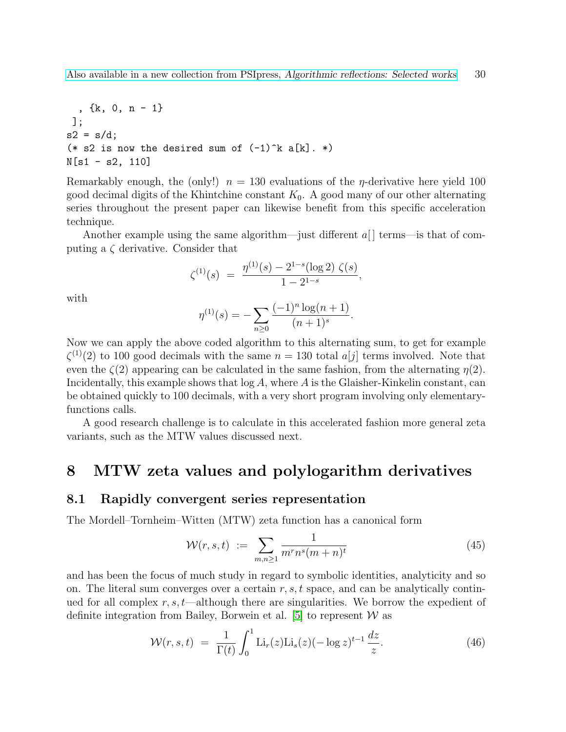```
  , {k, 0, n - 1}
 ];
s2 = s/d;
(* s2 is now the desired sum of (-1)^k a[k]. *)
N[s1 - s2, 110]
```

Remarkably enough, the (only!) $n = 130$ evaluations of the $\eta$-derivative here yield 100 good decimal digits of the Khintchine constant $K_0$. A good many of our other alternating series throughout the present paper can likewise benefit from this specific acceleration technique.

Another example using the same algorithm—just different $a[\,]$ terms—is that of computing a $\zeta$ derivative. Consider that

$$\zeta^{(1)}(s) \;=\; \frac{\eta^{(1)}(s) - 2^{1-s}(\log 2)\,\zeta(s)}{1 - 2^{1-s}},$$

with

$$\eta^{(1)}(s) = -\sum_{n\geq 0} \frac{(-1)^n \log(n+1)}{(n+1)^s}.$$

Now we can apply the above coded algorithm to this alternating sum, to get for example $\zeta^{(1)}(2)$ to 100 good decimals with the same $n = 130$ total $a[j]$ terms involved. Note that even the $\zeta(2)$ appearing can be calculated in the same fashion, from the alternating $\eta(2)$. Incidentally, this example shows that $\log A$, where $A$ is the Glaisher-Kinkelin constant, can be obtained quickly to 100 decimals, with a very short program involving only elementary-functions calls.

A good research challenge is to calculate in this accelerated fashion more general zeta variants, such as the MTW values discussed next.

# 8 MTW zeta values and polylogarithm derivatives

## 8.1 Rapidly convergent series representation

The Mordell–Tornheim–Witten (MTW) zeta function has a canonical form

$$\mathcal{W}(r,s,t) \;:=\; \sum_{m,n\geq 1} \frac{1}{m^r n^s (m+n)^t} \tag{45}$$

and has been the focus of much study in regard to symbolic identities, analyticity and so on. The literal sum converges over a certain $r, s, t$ space, and can be analytically continued for all complex $r, s, t$—although there are singularities. We borrow the expedient of definite integration from Bailey, Borwein et al. [5] to represent $\mathcal{W}$ as

$$\mathcal{W}(r,s,t) \;=\; \frac{1}{\Gamma(t)} \int_0^1 \mathrm{Li}_r(z)\mathrm{Li}_s(z)(-\log z)^{t-1}\,\frac{dz}{z}. \tag{46}$$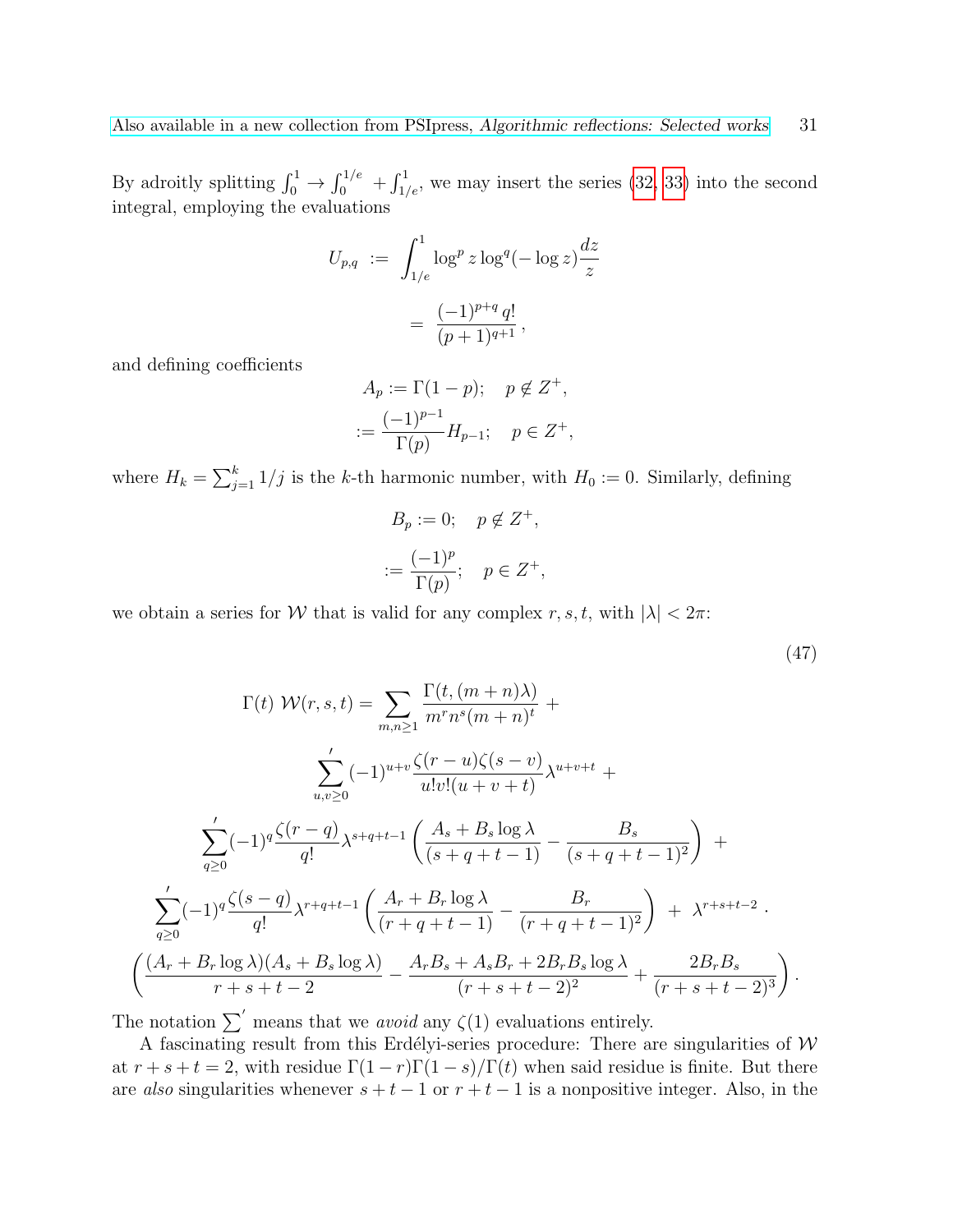By adroitly splitting $\int_0^1 \to \int_0^{1/e} + \int_{1/e}^1$, we may insert the series (32, 33) into the second integral, employing the evaluations

$$
\begin{aligned}
U_{p,q} &:= \int_{1/e}^1 \log^p z \log^q(-\log z) \frac{dz}{z} \\
&= \frac{(-1)^{p+q}\, q!}{(p+1)^{q+1}},
\end{aligned}
$$

and defining coefficients

$$
\begin{aligned}
A_p &:= \Gamma(1-p); \quad p \notin Z^+, \\
&:= \frac{(-1)^{p-1}}{\Gamma(p)} H_{p-1}; \quad p \in Z^+,
\end{aligned}
$$

where $H_k = \sum_{j=1}^k 1/j$ is the $k$-th harmonic number, with $H_0 := 0$. Similarly, defining

$$
\begin{aligned}
B_p &:= 0; \quad p \notin Z^+, \\
&:= \frac{(-1)^p}{\Gamma(p)}; \quad p \in Z^+,
\end{aligned}
$$

we obtain a series for $\mathcal{W}$ that is valid for any complex $r, s, t$, with $|\lambda| < 2\pi$:

$$
\begin{aligned}
\Gamma(t)\ \mathcal{W}(r,s,t) = &\sum_{m,n\geq 1} \frac{\Gamma(t,(m+n)\lambda)}{m^r n^s (m+n)^t} + \\
&{\sum_{u,v\geq 0}}' (-1)^{u+v} \frac{\zeta(r-u)\zeta(s-v)}{u!v!(u+v+t)} \lambda^{u+v+t} + \\
&{\sum_{q\geq 0}}' (-1)^q \frac{\zeta(r-q)}{q!} \lambda^{s+q+t-1} \left( \frac{A_s + B_s \log\lambda}{(s+q+t-1)} - \frac{B_s}{(s+q+t-1)^2} \right) + \\
&{\sum_{q\geq 0}}' (-1)^q \frac{\zeta(s-q)}{q!} \lambda^{r+q+t-1} \left( \frac{A_r + B_r \log\lambda}{(r+q+t-1)} - \frac{B_r}{(r+q+t-1)^2} \right) + \lambda^{r+s+t-2} \cdot \\
&\left( \frac{(A_r + B_r\log\lambda)(A_s + B_s\log\lambda)}{r+s+t-2} - \frac{A_r B_s + A_s B_r + 2B_r B_s \log\lambda}{(r+s+t-2)^2} + \frac{2B_r B_s}{(r+s+t-2)^3} \right).
\end{aligned}
\tag{47}
$$

The notation $\sum'$ means that we *avoid* any $\zeta(1)$ evaluations entirely.

A fascinating result from this Erdélyi-series procedure: There are singularities of $\mathcal{W}$ at $r+s+t=2$, with residue $\Gamma(1-r)\Gamma(1-s)/\Gamma(t)$ when said residue is finite. But there are *also* singularities whenever $s+t-1$ or $r+t-1$ is a nonpositive integer. Also, in the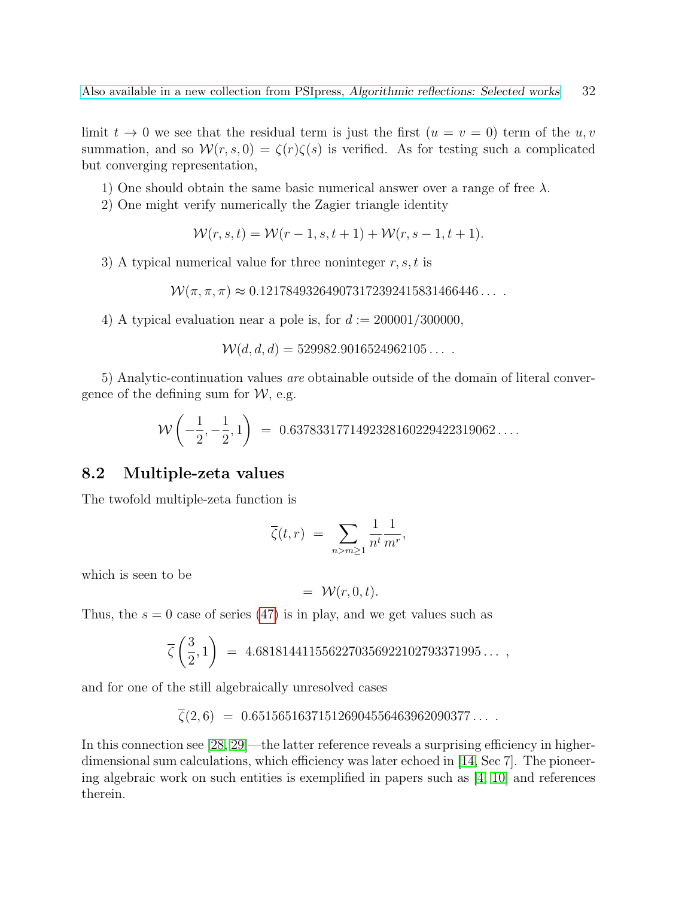limit $t \to 0$ we see that the residual term is just the first ($u = v = 0$) term of the $u, v$ summation, and so $\mathcal{W}(r, s, 0) = \zeta(r)\zeta(s)$ is verified. As for testing such a complicated but converging representation,

1) One should obtain the same basic numerical answer over a range of free $\lambda$.

2) One might verify numerically the Zagier triangle identity

$$\mathcal{W}(r, s, t) = \mathcal{W}(r-1, s, t+1) + \mathcal{W}(r, s-1, t+1).$$

3) A typical numerical value for three noninteger $r, s, t$ is

$$\mathcal{W}(\pi, \pi, \pi) \approx 0.121784932649073172392415831466446\ldots\ .$$

4) A typical evaluation near a pole is, for $d := 200001/300000$,

$$\mathcal{W}(d, d, d) = 529982.9016524962105\ldots\ .$$

5) Analytic-continuation values *are* obtainable outside of the domain of literal convergence of the defining sum for $\mathcal{W}$, e.g.

$$\mathcal{W}\left(-\frac{1}{2}, -\frac{1}{2}, 1\right) \;=\; 0.63783317714923281602294223l9062\ldots.$$

## 8.2 Multiple-zeta values

The twofold multiple-zeta function is

$$\overline{\zeta}(t, r) \;=\; \sum_{n > m \geq 1} \frac{1}{n^t} \frac{1}{m^r},$$

which is seen to be

$$= \; \mathcal{W}(r, 0, t).$$

Thus, the $s = 0$ case of series (47) is in play, and we get values such as

$$\overline{\zeta}\left(\frac{3}{2}, 1\right) \;=\; 4.681814411556227035692210279337l995\ldots\ ,$$

and for one of the still algebraically unresolved cases

$$\overline{\zeta}(2, 6) \;=\; 0.651565163715126904556463962090377\ldots\ .$$

In this connection see [28, 29]—the latter reference reveals a surprising efficiency in higher-dimensional sum calculations, which efficiency was later echoed in [14, Sec 7]. The pioneering algebraic work on such entities is exemplified in papers such as [4, 10] and references therein.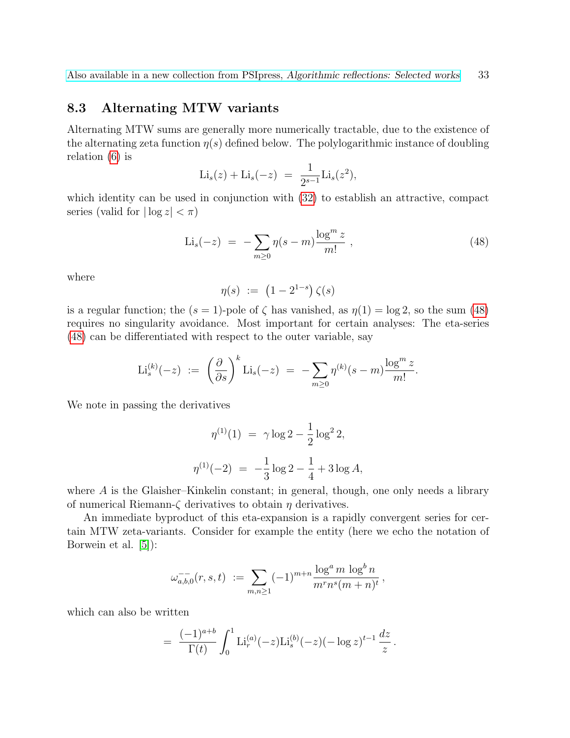## 8.3 Alternating MTW variants

Alternating MTW sums are generally more numerically tractable, due to the existence of the alternating zeta function $\eta(s)$ defined below. The polylogarithmic instance of doubling relation (6) is

$$\mathrm{Li}_s(z) + \mathrm{Li}_s(-z) \;=\; \frac{1}{2^{s-1}}\mathrm{Li}_s(z^2),$$

which identity can be used in conjunction with (32) to establish an attractive, compact series (valid for $|\log z| < \pi$)

$$\mathrm{Li}_s(-z) \;=\; -\sum_{m\geq 0} \eta(s-m)\frac{\log^m z}{m!} \;, \tag{48}$$

where

$$\eta(s) \;:=\; \left(1 - 2^{1-s}\right)\zeta(s)$$

is a regular function; the $(s=1)$-pole of $\zeta$ has vanished, as $\eta(1) = \log 2$, so the sum (48) requires no singularity avoidance. Most important for certain analyses: The eta-series (48) can be differentiated with respect to the outer variable, say

$$\mathrm{Li}_s^{(k)}(-z) \;:=\; \left(\frac{\partial}{\partial s}\right)^k \mathrm{Li}_s(-z) \;=\; -\sum_{m\geq 0} \eta^{(k)}(s-m)\frac{\log^m z}{m!}.$$

We note in passing the derivatives

$$\eta^{(1)}(1) \;=\; \gamma\log 2 - \frac{1}{2}\log^2 2,$$

$$\eta^{(1)}(-2) \;=\; -\frac{1}{3}\log 2 - \frac{1}{4} + 3\log A,$$

where $A$ is the Glaisher–Kinkelin constant; in general, though, one only needs a library of numerical Riemann-$\zeta$ derivatives to obtain $\eta$ derivatives.

An immediate byproduct of this eta-expansion is a rapidly convergent series for certain MTW zeta-variants. Consider for example the entity (here we echo the notation of Borwein et al. [5]):

$$\omega^{--}_{a,b,0}(r,s,t) \;:=\; \sum_{m,n\geq 1} (-1)^{m+n}\frac{\log^a m \, \log^b n}{m^r n^s (m+n)^t} \;,$$

which can also be written

$$=\; \frac{(-1)^{a+b}}{\Gamma(t)}\int_0^1 \mathrm{Li}_r^{(a)}(-z)\mathrm{Li}_s^{(b)}(-z)(-\log z)^{t-1}\,\frac{dz}{z}\,.$$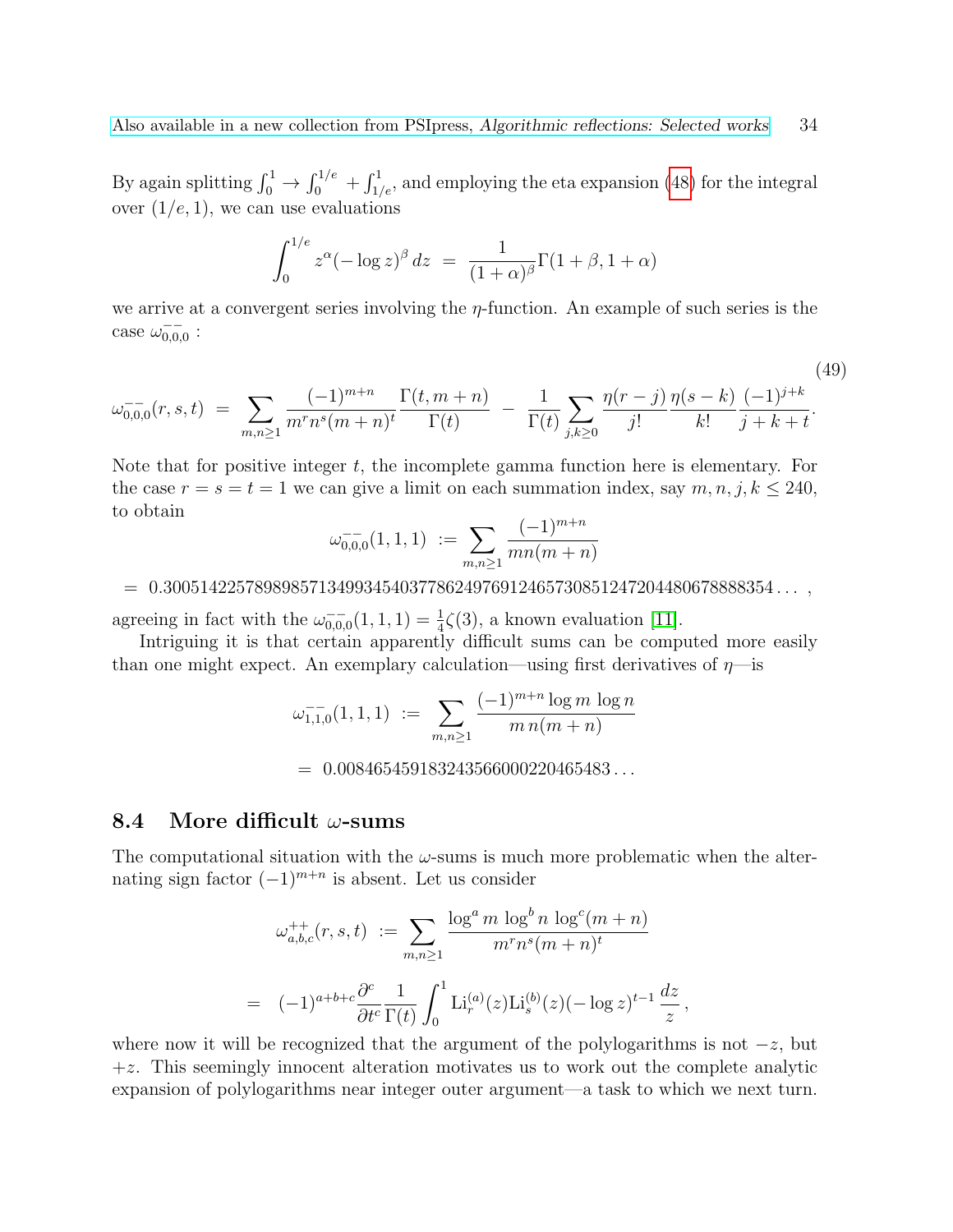By again splitting $\int_0^1 \to \int_0^{1/e} + \int_{1/e}^1$, and employing the eta expansion (48) for the integral over $(1/e, 1)$, we can use evaluations

$$\int_0^{1/e} z^\alpha (-\log z)^\beta \, dz \;=\; \frac{1}{(1+\alpha)^\beta} \Gamma(1+\beta, 1+\alpha)$$

we arrive at a convergent series involving the $\eta$-function. An example of such series is the case $\omega_{0,0,0}^{--}$ :

$$\omega_{0,0,0}^{--}(r,s,t) \;=\; \sum_{m,n \ge 1} \frac{(-1)^{m+n}}{m^r n^s (m+n)^t} \frac{\Gamma(t, m+n)}{\Gamma(t)} \;-\; \frac{1}{\Gamma(t)} \sum_{j,k \ge 0} \frac{\eta(r-j)}{j!} \frac{\eta(s-k)}{k!} \frac{(-1)^{j+k}}{j+k+t}. \tag{49}$$

Note that for positive integer $t$, the incomplete gamma function here is elementary. For the case $r = s = t = 1$ we can give a limit on each summation index, say $m, n, j, k \le 240$, to obtain

$$\omega_{0,0,0}^{--}(1,1,1) \;:=\; \sum_{m,n \ge 1} \frac{(-1)^{m+n}}{mn(m+n)}$$

$$= \; 0.30051422578989857134993454037786249769124657308512472044806788883 54\ldots \;,$$

agreeing in fact with the $\omega_{0,0,0}^{--}(1,1,1) = \frac{1}{4}\zeta(3)$, a known evaluation [11].

Intriguing it is that certain apparently difficult sums can be computed more easily than one might expect. An exemplary calculation—using first derivatives of $\eta$—is

$$\omega_{1,1,0}^{--}(1,1,1) \;:=\; \sum_{m,n \ge 1} \frac{(-1)^{m+n} \log m \, \log n}{m \, n (m+n)}$$

$$= \; 0.008465459183243566000220465483\ldots$$

### 8.4 More difficult $\omega$-sums

The computational situation with the $\omega$-sums is much more problematic when the alternating sign factor $(-1)^{m+n}$ is absent. Let us consider

$$\omega_{a,b,c}^{++}(r,s,t) \;:=\; \sum_{m,n \ge 1} \frac{\log^a m \, \log^b n \, \log^c(m+n)}{m^r n^s (m+n)^t}$$

$$= \;\; (-1)^{a+b+c} \frac{\partial^c}{\partial t^c} \frac{1}{\Gamma(t)} \int_0^1 \mathrm{Li}_r^{(a)}(z) \mathrm{Li}_s^{(b)}(z) (-\log z)^{t-1} \frac{dz}{z} \,,$$

where now it will be recognized that the argument of the polylogarithms is not $-z$, but $+z$. This seemingly innocent alteration motivates us to work out the complete analytic expansion of polylogarithms near integer outer argument—a task to which we next turn.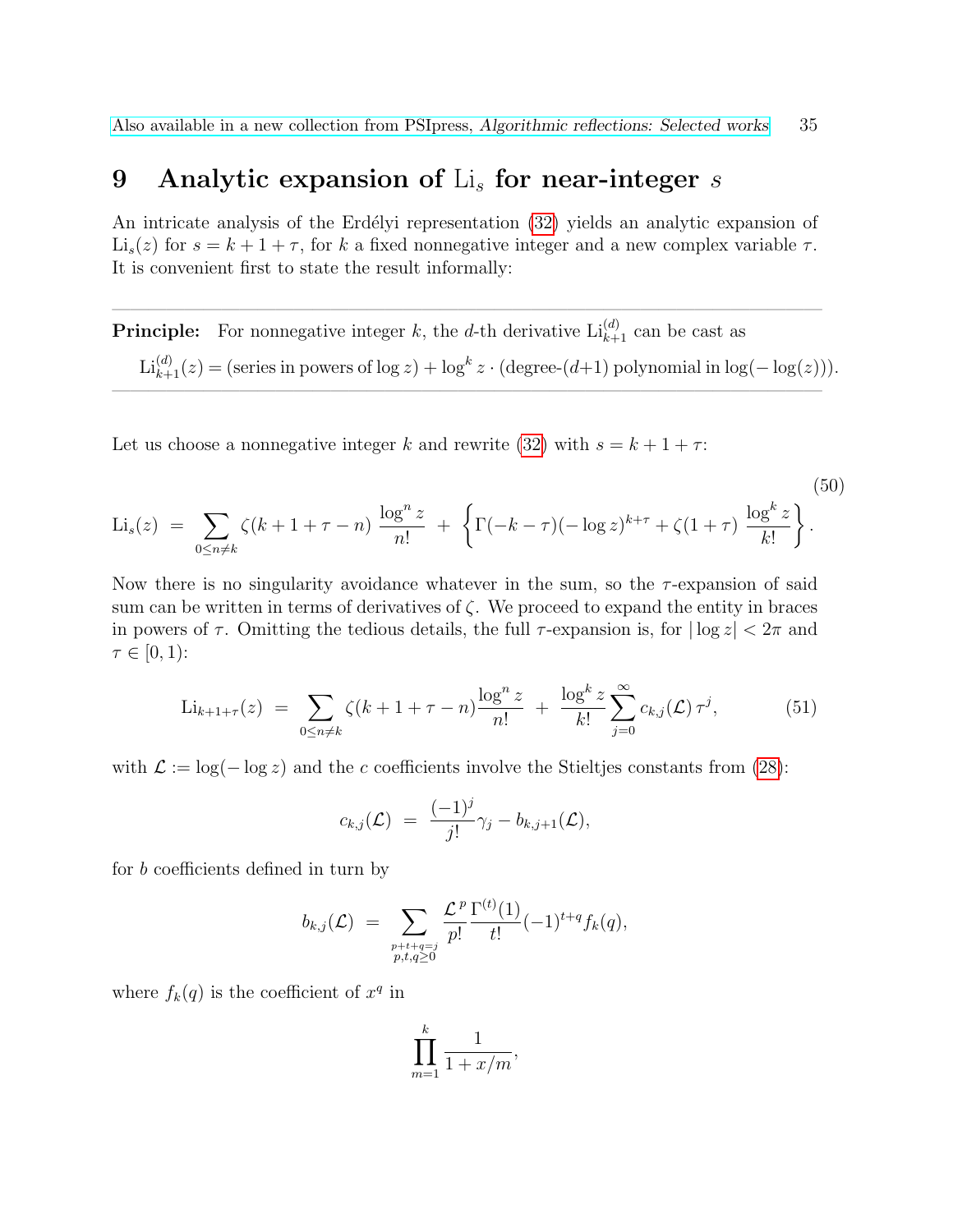## 9 Analytic expansion of $\mathrm{Li}_s$ for near-integer $s$

An intricate analysis of the Erdélyi representation (32) yields an analytic expansion of $\mathrm{Li}_s(z)$ for $s = k+1+\tau$, for $k$ a fixed nonnegative integer and a new complex variable $\tau$. It is convenient first to state the result informally:

---

**Principle:** For nonnegative integer $k$, the $d$-th derivative $\mathrm{Li}_{k+1}^{(d)}$ can be cast as

$$\mathrm{Li}_{k+1}^{(d)}(z) = (\text{series in powers of } \log z) + \log^k z \cdot (\text{degree-}(d{+}1) \text{ polynomial in } \log(-\log(z))).$$

---

Let us choose a nonnegative integer $k$ and rewrite (32) with $s = k+1+\tau$:

$$\mathrm{Li}_s(z) \;=\; \sum_{0 \le n \ne k} \zeta(k+1+\tau-n)\,\frac{\log^n z}{n!} \;+\; \left\{\Gamma(-k-\tau)(-\log z)^{k+\tau} + \zeta(1+\tau)\,\frac{\log^k z}{k!}\right\}. \tag{50}$$

Now there is no singularity avoidance whatever in the sum, so the $\tau$-expansion of said sum can be written in terms of derivatives of $\zeta$. We proceed to expand the entity in braces in powers of $\tau$. Omitting the tedious details, the full $\tau$-expansion is, for $|\log z| < 2\pi$ and $\tau \in [0,1)$:

$$\mathrm{Li}_{k+1+\tau}(z) \;=\; \sum_{0 \le n \ne k} \zeta(k+1+\tau-n)\frac{\log^n z}{n!} \;+\; \frac{\log^k z}{k!}\sum_{j=0}^{\infty} c_{k,j}(\mathcal{L})\,\tau^j, \tag{51}$$

with $\mathcal{L} := \log(-\log z)$ and the $c$ coefficients involve the Stieltjes constants from (28):

$$c_{k,j}(\mathcal{L}) \;=\; \frac{(-1)^j}{j!}\gamma_j - b_{k,j+1}(\mathcal{L}),$$

for $b$ coefficients defined in turn by

$$b_{k,j}(\mathcal{L}) \;=\; \sum_{\substack{p+t+q=j \\ p,t,q \ge 0}} \frac{\mathcal{L}^p}{p!}\frac{\Gamma^{(t)}(1)}{t!}(-1)^{t+q} f_k(q),$$

where $f_k(q)$ is the coefficient of $x^q$ in

$$\prod_{m=1}^{k} \frac{1}{1+x/m},$$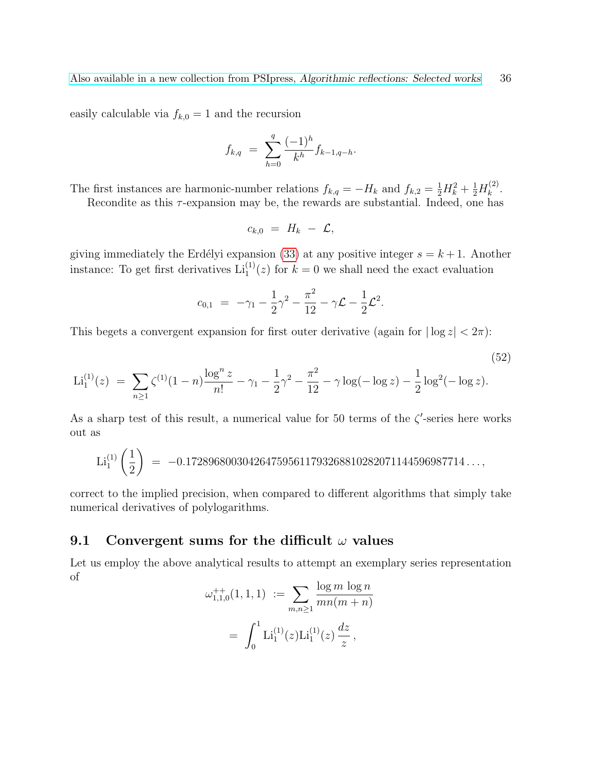easily calculable via $f_{k,0} = 1$ and the recursion

$$f_{k,q} \;=\; \sum_{h=0}^{q} \frac{(-1)^h}{k^h} f_{k-1,q-h}.$$

The first instances are harmonic-number relations $f_{k,q} = -H_k$ and $f_{k,2} = \frac{1}{2}H_k^2 + \frac{1}{2}H_k^{(2)}$.

Recondite as this $\tau$-expansion may be, the rewards are substantial. Indeed, one has

$$c_{k,0} \;=\; H_k \;-\; \mathcal{L},$$

giving immediately the Erdélyi expansion (33) at any positive integer $s = k+1$. Another instance: To get first derivatives $\mathrm{Li}_1^{(1)}(z)$ for $k = 0$ we shall need the exact evaluation

$$c_{0,1} \;=\; -\gamma_1 - \frac{1}{2}\gamma^2 - \frac{\pi^2}{12} - \gamma\mathcal{L} - \frac{1}{2}\mathcal{L}^2.$$

This begets a convergent expansion for first outer derivative (again for $|\log z| < 2\pi$):

$$\mathrm{Li}_1^{(1)}(z) \;=\; \sum_{n\geq 1} \zeta^{(1)}(1-n)\frac{\log^n z}{n!} - \gamma_1 - \frac{1}{2}\gamma^2 - \frac{\pi^2}{12} - \gamma\log(-\log z) - \frac{1}{2}\log^2(-\log z). \tag{52}$$

As a sharp test of this result, a numerical value for 50 terms of the $\zeta'$-series here works out as

$$\mathrm{Li}_1^{(1)}\left(\frac{1}{2}\right) \;=\; -0.17289680030426475956117932688102820711445969877 14\ldots,$$

correct to the implied precision, when compared to different algorithms that simply take numerical derivatives of polylogarithms.

## 9.1 Convergent sums for the difficult $\omega$ values

Let us employ the above analytical results to attempt an exemplary series representation of

$$\omega_{1,1,0}^{++}(1,1,1) \;:=\; \sum_{m,n\geq 1} \frac{\log m \, \log n}{mn(m+n)}$$

$$=\; \int_0^1 \mathrm{Li}_1^{(1)}(z)\mathrm{Li}_1^{(1)}(z)\,\frac{dz}{z}\,,$$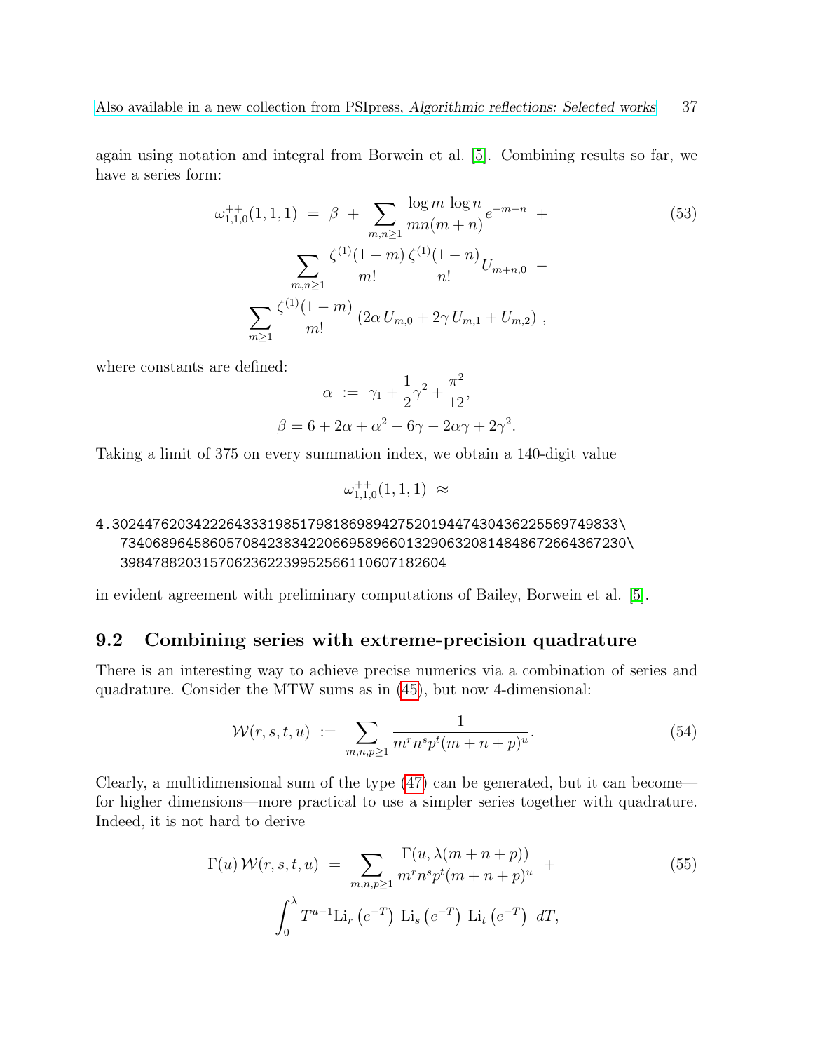again using notation and integral from Borwein et al. [5]. Combining results so far, we have a series form:

$$
\begin{aligned}
\omega_{1,1,0}^{++}(1,1,1) \;=\; \beta \;+\; \sum_{m,n\geq 1} \frac{\log m\,\log n}{mn(m+n)} e^{-m-n} \;+ \\
\sum_{m,n\geq 1} \frac{\zeta^{(1)}(1-m)}{m!}\frac{\zeta^{(1)}(1-n)}{n!} U_{m+n,0} \;- \\
\sum_{m\geq 1} \frac{\zeta^{(1)}(1-m)}{m!}\left(2\alpha\, U_{m,0} + 2\gamma\, U_{m,1} + U_{m,2}\right),
\end{aligned} \tag{53}
$$

where constants are defined:

$$
\alpha \;:=\; \gamma_1 + \frac{1}{2}\gamma^2 + \frac{\pi^2}{12},
$$

$$
\beta = 6 + 2\alpha + \alpha^2 - 6\gamma - 2\alpha\gamma + 2\gamma^2.
$$

Taking a limit of 375 on every summation index, we obtain a 140-digit value

$$
\omega_{1,1,0}^{++}(1,1,1) \;\approx
$$

```
4.30244762034222643331985179818698942752019447430436225569749833\
  73406896458605708423834220669589660132906320814848672664367230\
  39847882031570623622399525661106071826O4
```

in evident agreement with preliminary computations of Bailey, Borwein et al. [5].

## 9.2 Combining series with extreme-precision quadrature

There is an interesting way to achieve precise numerics via a combination of series and quadrature. Consider the MTW sums as in (45), but now 4-dimensional:

$$
\mathcal{W}(r,s,t,u) \;:=\; \sum_{m,n,p\geq 1} \frac{1}{m^r n^s p^t (m+n+p)^u}. \tag{54}
$$

Clearly, a multidimensional sum of the type (47) can be generated, but it can become—for higher dimensions—more practical to use a simpler series together with quadrature. Indeed, it is not hard to derive

$$
\begin{aligned}
\Gamma(u)\,\mathcal{W}(r,s,t,u) \;=\; \sum_{m,n,p\geq 1} \frac{\Gamma(u,\lambda(m+n+p))}{m^r n^s p^t (m+n+p)^u} \;+ \\
\int_0^\lambda T^{u-1} \mathrm{Li}_r\left(e^{-T}\right)\,\mathrm{Li}_s\left(e^{-T}\right)\,\mathrm{Li}_t\left(e^{-T}\right)\,dT,
\end{aligned} \tag{55}
$$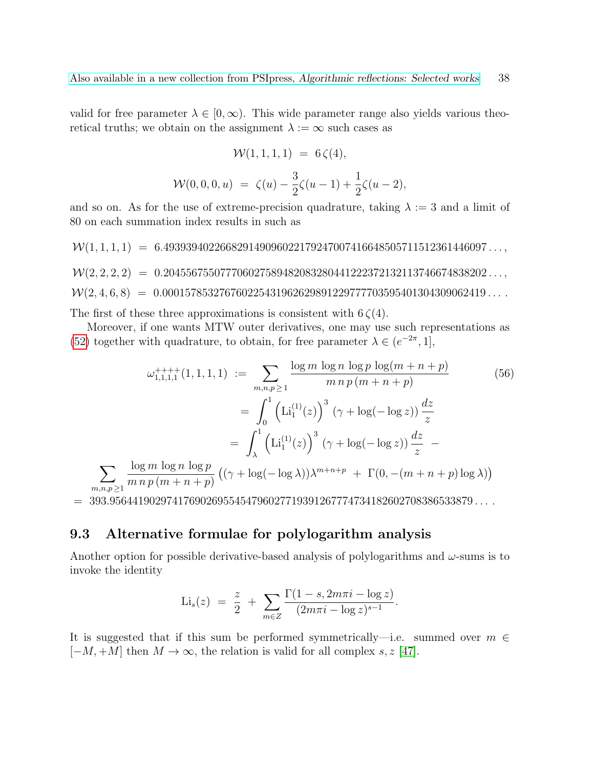valid for free parameter $\lambda \in [0, \infty)$. This wide parameter range also yields various theoretical truths; we obtain on the assignment $\lambda := \infty$ such cases as

$$
\mathcal{W}(1,1,1,1) \;=\; 6\,\zeta(4),
$$

$$
\mathcal{W}(0,0,0,u) \;=\; \zeta(u) - \frac{3}{2}\zeta(u-1) + \frac{1}{2}\zeta(u-2),
$$

and so on. As for the use of extreme-precision quadrature, taking $\lambda := 3$ and a limit of 80 on each summation index results in such as

$$
\mathcal{W}(1,1,1,1) \;=\; 6.4939394022668291490960221792470074166485057115123614460 97\ldots,
$$

$$
\mathcal{W}(2,2,2,2) \;=\; 0.2045567550777060275894820832804412223721321137466748382 02\ldots,
$$

$$
\mathcal{W}(2,4,6,8) \;=\; 0.0001578532767602254319626298912297777035954013043090624 19\ldots.
$$

The first of these three approximations is consistent with $6\,\zeta(4)$.

Moreover, if one wants MTW outer derivatives, one may use such representations as (52) together with quadrature, to obtain, for free parameter $\lambda \in (e^{-2\pi}, 1]$,

$$
\begin{aligned}
\omega^{++++}_{1,1,1,1}(1,1,1,1) \;&:=\; \sum_{m,n,p\geq 1} \frac{\log m\,\log n\,\log p\,\log(m+n+p)}{m\,n\,p\,(m+n+p)} \qquad (56)\\
&=\; \int_0^1 \left(\mathrm{Li}_1^{(1)}(z)\right)^3 \,(\gamma + \log(-\log z))\,\frac{dz}{z}\\
&=\; \int_\lambda^1 \left(\mathrm{Li}_1^{(1)}(z)\right)^3 \,(\gamma + \log(-\log z))\,\frac{dz}{z} \;-\\
\sum_{m,n,p\geq 1} \frac{\log m\,\log n\,\log p}{m\,n\,p\,(m+n+p)} &\left((\gamma + \log(-\log\lambda))\lambda^{m+n+p} \;+\; \Gamma(0, -(m+n+p)\log\lambda)\right)\\
=\; 393.9564419029741769026955454796027719391267774734182602708386533879\ldots.&
\end{aligned}
$$

## 9.3 Alternative formulae for polylogarithm analysis

Another option for possible derivative-based analysis of polylogarithms and $\omega$-sums is to invoke the identity

$$
\mathrm{Li}_s(z) \;=\; \frac{z}{2} \;+\; \sum_{m\in Z} \frac{\Gamma(1-s, 2m\pi i - \log z)}{(2m\pi i - \log z)^{s-1}}.
$$

It is suggested that if this sum be performed symmetrically—i.e. summed over $m \in [-M, +M]$ then $M \to \infty$, the relation is valid for all complex $s, z$ [47].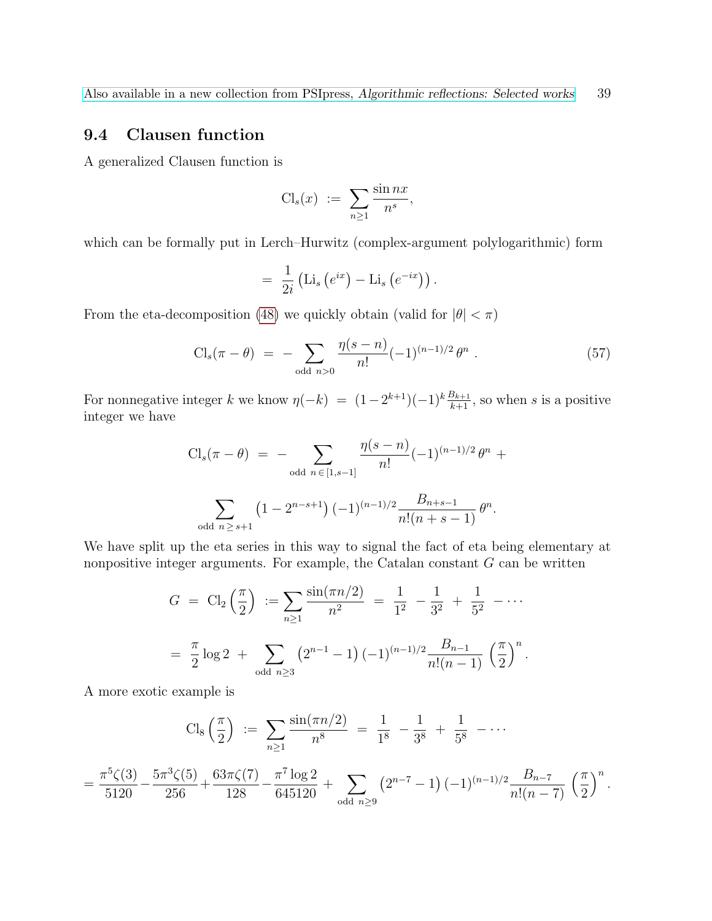### 9.4 Clausen function

A generalized Clausen function is

$$\mathrm{Cl}_s(x) \;:=\; \sum_{n\geq 1} \frac{\sin nx}{n^s},$$

which can be formally put in Lerch–Hurwitz (complex-argument polylogarithmic) form

$$=\; \frac{1}{2i}\left(\mathrm{Li}_s\left(e^{ix}\right) - \mathrm{Li}_s\left(e^{-ix}\right)\right).$$

From the eta-decomposition (48) we quickly obtain (valid for $|\theta| < \pi$)

$$\mathrm{Cl}_s(\pi - \theta) \;=\; -\sum_{\text{odd } n>0} \frac{\eta(s-n)}{n!}(-1)^{(n-1)/2}\,\theta^n \;. \tag{57}$$

For nonnegative integer $k$ we know $\eta(-k) \;=\; (1-2^{k+1})(-1)^k \frac{B_{k+1}}{k+1}$, so when $s$ is a positive integer we have

$$\mathrm{Cl}_s(\pi - \theta) \;=\; -\sum_{\text{odd } n\in[1,s-1]} \frac{\eta(s-n)}{n!}(-1)^{(n-1)/2}\,\theta^n \;+$$

$$\sum_{\text{odd } n\geq s+1} \left(1 - 2^{n-s+1}\right)(-1)^{(n-1)/2} \frac{B_{n+s-1}}{n!(n+s-1)}\,\theta^n.$$

We have split up the eta series in this way to signal the fact of eta being elementary at nonpositive integer arguments. For example, the Catalan constant $G$ can be written

$$G \;=\; \mathrm{Cl}_2\left(\frac{\pi}{2}\right) \;:= \sum_{n\geq 1} \frac{\sin(\pi n/2)}{n^2} \;=\; \frac{1}{1^2} \;-\frac{1}{3^2} \;+\; \frac{1}{5^2} \;-\cdots$$

$$=\; \frac{\pi}{2}\log 2 \;+\; \sum_{\text{odd } n\geq 3} \left(2^{n-1} - 1\right)(-1)^{(n-1)/2} \frac{B_{n-1}}{n!(n-1)}\left(\frac{\pi}{2}\right)^n.$$

A more exotic example is

$$\mathrm{Cl}_8\left(\frac{\pi}{2}\right) \;:=\; \sum_{n\geq 1} \frac{\sin(\pi n/2)}{n^8} \;=\; \frac{1}{1^8} \;-\frac{1}{3^8} \;+\; \frac{1}{5^8} \;-\cdots$$

$$= \frac{\pi^5\zeta(3)}{5120} - \frac{5\pi^3\zeta(5)}{256} + \frac{63\pi\zeta(7)}{128} - \frac{\pi^7\log 2}{645120} \;+\; \sum_{\text{odd } n\geq 9} \left(2^{n-7} - 1\right)(-1)^{(n-1)/2} \frac{B_{n-7}}{n!(n-7)}\left(\frac{\pi}{2}\right)^n.$$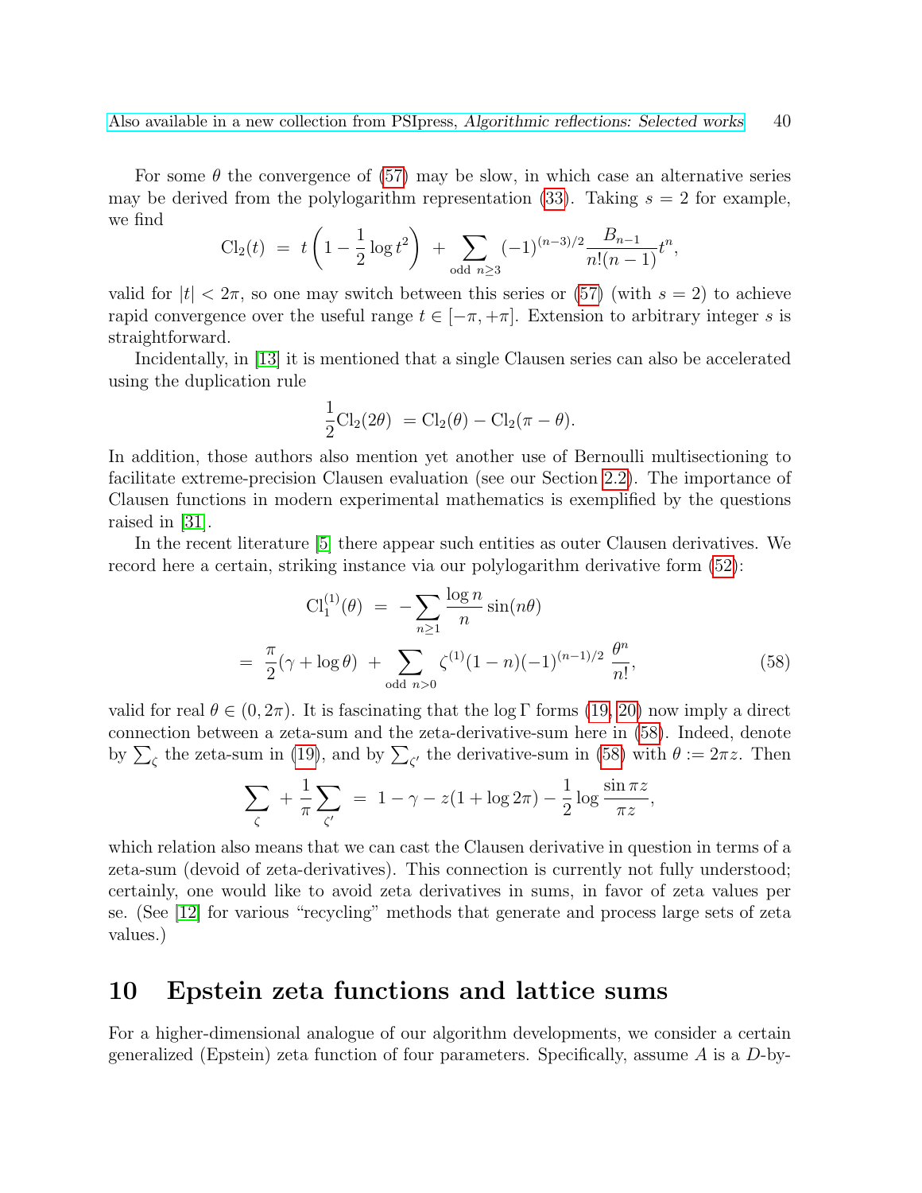For some $\theta$ the convergence of (57) may be slow, in which case an alternative series may be derived from the polylogarithm representation (33). Taking $s = 2$ for example, we find

$$\mathrm{Cl}_2(t) \;=\; t\left(1 - \frac{1}{2}\log t^2\right) \;+ \sum_{\text{odd } n\geq 3} (-1)^{(n-3)/2} \frac{B_{n-1}}{n!(n-1)} t^n,$$

valid for $|t| < 2\pi$, so one may switch between this series or (57) (with $s = 2$) to achieve rapid convergence over the useful range $t \in [-\pi, +\pi]$. Extension to arbitrary integer $s$ is straightforward.

Incidentally, in [13] it is mentioned that a single Clausen series can also be accelerated using the duplication rule

$$\frac{1}{2}\mathrm{Cl}_2(2\theta) \;= \mathrm{Cl}_2(\theta) - \mathrm{Cl}_2(\pi - \theta).$$

In addition, those authors also mention yet another use of Bernoulli multisectioning to facilitate extreme-precision Clausen evaluation (see our Section 2.2). The importance of Clausen functions in modern experimental mathematics is exemplified by the questions raised in [31].

In the recent literature [5] there appear such entities as outer Clausen derivatives. We record here a certain, striking instance via our polylogarithm derivative form (52):

$$\begin{aligned}
\mathrm{Cl}_1^{(1)}(\theta) \;&=\; -\sum_{n\geq 1} \frac{\log n}{n} \sin(n\theta) \\
&=\; \frac{\pi}{2}(\gamma + \log\theta) \;+ \sum_{\text{odd } n>0} \zeta^{(1)}(1-n)(-1)^{(n-1)/2}\, \frac{\theta^n}{n!},
\end{aligned} \tag{58}$$

valid for real $\theta \in (0, 2\pi)$. It is fascinating that the $\log\Gamma$ forms (19, 20) now imply a direct connection between a zeta-sum and the zeta-derivative-sum here in (58). Indeed, denote by $\sum_\zeta$ the zeta-sum in (19), and by $\sum_{\zeta'}$ the derivative-sum in (58) with $\theta := 2\pi z$. Then

$$\sum_{\zeta} \;+ \frac{1}{\pi}\sum_{\zeta'} \;=\; 1 - \gamma - z(1 + \log 2\pi) - \frac{1}{2}\log\frac{\sin \pi z}{\pi z},$$

which relation also means that we can cast the Clausen derivative in question in terms of a zeta-sum (devoid of zeta-derivatives). This connection is currently not fully understood; certainly, one would like to avoid zeta derivatives in sums, in favor of zeta values per se. (See [12] for various "recycling" methods that generate and process large sets of zeta values.)

# 10 Epstein zeta functions and lattice sums

For a higher-dimensional analogue of our algorithm developments, we consider a certain generalized (Epstein) zeta function of four parameters. Specifically, assume $A$ is a $D$-by-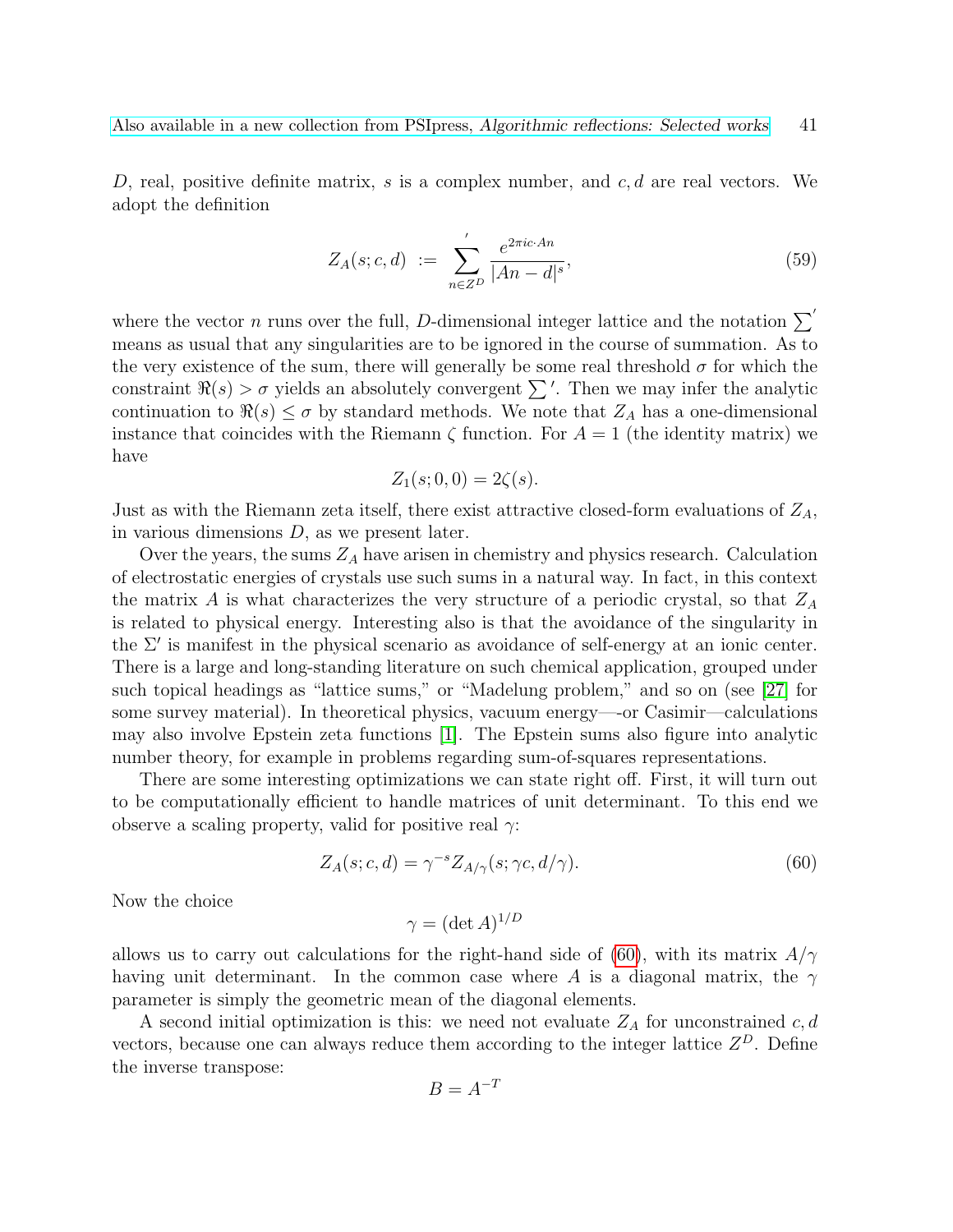$D$, real, positive definite matrix, $s$ is a complex number, and $c, d$ are real vectors. We adopt the definition

$$Z_A(s; c, d) \ := \ \sum_{n \in Z^D}{}' \frac{e^{2\pi i c \cdot An}}{|An - d|^s}, \tag{59}$$

where the vector $n$ runs over the full, $D$-dimensional integer lattice and the notation $\sum'$ means as usual that any singularities are to be ignored in the course of summation. As to the very existence of the sum, there will generally be some real threshold $\sigma$ for which the constraint $\Re(s) > \sigma$ yields an absolutely convergent $\sum'$. Then we may infer the analytic continuation to $\Re(s) \leq \sigma$ by standard methods. We note that $Z_A$ has a one-dimensional instance that coincides with the Riemann $\zeta$ function. For $A = 1$ (the identity matrix) we have

$$Z_1(s; 0, 0) = 2\zeta(s).$$

Just as with the Riemann zeta itself, there exist attractive closed-form evaluations of $Z_A$, in various dimensions $D$, as we present later.

Over the years, the sums $Z_A$ have arisen in chemistry and physics research. Calculation of electrostatic energies of crystals use such sums in a natural way. In fact, in this context the matrix $A$ is what characterizes the very structure of a periodic crystal, so that $Z_A$ is related to physical energy. Interesting also is that the avoidance of the singularity in the $\Sigma'$ is manifest in the physical scenario as avoidance of self-energy at an ionic center. There is a large and long-standing literature on such chemical application, grouped under such topical headings as "lattice sums," or "Madelung problem," and so on (see [27] for some survey material). In theoretical physics, vacuum energy—-or Casimir—calculations may also involve Epstein zeta functions [1]. The Epstein sums also figure into analytic number theory, for example in problems regarding sum-of-squares representations.

There are some interesting optimizations we can state right off. First, it will turn out to be computationally efficient to handle matrices of unit determinant. To this end we observe a scaling property, valid for positive real $\gamma$:

$$Z_A(s; c, d) = \gamma^{-s} Z_{A/\gamma}(s; \gamma c, d/\gamma). \tag{60}$$

Now the choice

$$\gamma = (\det A)^{1/D}$$

allows us to carry out calculations for the right-hand side of (60), with its matrix $A/\gamma$ having unit determinant. In the common case where $A$ is a diagonal matrix, the $\gamma$ parameter is simply the geometric mean of the diagonal elements.

A second initial optimization is this: we need not evaluate $Z_A$ for unconstrained $c, d$ vectors, because one can always reduce them according to the integer lattice $Z^D$. Define the inverse transpose:

$$B = A^{-T}$$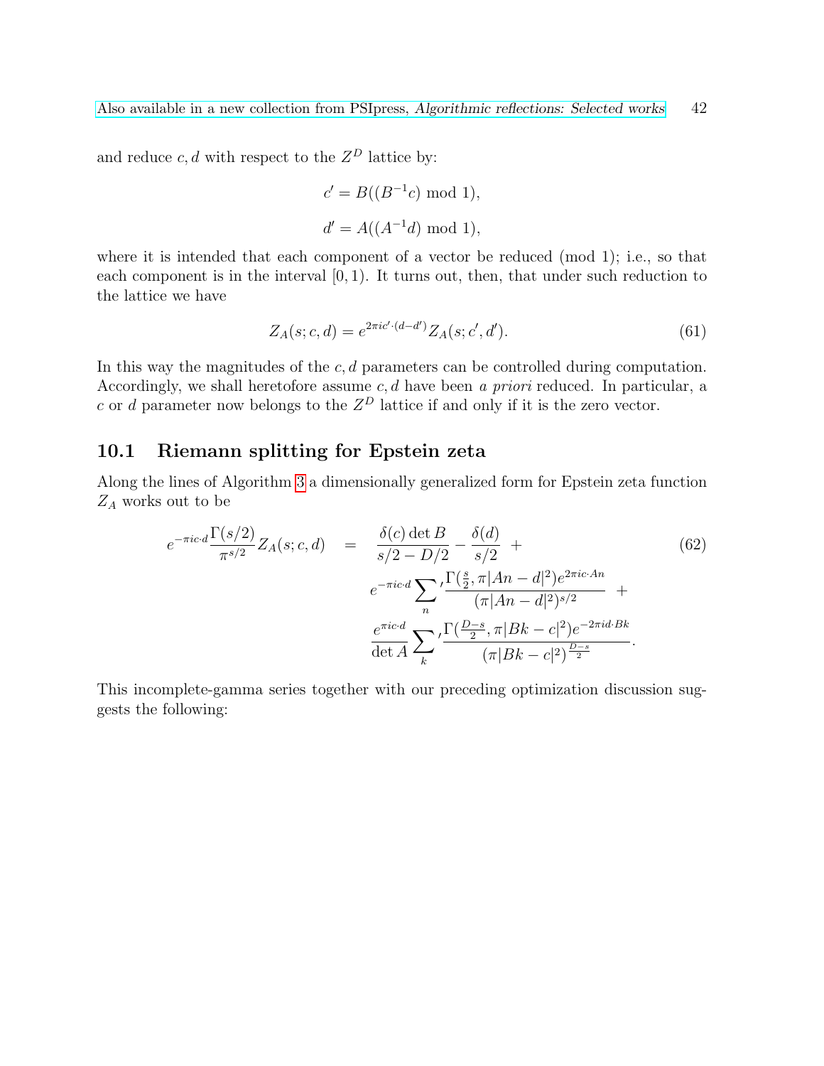and reduce $c, d$ with respect to the $Z^D$ lattice by:

$$c' = B((B^{-1}c) \bmod 1),$$

$$d' = A((A^{-1}d) \bmod 1),$$

where it is intended that each component of a vector be reduced (mod 1); i.e., so that each component is in the interval $[0, 1)$. It turns out, then, that under such reduction to the lattice we have

$$Z_A(s; c, d) = e^{2\pi i c' \cdot (d - d')} Z_A(s; c', d'). \tag{61}$$

In this way the magnitudes of the $c, d$ parameters can be controlled during computation. Accordingly, we shall heretofore assume $c, d$ have been *a priori* reduced. In particular, a $c$ or $d$ parameter now belongs to the $Z^D$ lattice if and only if it is the zero vector.

## 10.1 Riemann splitting for Epstein zeta

Along the lines of Algorithm 3 a dimensionally generalized form for Epstein zeta function $Z_A$ works out to be

$$\begin{aligned} e^{-\pi i c \cdot d} \frac{\Gamma(s/2)}{\pi^{s/2}} Z_A(s; c, d) \quad = \quad & \frac{\delta(c) \det B}{s/2 - D/2} - \frac{\delta(d)}{s/2} \; + \\ & e^{-\pi i c \cdot d} \sum_n{}' \frac{\Gamma(\frac{s}{2}, \pi |An - d|^2) e^{2\pi i c \cdot An}}{(\pi |An - d|^2)^{s/2}} \; + \\ & \frac{e^{\pi i c \cdot d}}{\det A} \sum_k{}' \frac{\Gamma(\frac{D-s}{2}, \pi |Bk - c|^2) e^{-2\pi i d \cdot Bk}}{(\pi |Bk - c|^2)^{\frac{D-s}{2}}}. \end{aligned} \tag{62}$$

This incomplete-gamma series together with our preceding optimization discussion suggests the following: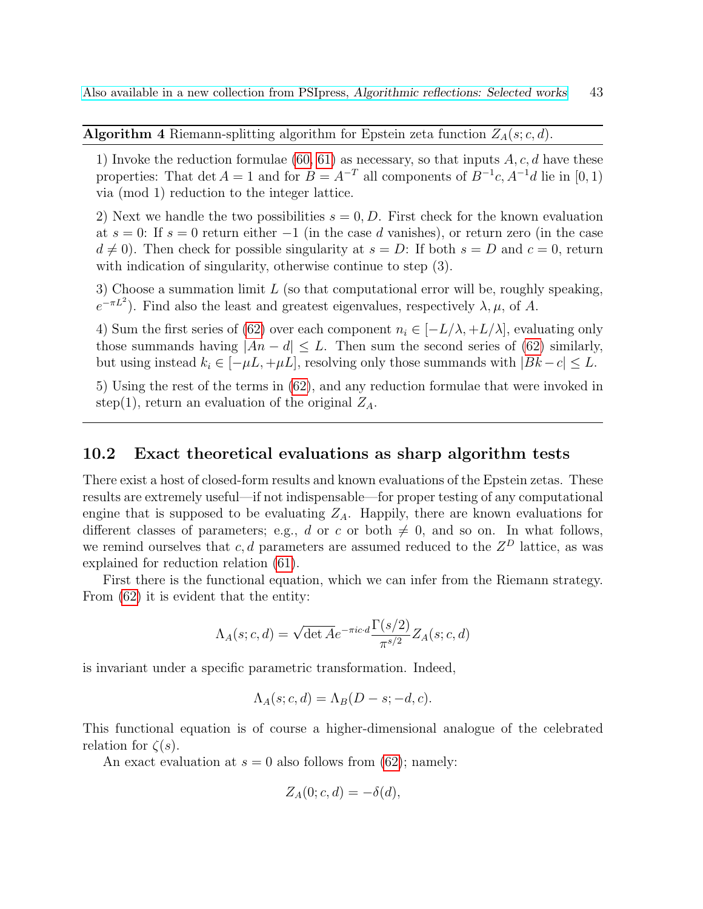**Algorithm 4** Riemann-splitting algorithm for Epstein zeta function $Z_A(s; c, d)$.

1) Invoke the reduction formulae (60, 61) as necessary, so that inputs $A, c, d$ have these properties: That $\det A = 1$ and for $B = A^{-T}$ all components of $B^{-1}c, A^{-1}d$ lie in $[0, 1)$ via (mod 1) reduction to the integer lattice.

2) Next we handle the two possibilities $s = 0, D$. First check for the known evaluation at $s = 0$: If $s = 0$ return either $-1$ (in the case $d$ vanishes), or return zero (in the case $d \neq 0$). Then check for possible singularity at $s = D$: If both $s = D$ and $c = 0$, return with indication of singularity, otherwise continue to step (3).

3) Choose a summation limit $L$ (so that computational error will be, roughly speaking, $e^{-\pi L^2}$). Find also the least and greatest eigenvalues, respectively $\lambda, \mu$, of $A$.

4) Sum the first series of (62) over each component $n_i \in [-L/\lambda, +L/\lambda]$, evaluating only those summands having $|An - d| \leq L$. Then sum the second series of (62) similarly, but using instead $k_i \in [-\mu L, +\mu L]$, resolving only those summands with $|Bk - c| \leq L$.

5) Using the rest of the terms in (62), and any reduction formulae that were invoked in step(1), return an evaluation of the original $Z_A$.

## 10.2 Exact theoretical evaluations as sharp algorithm tests

There exist a host of closed-form results and known evaluations of the Epstein zetas. These results are extremely useful—if not indispensable—for proper testing of any computational engine that is supposed to be evaluating $Z_A$. Happily, there are known evaluations for different classes of parameters; e.g., $d$ or $c$ or both $\neq 0$, and so on. In what follows, we remind ourselves that $c, d$ parameters are assumed reduced to the $Z^D$ lattice, as was explained for reduction relation (61).

First there is the functional equation, which we can infer from the Riemann strategy. From (62) it is evident that the entity:

$$\Lambda_A(s; c, d) = \sqrt{\det A} e^{-\pi i c \cdot d} \frac{\Gamma(s/2)}{\pi^{s/2}} Z_A(s; c, d)$$

is invariant under a specific parametric transformation. Indeed,

$$\Lambda_A(s; c, d) = \Lambda_B(D - s; -d, c).$$

This functional equation is of course a higher-dimensional analogue of the celebrated relation for $\zeta(s)$.

An exact evaluation at $s = 0$ also follows from (62); namely:

$$Z_A(0; c, d) = -\delta(d),$$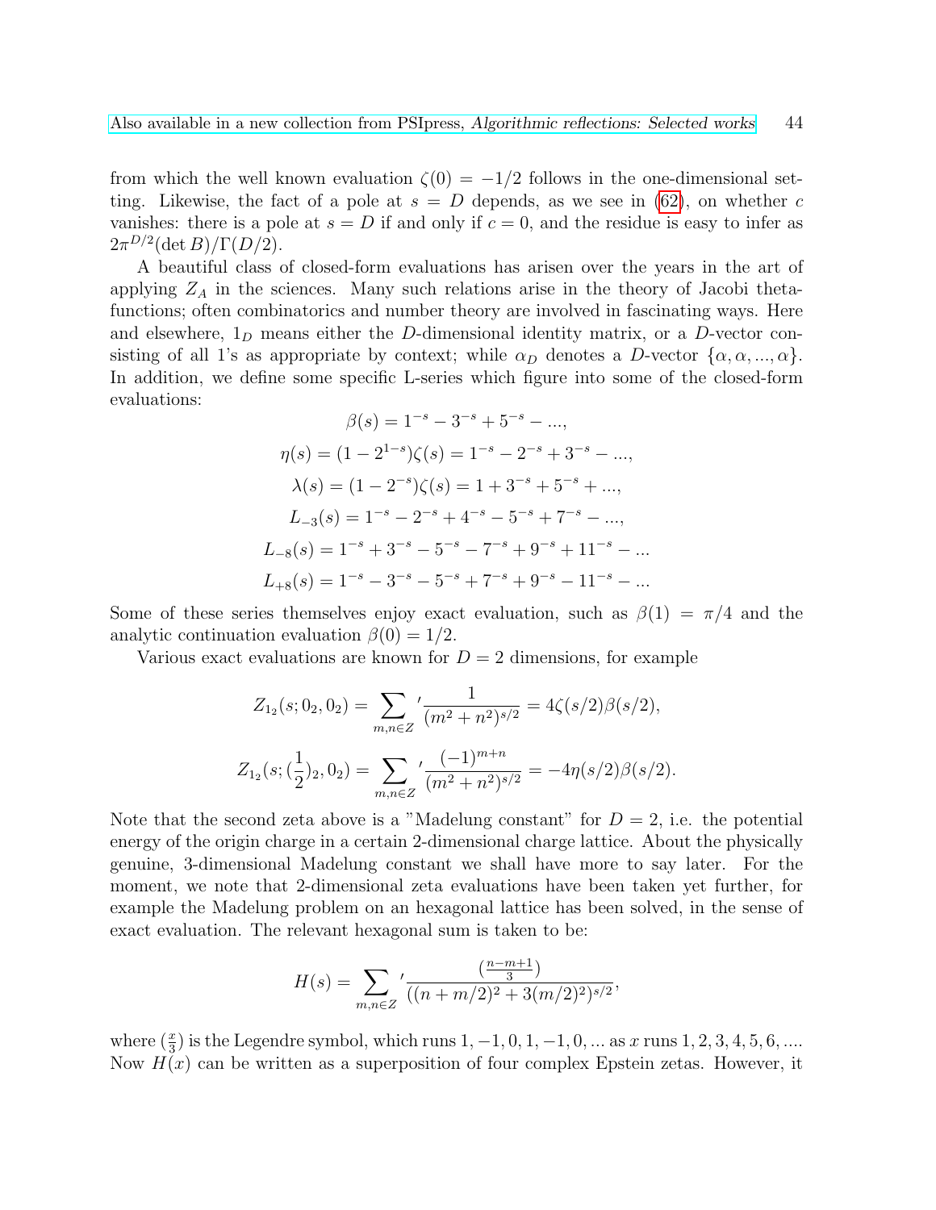from which the well known evaluation $\zeta(0) = -1/2$ follows in the one-dimensional setting. Likewise, the fact of a pole at $s = D$ depends, as we see in (62), on whether $c$ vanishes: there is a pole at $s = D$ if and only if $c = 0$, and the residue is easy to infer as $2\pi^{D/2}(\det B)/\Gamma(D/2)$.

A beautiful class of closed-form evaluations has arisen over the years in the art of applying $Z_A$ in the sciences. Many such relations arise in the theory of Jacobi theta-functions; often combinatorics and number theory are involved in fascinating ways. Here and elsewhere, $1_D$ means either the $D$-dimensional identity matrix, or a $D$-vector consisting of all 1's as appropriate by context; while $\alpha_D$ denotes a $D$-vector $\{\alpha, \alpha, ..., \alpha\}$. In addition, we define some specific L-series which figure into some of the closed-form evaluations:

$$\beta(s) = 1^{-s} - 3^{-s} + 5^{-s} - ...,$$

$$\eta(s) = (1 - 2^{1-s})\zeta(s) = 1^{-s} - 2^{-s} + 3^{-s} - ...,$$

$$\lambda(s) = (1 - 2^{-s})\zeta(s) = 1 + 3^{-s} + 5^{-s} + ...,$$

$$L_{-3}(s) = 1^{-s} - 2^{-s} + 4^{-s} - 5^{-s} + 7^{-s} - ...,$$

$$L_{-8}(s) = 1^{-s} + 3^{-s} - 5^{-s} - 7^{-s} + 9^{-s} + 11^{-s} - ...$$

$$L_{+8}(s) = 1^{-s} - 3^{-s} - 5^{-s} + 7^{-s} + 9^{-s} - 11^{-s} - ...$$

Some of these series themselves enjoy exact evaluation, such as $\beta(1) = \pi/4$ and the analytic continuation evaluation $\beta(0) = 1/2$.

Various exact evaluations are known for $D = 2$ dimensions, for example

$$Z_{1_2}(s; 0_2, 0_2) = \sum_{m,n \in Z}{}' \frac{1}{(m^2 + n^2)^{s/2}} = 4\zeta(s/2)\beta(s/2),$$

$$Z_{1_2}(s; (\frac{1}{2})_2, 0_2) = \sum_{m,n \in Z}{}' \frac{(-1)^{m+n}}{(m^2 + n^2)^{s/2}} = -4\eta(s/2)\beta(s/2).$$

Note that the second zeta above is a "Madelung constant" for $D = 2$, i.e. the potential energy of the origin charge in a certain 2-dimensional charge lattice. About the physically genuine, 3-dimensional Madelung constant we shall have more to say later. For the moment, we note that 2-dimensional zeta evaluations have been taken yet further, for example the Madelung problem on an hexagonal lattice has been solved, in the sense of exact evaluation. The relevant hexagonal sum is taken to be:

$$H(s) = \sum_{m,n \in Z}{}' \frac{(\frac{n-m+1}{3})}{((n + m/2)^2 + 3(m/2)^2)^{s/2}},$$

where $(\frac{x}{3})$ is the Legendre symbol, which runs $1, -1, 0, 1, -1, 0, ...$ as $x$ runs $1, 2, 3, 4, 5, 6, ....$ Now $H(x)$ can be written as a superposition of four complex Epstein zetas. However, it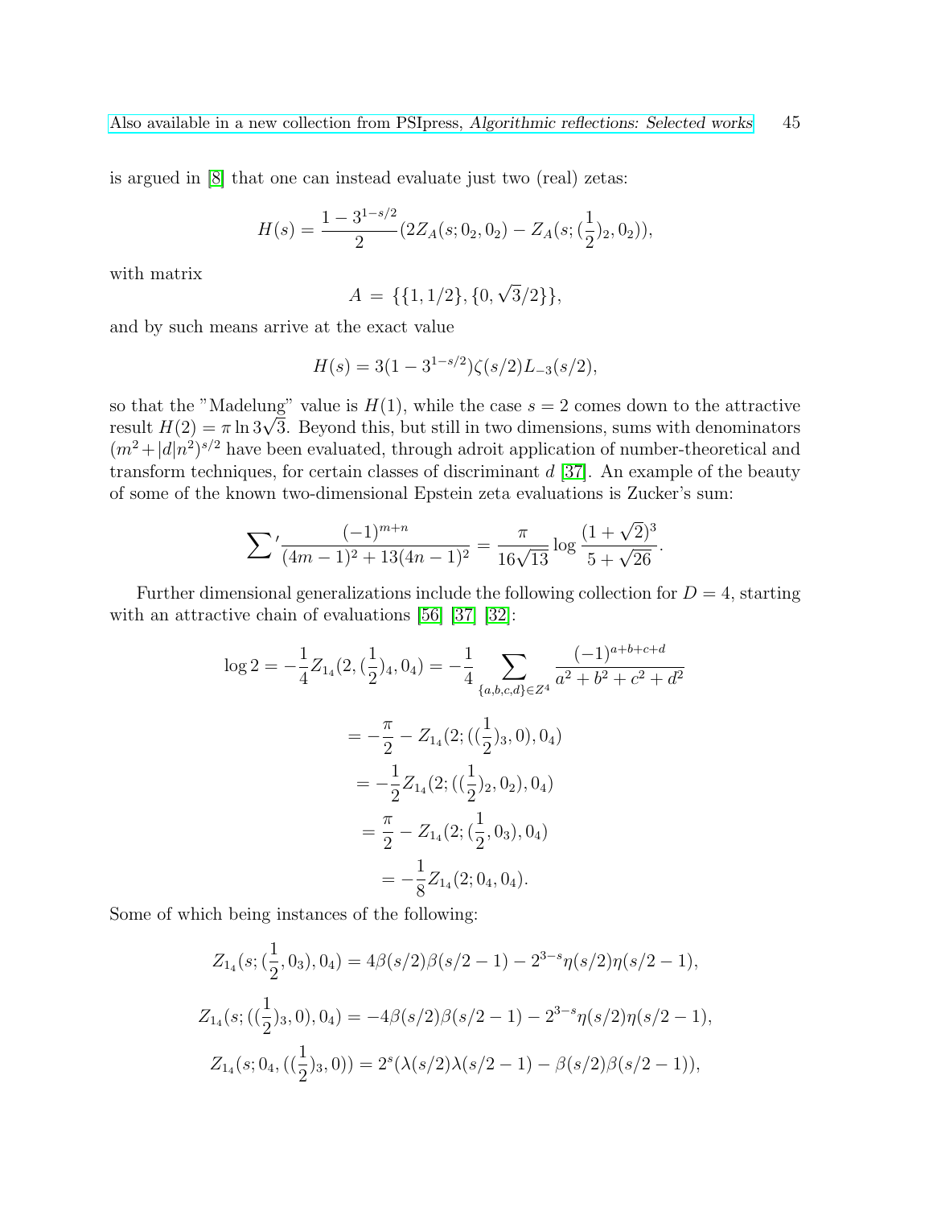is argued in [8] that one can instead evaluate just two (real) zetas:

$$H(s) = \frac{1-3^{1-s/2}}{2}(2Z_A(s;0_2,0_2) - Z_A(s;(\frac{1}{2})_2,0_2)),$$

with matrix

$$A = \{\{1,1/2\},\{0,\sqrt{3}/2\}\},$$

and by such means arrive at the exact value

$$H(s) = 3(1-3^{1-s/2})\zeta(s/2)L_{-3}(s/2),$$

so that the "Madelung" value is $H(1)$, while the case $s=2$ comes down to the attractive result $H(2) = \pi \ln 3\sqrt{3}$. Beyond this, but still in two dimensions, sums with denominators $(m^2+|d|n^2)^{s/2}$ have been evaluated, through adroit application of number-theoretical and transform techniques, for certain classes of discriminant $d$ [37]. An example of the beauty of some of the known two-dimensional Epstein zeta evaluations is Zucker's sum:

$$\sum{}' \frac{(-1)^{m+n}}{(4m-1)^2+13(4n-1)^2} = \frac{\pi}{16\sqrt{13}}\log\frac{(1+\sqrt{2})^3}{5+\sqrt{26}}.$$

Further dimensional generalizations include the following collection for $D=4$, starting with an attractive chain of evaluations [56] [37] [32]:

$$\log 2 = -\frac{1}{4}Z_{1_4}(2,(\frac{1}{2})_4,0_4) = -\frac{1}{4}\sum_{\{a,b,c,d\}\in Z^4}\frac{(-1)^{a+b+c+d}}{a^2+b^2+c^2+d^2}$$

$$= -\frac{\pi}{2} - Z_{1_4}(2;((\frac{1}{2})_3,0),0_4)$$

$$= -\frac{1}{2}Z_{1_4}(2;((\frac{1}{2})_2,0_2),0_4)$$

$$= \frac{\pi}{2} - Z_{1_4}(2;(\frac{1}{2},0_3),0_4)$$

$$= -\frac{1}{8}Z_{1_4}(2;0_4,0_4).$$

Some of which being instances of the following:

$$Z_{1_4}(s;(\frac{1}{2},0_3),0_4) = 4\beta(s/2)\beta(s/2-1) - 2^{3-s}\eta(s/2)\eta(s/2-1),$$

$$Z_{1_4}(s;((\frac{1}{2})_3,0),0_4) = -4\beta(s/2)\beta(s/2-1) - 2^{3-s}\eta(s/2)\eta(s/2-1),$$

$$Z_{1_4}(s;0_4,((\frac{1}{2})_3,0)) = 2^s(\lambda(s/2)\lambda(s/2-1) - \beta(s/2)\beta(s/2-1)),$$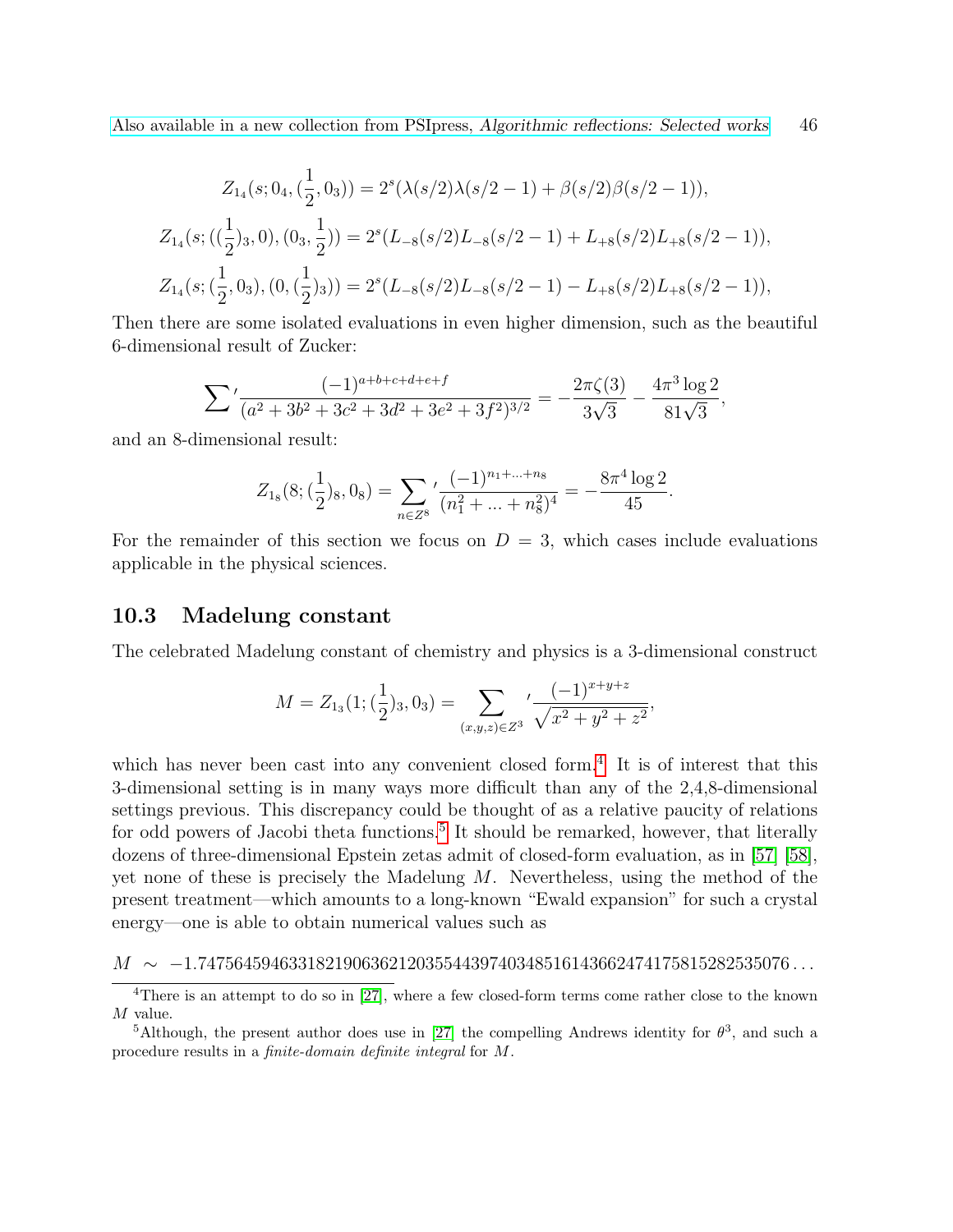$$Z_{1_4}(s; 0_4, (\frac{1}{2}, 0_3)) = 2^s(\lambda(s/2)\lambda(s/2-1) + \beta(s/2)\beta(s/2-1)),$$

$$Z_{1_4}(s; ((\frac{1}{2})_3, 0), (0_3, \frac{1}{2})) = 2^s(L_{-8}(s/2)L_{-8}(s/2-1) + L_{+8}(s/2)L_{+8}(s/2-1)),$$

$$Z_{1_4}(s; (\frac{1}{2}, 0_3), (0, (\frac{1}{2})_3)) = 2^s(L_{-8}(s/2)L_{-8}(s/2-1) - L_{+8}(s/2)L_{+8}(s/2-1)),$$

Then there are some isolated evaluations in even higher dimension, such as the beautiful 6-dimensional result of Zucker:

$$\sum{}' \frac{(-1)^{a+b+c+d+e+f}}{(a^2+3b^2+3c^2+3d^2+3e^2+3f^2)^{3/2}} = -\frac{2\pi\zeta(3)}{3\sqrt{3}} - \frac{4\pi^3 \log 2}{81\sqrt{3}},$$

and an 8-dimensional result:

$$Z_{1_8}(8; (\frac{1}{2})_8, 0_8) = \sum_{n \in Z^8}{}' \frac{(-1)^{n_1+\ldots+n_8}}{(n_1^2+\ldots+n_8^2)^4} = -\frac{8\pi^4 \log 2}{45}.$$

For the remainder of this section we focus on $D = 3$, which cases include evaluations applicable in the physical sciences.

### 10.3 Madelung constant

The celebrated Madelung constant of chemistry and physics is a 3-dimensional construct

$$M = Z_{1_3}(1; (\frac{1}{2})_3, 0_3) = \sum_{(x,y,z) \in Z^3}{}' \frac{(-1)^{x+y+z}}{\sqrt{x^2+y^2+z^2}},$$

which has never been cast into any convenient closed form.[4] It is of interest that this 3-dimensional setting is in many ways more difficult than any of the 2,4,8-dimensional settings previous. This discrepancy could be thought of as a relative paucity of relations for odd powers of Jacobi theta functions.[5] It should be remarked, however, that literally dozens of three-dimensional Epstein zetas admit of closed-form evaluation, as in [57] [58], yet none of these is precisely the Madelung $M$. Nevertheless, using the method of the present treatment—which amounts to a long-known "Ewald expansion" for such a crystal energy—one is able to obtain numerical values such as

$M \sim -1.74756459463318219063621203554439740348516143662474175815282535076\ldots$

[4]There is an attempt to do so in [27], where a few closed-form terms come rather close to the known $M$ value.

[5]Although, the present author does use in [27] the compelling Andrews identity for $\theta^3$, and such a procedure results in a *finite-domain definite integral* for $M$.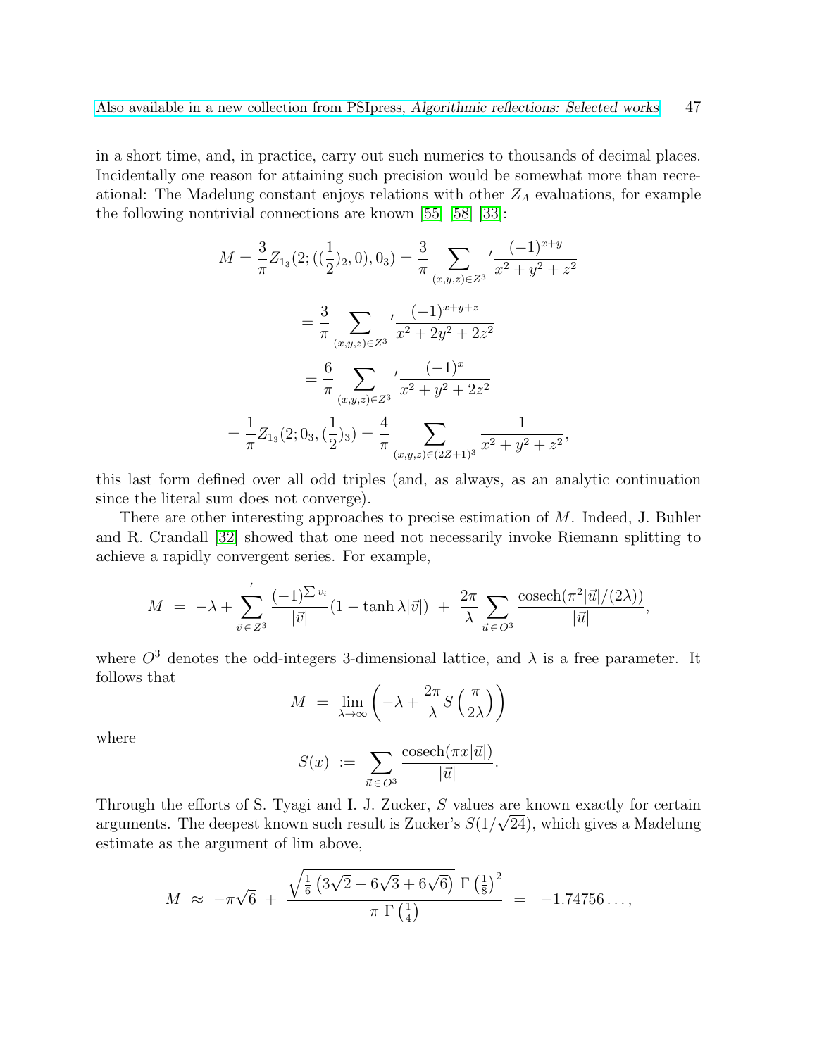in a short time, and, in practice, carry out such numerics to thousands of decimal places. Incidentally one reason for attaining such precision would be somewhat more than recreational: The Madelung constant enjoys relations with other $Z_A$ evaluations, for example the following nontrivial connections are known [55] [58] [33]:

$$M = \frac{3}{\pi} Z_{1_3}(2; ((\frac{1}{2})_2, 0), 0_3) = \frac{3}{\pi} \sum_{(x,y,z)\in Z^3}{}' \frac{(-1)^{x+y}}{x^2+y^2+z^2}$$

$$= \frac{3}{\pi} \sum_{(x,y,z)\in Z^3}{}' \frac{(-1)^{x+y+z}}{x^2+2y^2+2z^2}$$

$$= \frac{6}{\pi} \sum_{(x,y,z)\in Z^3}{}' \frac{(-1)^{x}}{x^2+y^2+2z^2}$$

$$= \frac{1}{\pi} Z_{1_3}(2; 0_3, (\frac{1}{2})_3) = \frac{4}{\pi} \sum_{(x,y,z)\in(2Z+1)^3} \frac{1}{x^2+y^2+z^2},$$

this last form defined over all odd triples (and, as always, as an analytic continuation since the literal sum does not converge).

There are other interesting approaches to precise estimation of $M$. Indeed, J. Buhler and R. Crandall [32] showed that one need not necessarily invoke Riemann splitting to achieve a rapidly convergent series. For example,

$$M \ = \ -\lambda + \sum_{\vec{v}\,\in\, Z^3}{}' \frac{(-1)^{\sum v_i}}{|\vec{v}|}(1 - \tanh \lambda|\vec{v}|) \ + \ \frac{2\pi}{\lambda} \sum_{\vec{u}\,\in\, O^3} \frac{\operatorname{cosech}(\pi^2|\vec{u}|/(2\lambda))}{|\vec{u}|},$$

where $O^3$ denotes the odd-integers 3-dimensional lattice, and $\lambda$ is a free parameter. It follows that

$$M \ = \ \lim_{\lambda\to\infty} \left( -\lambda + \frac{2\pi}{\lambda} S\left(\frac{\pi}{2\lambda}\right) \right)$$

where

$$S(x) \ := \ \sum_{\vec{u}\,\in\, O^3} \frac{\operatorname{cosech}(\pi x|\vec{u}|)}{|\vec{u}|}.$$

Through the efforts of S. Tyagi and I. J. Zucker, $S$ values are known exactly for certain arguments. The deepest known such result is Zucker's $S(1/\sqrt{24})$, which gives a Madelung estimate as the argument of lim above,

$$M \ \approx \ -\pi\sqrt{6} \ + \ \frac{\sqrt{\frac{1}{6}\left(3\sqrt{2} - 6\sqrt{3} + 6\sqrt{6}\right)}\ \Gamma\left(\frac{1}{8}\right)^2}{\pi\ \Gamma\left(\frac{1}{4}\right)} \ = \ -1.74756\ldots,$$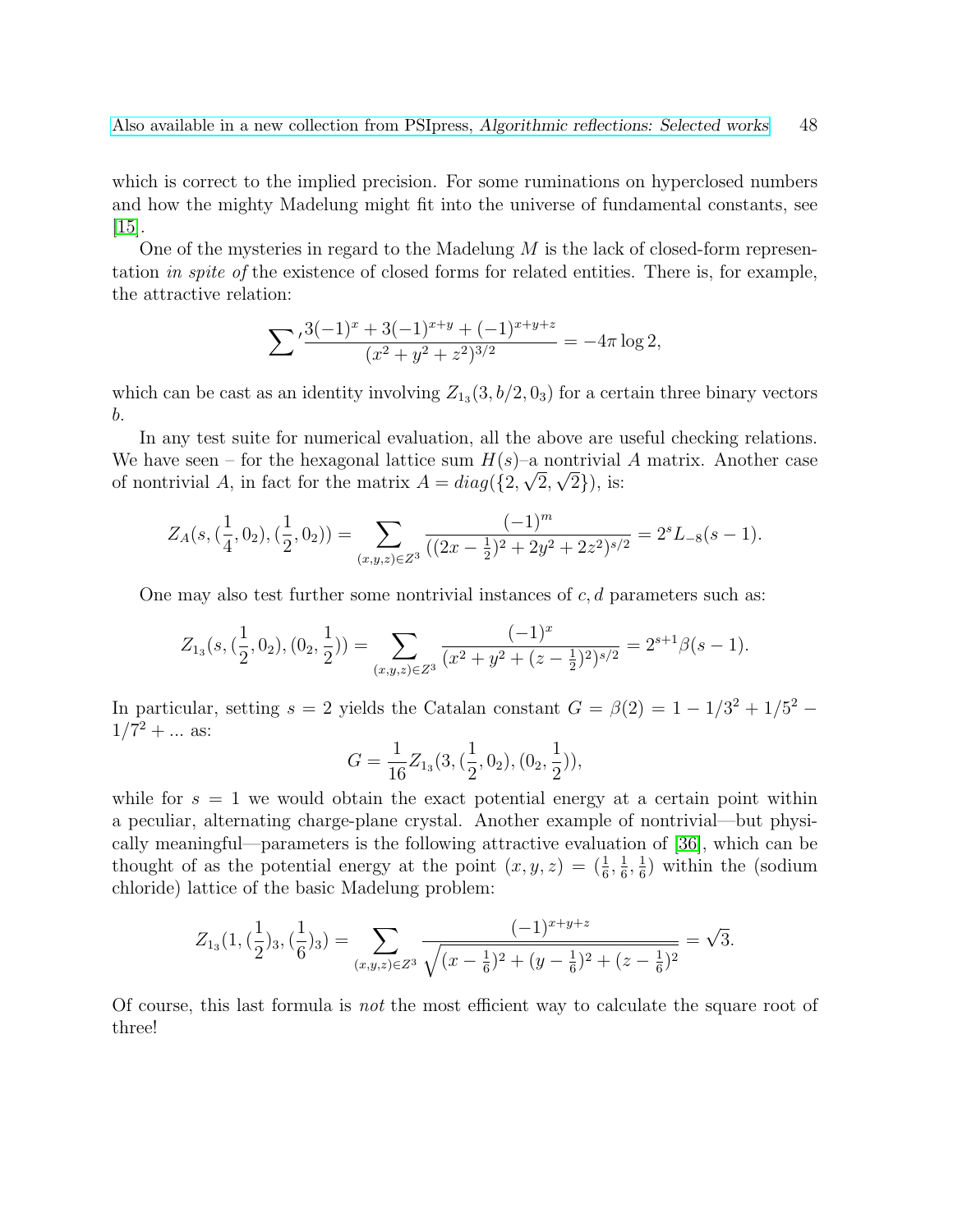which is correct to the implied precision. For some ruminations on hyperclosed numbers and how the mighty Madelung might fit into the universe of fundamental constants, see [15].

One of the mysteries in regard to the Madelung $M$ is the lack of closed-form representation *in spite of* the existence of closed forms for related entities. There is, for example, the attractive relation:

$$\sum{}' \frac{3(-1)^x + 3(-1)^{x+y} + (-1)^{x+y+z}}{(x^2+y^2+z^2)^{3/2}} = -4\pi \log 2,$$

which can be cast as an identity involving $Z_{1_3}(3, b/2, 0_3)$ for a certain three binary vectors $b$.

In any test suite for numerical evaluation, all the above are useful checking relations. We have seen – for the hexagonal lattice sum $H(s)$–a nontrivial $A$ matrix. Another case of nontrivial $A$, in fact for the matrix $A = diag(\{2, \sqrt{2}, \sqrt{2}\})$, is:

$$Z_A(s, (\frac{1}{4}, 0_2), (\frac{1}{2}, 0_2)) = \sum_{(x,y,z)\in Z^3} \frac{(-1)^m}{((2x-\frac{1}{2})^2 + 2y^2 + 2z^2)^{s/2}} = 2^s L_{-8}(s-1).$$

One may also test further some nontrivial instances of $c, d$ parameters such as:

$$Z_{1_3}(s, (\frac{1}{2}, 0_2), (0_2, \frac{1}{2})) = \sum_{(x,y,z)\in Z^3} \frac{(-1)^x}{(x^2+y^2+(z-\frac{1}{2})^2)^{s/2}} = 2^{s+1}\beta(s-1).$$

In particular, setting $s = 2$ yields the Catalan constant $G = \beta(2) = 1 - 1/3^2 + 1/5^2 - 1/7^2 + ...$ as:

$$G = \frac{1}{16} Z_{1_3}(3, (\frac{1}{2}, 0_2), (0_2, \frac{1}{2})),$$

while for $s = 1$ we would obtain the exact potential energy at a certain point within a peculiar, alternating charge-plane crystal. Another example of nontrivial—but physically meaningful—parameters is the following attractive evaluation of [36], which can be thought of as the potential energy at the point $(x, y, z) = (\frac{1}{6}, \frac{1}{6}, \frac{1}{6})$ within the (sodium chloride) lattice of the basic Madelung problem:

$$Z_{1_3}(1, (\frac{1}{2})_3, (\frac{1}{6})_3) = \sum_{(x,y,z)\in Z^3} \frac{(-1)^{x+y+z}}{\sqrt{(x-\frac{1}{6})^2 + (y-\frac{1}{6})^2 + (z-\frac{1}{6})^2}} = \sqrt{3}.$$

Of course, this last formula is *not* the most efficient way to calculate the square root of three!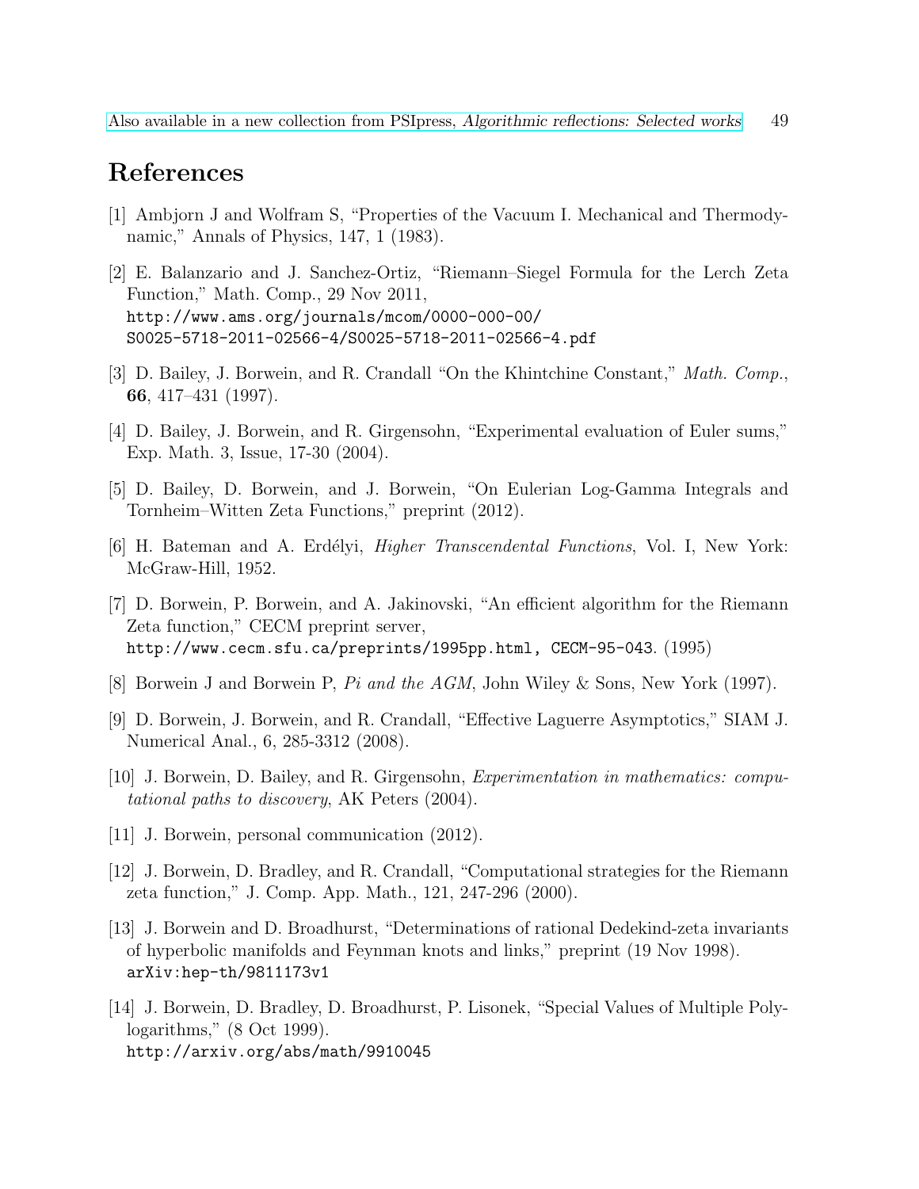# References

[1] Ambjorn J and Wolfram S, "Properties of the Vacuum I. Mechanical and Thermodynamic," Annals of Physics, 147, 1 (1983).

[2] E. Balanzario and J. Sanchez-Ortiz, "Riemann–Siegel Formula for the Lerch Zeta Function," Math. Comp., 29 Nov 2011, `http://www.ams.org/journals/mcom/0000-000-00/S0025-5718-2011-02566-4/S0025-5718-2011-02566-4.pdf`

[3] D. Bailey, J. Borwein, and R. Crandall "On the Khintchine Constant," *Math. Comp.*, **66**, 417–431 (1997).

[4] D. Bailey, J. Borwein, and R. Girgensohn, "Experimental evaluation of Euler sums," Exp. Math. 3, Issue, 17-30 (2004).

[5] D. Bailey, D. Borwein, and J. Borwein, "On Eulerian Log-Gamma Integrals and Tornheim–Witten Zeta Functions," preprint (2012).

[6] H. Bateman and A. Erdélyi, *Higher Transcendental Functions*, Vol. I, New York: McGraw-Hill, 1952.

[7] D. Borwein, P. Borwein, and A. Jakinovski, "An efficient algorithm for the Riemann Zeta function," CECM preprint server, `http://www.cecm.sfu.ca/preprints/1995pp.html, CECM-95-043`. (1995)

[8] Borwein J and Borwein P, *Pi and the AGM*, John Wiley & Sons, New York (1997).

[9] D. Borwein, J. Borwein, and R. Crandall, "Effective Laguerre Asymptotics," SIAM J. Numerical Anal., 6, 285-3312 (2008).

[10] J. Borwein, D. Bailey, and R. Girgensohn, *Experimentation in mathematics: computational paths to discovery*, AK Peters (2004).

[11] J. Borwein, personal communication (2012).

[12] J. Borwein, D. Bradley, and R. Crandall, "Computational strategies for the Riemann zeta function," J. Comp. App. Math., 121, 247-296 (2000).

[13] J. Borwein and D. Broadhurst, "Determinations of rational Dedekind-zeta invariants of hyperbolic manifolds and Feynman knots and links," preprint (19 Nov 1998). `arXiv:hep-th/9811173v1`

[14] J. Borwein, D. Bradley, D. Broadhurst, P. Lisonek, "Special Values of Multiple Polylogarithms," (8 Oct 1999). `http://arxiv.org/abs/math/9910045`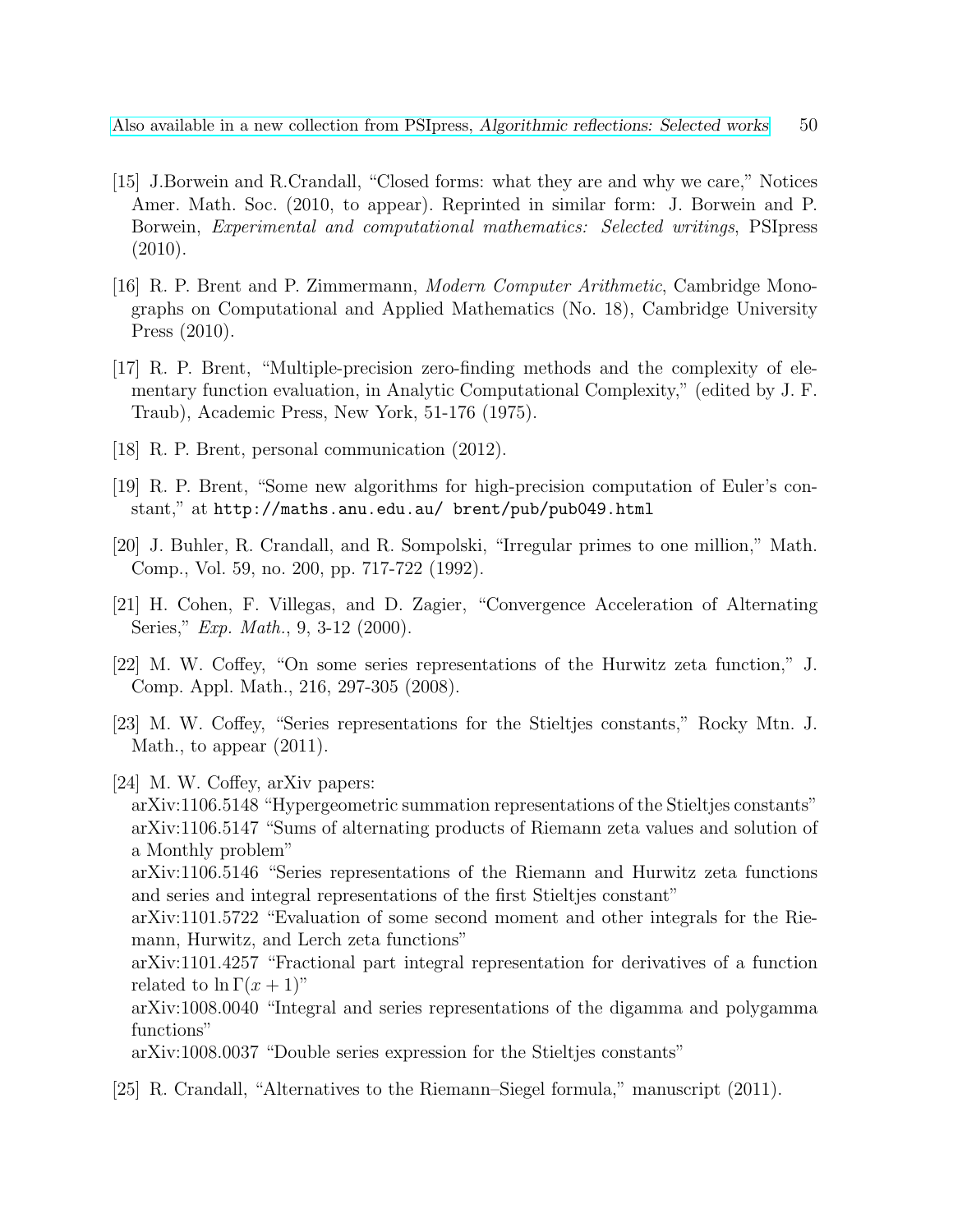[15] J.Borwein and R.Crandall, "Closed forms: what they are and why we care," Notices Amer. Math. Soc. (2010, to appear). Reprinted in similar form: J. Borwein and P. Borwein, *Experimental and computational mathematics: Selected writings*, PSIpress (2010).

[16] R. P. Brent and P. Zimmermann, *Modern Computer Arithmetic*, Cambridge Monographs on Computational and Applied Mathematics (No. 18), Cambridge University Press (2010).

[17] R. P. Brent, "Multiple-precision zero-finding methods and the complexity of elementary function evaluation, in Analytic Computational Complexity," (edited by J. F. Traub), Academic Press, New York, 51-176 (1975).

[18] R. P. Brent, personal communication (2012).

[19] R. P. Brent, "Some new algorithms for high-precision computation of Euler's constant," at `http://maths.anu.edu.au/ brent/pub/pub049.html`

[20] J. Buhler, R. Crandall, and R. Sompolski, "Irregular primes to one million," Math. Comp., Vol. 59, no. 200, pp. 717-722 (1992).

[21] H. Cohen, F. Villegas, and D. Zagier, "Convergence Acceleration of Alternating Series," *Exp. Math.*, 9, 3-12 (2000).

[22] M. W. Coffey, "On some series representations of the Hurwitz zeta function," J. Comp. Appl. Math., 216, 297-305 (2008).

[23] M. W. Coffey, "Series representations for the Stieltjes constants," Rocky Mtn. J. Math., to appear (2011).

[24] M. W. Coffey, arXiv papers:
arXiv:1106.5148 "Hypergeometric summation representations of the Stieltjes constants"
arXiv:1106.5147 "Sums of alternating products of Riemann zeta values and solution of a Monthly problem"
arXiv:1106.5146 "Series representations of the Riemann and Hurwitz zeta functions and series and integral representations of the first Stieltjes constant"
arXiv:1101.5722 "Evaluation of some second moment and other integrals for the Riemann, Hurwitz, and Lerch zeta functions"
arXiv:1101.4257 "Fractional part integral representation for derivatives of a function related to $\ln \Gamma(x+1)$"
arXiv:1008.0040 "Integral and series representations of the digamma and polygamma functions"
arXiv:1008.0037 "Double series expression for the Stieltjes constants"

[25] R. Crandall, "Alternatives to the Riemann–Siegel formula," manuscript (2011).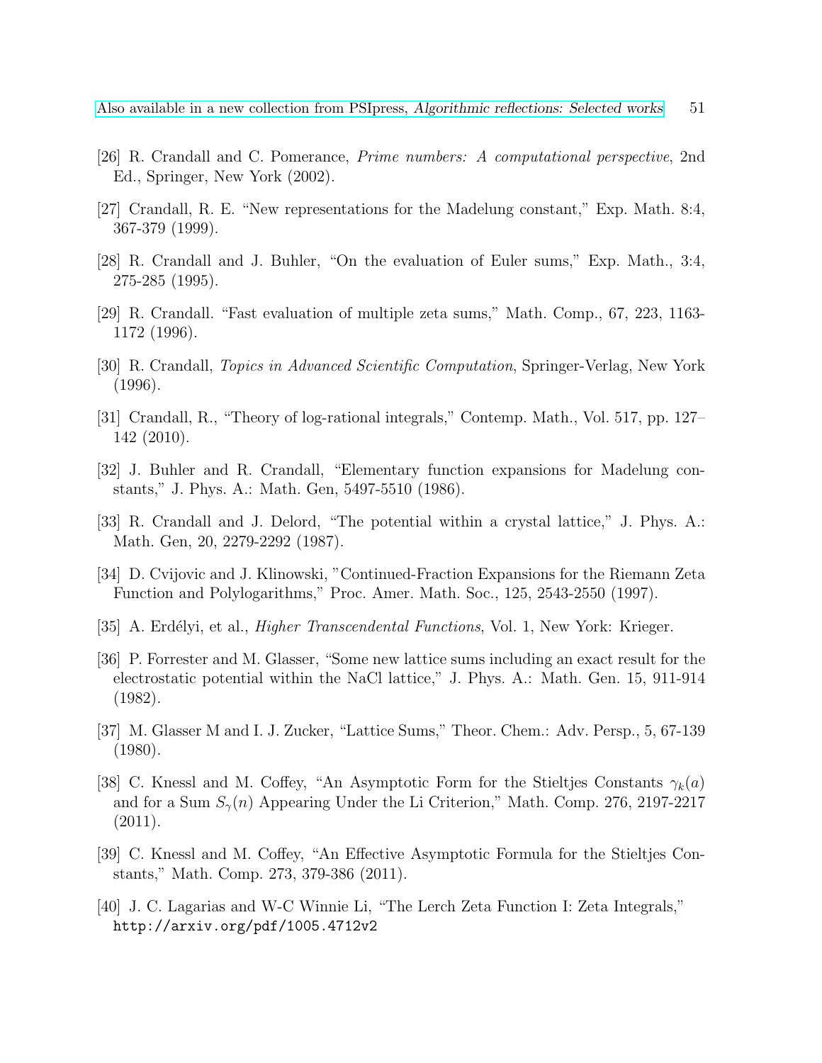[26] R. Crandall and C. Pomerance, *Prime numbers: A computational perspective*, 2nd Ed., Springer, New York (2002).

[27] Crandall, R. E. "New representations for the Madelung constant," Exp. Math. 8:4, 367-379 (1999).

[28] R. Crandall and J. Buhler, "On the evaluation of Euler sums," Exp. Math., 3:4, 275-285 (1995).

[29] R. Crandall. "Fast evaluation of multiple zeta sums," Math. Comp., 67, 223, 1163-1172 (1996).

[30] R. Crandall, *Topics in Advanced Scientific Computation*, Springer-Verlag, New York (1996).

[31] Crandall, R., "Theory of log-rational integrals," Contemp. Math., Vol. 517, pp. 127–142 (2010).

[32] J. Buhler and R. Crandall, "Elementary function expansions for Madelung constants," J. Phys. A.: Math. Gen, 5497-5510 (1986).

[33] R. Crandall and J. Delord, "The potential within a crystal lattice," J. Phys. A.: Math. Gen, 20, 2279-2292 (1987).

[34] D. Cvijovic and J. Klinowski, "Continued-Fraction Expansions for the Riemann Zeta Function and Polylogarithms," Proc. Amer. Math. Soc., 125, 2543-2550 (1997).

[35] A. Erdélyi, et al., *Higher Transcendental Functions*, Vol. 1, New York: Krieger.

[36] P. Forrester and M. Glasser, "Some new lattice sums including an exact result for the electrostatic potential within the NaCl lattice," J. Phys. A.: Math. Gen. 15, 911-914 (1982).

[37] M. Glasser M and I. J. Zucker, "Lattice Sums," Theor. Chem.: Adv. Persp., 5, 67-139 (1980).

[38] C. Knessl and M. Coffey, "An Asymptotic Form for the Stieltjes Constants $\gamma_k(a)$ and for a Sum $S_\gamma(n)$ Appearing Under the Li Criterion," Math. Comp. 276, 2197-2217 (2011).

[39] C. Knessl and M. Coffey, "An Effective Asymptotic Formula for the Stieltjes Constants," Math. Comp. 273, 379-386 (2011).

[40] J. C. Lagarias and W-C Winnie Li, "The Lerch Zeta Function I: Zeta Integrals," http://arxiv.org/pdf/1005.4712v2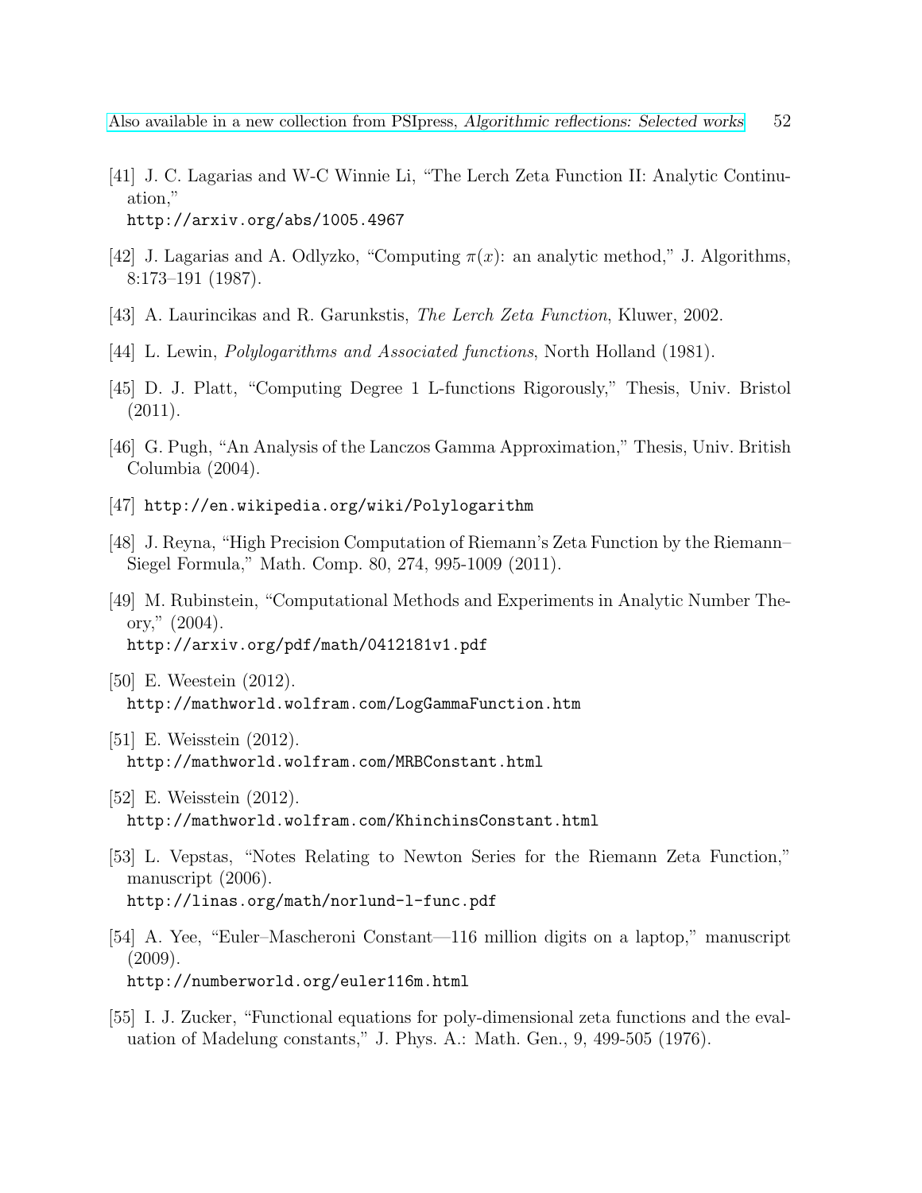[41] J. C. Lagarias and W-C Winnie Li, "The Lerch Zeta Function II: Analytic Continuation,"
http://arxiv.org/abs/1005.4967

[42] J. Lagarias and A. Odlyzko, "Computing $\pi(x)$: an analytic method," J. Algorithms, 8:173–191 (1987).

[43] A. Laurincikas and R. Garunkstis, *The Lerch Zeta Function*, Kluwer, 2002.

[44] L. Lewin, *Polylogarithms and Associated functions*, North Holland (1981).

[45] D. J. Platt, "Computing Degree 1 L-functions Rigorously," Thesis, Univ. Bristol (2011).

[46] G. Pugh, "An Analysis of the Lanczos Gamma Approximation," Thesis, Univ. British Columbia (2004).

[47] http://en.wikipedia.org/wiki/Polylogarithm

[48] J. Reyna, "High Precision Computation of Riemann's Zeta Function by the Riemann–Siegel Formula," Math. Comp. 80, 274, 995-1009 (2011).

[49] M. Rubinstein, "Computational Methods and Experiments in Analytic Number Theory," (2004).
http://arxiv.org/pdf/math/0412181v1.pdf

[50] E. Weestein (2012).
http://mathworld.wolfram.com/LogGammaFunction.htm

[51] E. Weisstein (2012).
http://mathworld.wolfram.com/MRBConstant.html

[52] E. Weisstein (2012).
http://mathworld.wolfram.com/KhinchinsConstant.html

[53] L. Vepstas, "Notes Relating to Newton Series for the Riemann Zeta Function," manuscript (2006).
http://linas.org/math/norlund-l-func.pdf

[54] A. Yee, "Euler–Mascheroni Constant—116 million digits on a laptop," manuscript (2009).
http://numberworld.org/euler116m.html

[55] I. J. Zucker, "Functional equations for poly-dimensional zeta functions and the evaluation of Madelung constants," J. Phys. A.: Math. Gen., 9, 499-505 (1976).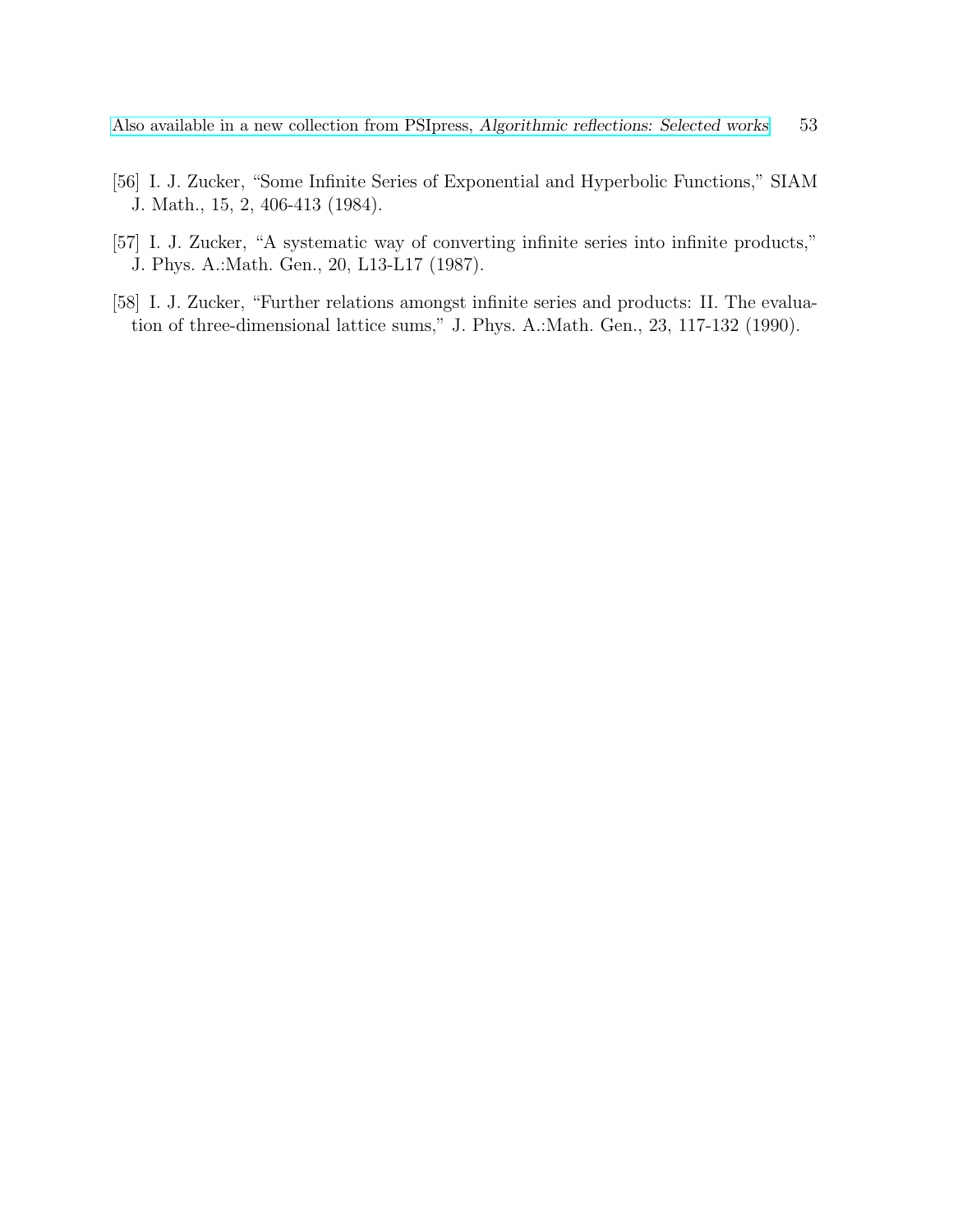[56] I. J. Zucker, "Some Infinite Series of Exponential and Hyperbolic Functions," SIAM J. Math., 15, 2, 406-413 (1984).

[57] I. J. Zucker, "A systematic way of converting infinite series into infinite products," J. Phys. A.:Math. Gen., 20, L13-L17 (1987).

[58] I. J. Zucker, "Further relations amongst infinite series and products: II. The evaluation of three-dimensional lattice sums," J. Phys. A.:Math. Gen., 23, 117-132 (1990).